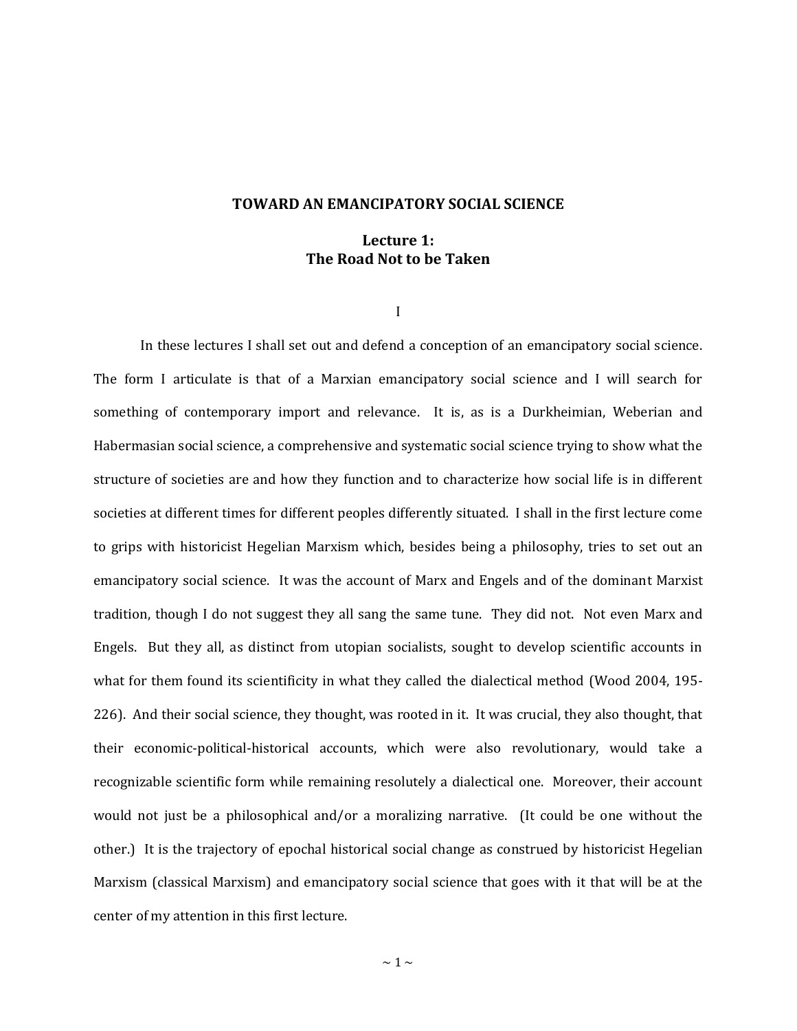# TOWARD AN EMANCIPATORY SOCIAL SCIENCE

## Lecture 1: The Road Not to be Taken

### I

In these lectures I shall set out and defend a conception of an emancipatory social science. The form I articulate is that of a Marxian emancipatory social science and I will search for something of contemporary import and relevance. It is, as is a Durkheimian, Weberian and Habermasian social science, a comprehensive and systematic social science trying to show what the structure of societies are and how they function and to characterize how social life is in different societies at different times for different peoples differently situated. I shall in the first lecture come to grips with historicist Hegelian Marxism which, besides being a philosophy, tries to set out an emancipatory social science. It was the account of Marx and Engels and of the dominant Marxist tradition, though I do not suggest they all sang the same tune. They did not. Not even Marx and Engels. But they all, as distinct from utopian socialists, sought to develop scientific accounts in what for them found its scientificity in what they called the dialectical method (Wood 2004, 195-226). And their social science, they thought, was rooted in it. It was crucial, they also thought, that their economic-political-historical accounts, which were also revolutionary, would take a recognizable scientific form while remaining resolutely a dialectical one. Moreover, their account would not just be a philosophical and/or a moralizing narrative. (It could be one without the other.) It is the trajectory of epochal historical social change as construed by historicist Hegelian Marxism (classical Marxism) and emancipatory social science that goes with it that will be at the center of my attention in this first lecture.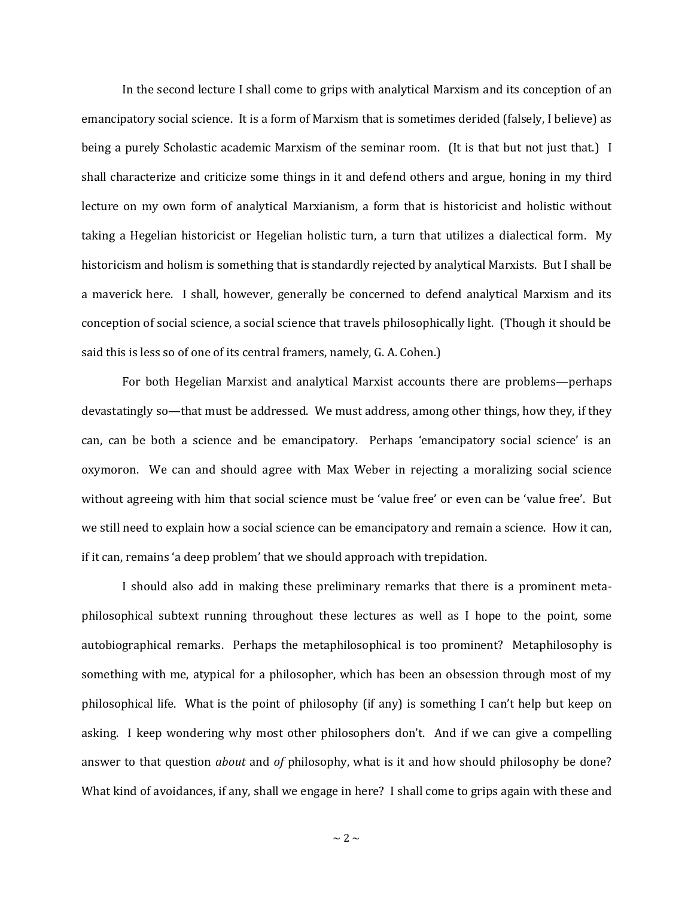In the second lecture I shall come to grips with analytical Marxism and its conception of an emancipatory social science. It is a form of Marxism that is sometimes derided (falsely, I believe) as being a purely Scholastic academic Marxism of the seminar room. (It is that but not just that.) I shall characterize and criticize some things in it and defend others and argue, honing in my third lecture on my own form of analytical Marxianism, a form that is historicist and holistic without taking a Hegelian historicist or Hegelian holistic turn, a turn that utilizes a dialectical form. My historicism and holism is something that is standardly rejected by analytical Marxists. But I shall be a maverick here. I shall, however, generally be concerned to defend analytical Marxism and its conception of social science, a social science that travels philosophically light. (Though it should be said this is less so of one of its central framers, namely, G. A. Cohen.)

For both Hegelian Marxist and analytical Marxist accounts there are problems—perhaps devastatingly so—that must be addressed. We must address, among other things, how they, if they can, can be both a science and be emancipatory. Perhaps 'emancipatory social science' is an oxymoron. We can and should agree with Max Weber in rejecting a moralizing social science without agreeing with him that social science must be 'value free' or even can be 'value free'. But we still need to explain how a social science can be emancipatory and remain a science. How it can, if it can, remains 'a deep problem' that we should approach with trepidation.

I should also add in making these preliminary remarks that there is a prominent meta-philosophical subtext running throughout these lectures as well as I hope to the point, some autobiographical remarks. Perhaps the metaphilosophical is too prominent? Metaphilosophy is something with me, atypical for a philosopher, which has been an obsession through most of my philosophical life. What is the point of philosophy (if any) is something I can't help but keep on asking. I keep wondering why most other philosophers don't. And if we can give a compelling answer to that question *about* and *of* philosophy, what is it and how should philosophy be done? What kind of avoidances, if any, shall we engage in here? I shall come to grips again with these and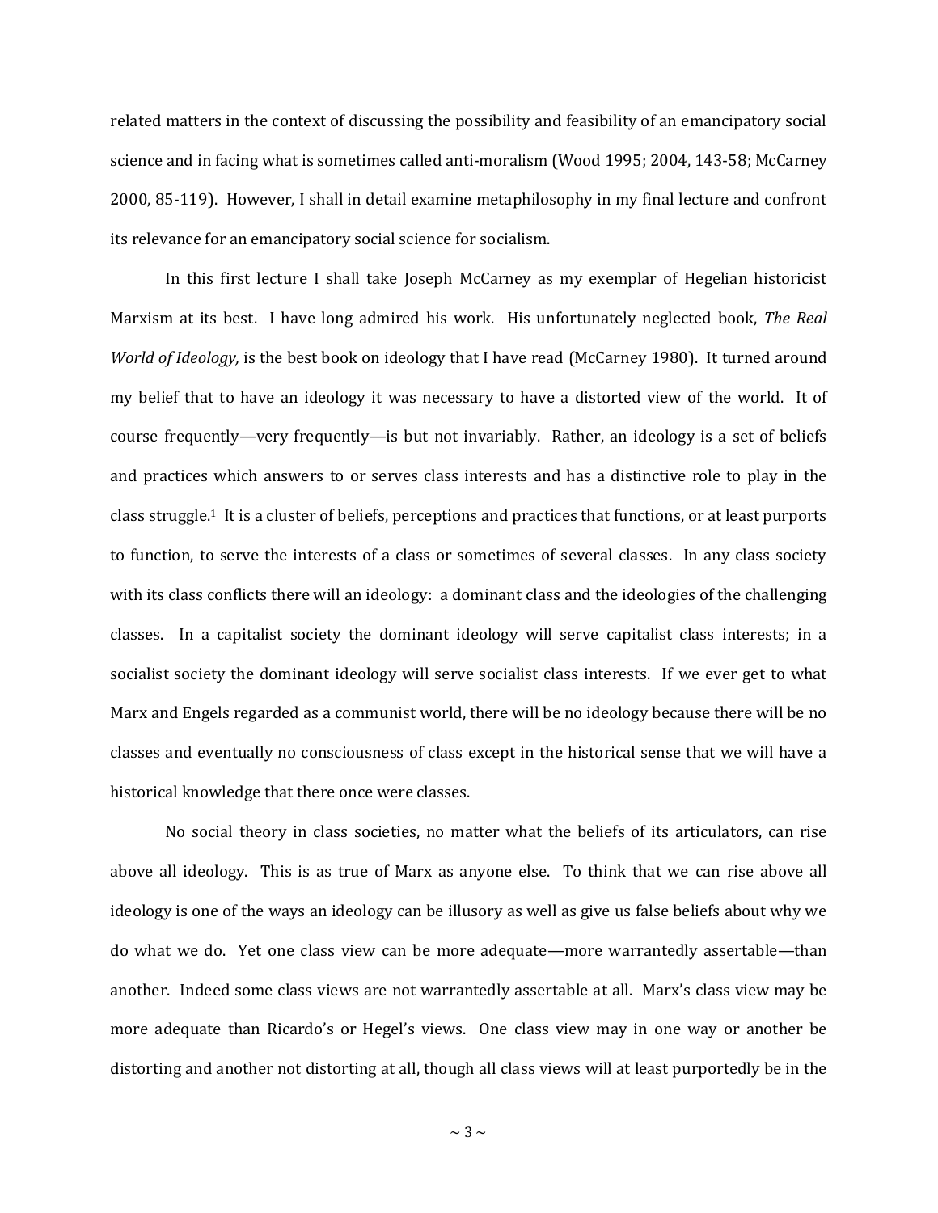related matters in the context of discussing the possibility and feasibility of an emancipatory social science and in facing what is sometimes called anti-moralism (Wood 1995; 2004, 143-58; McCarney 2000, 85-119). However, I shall in detail examine metaphilosophy in my final lecture and confront its relevance for an emancipatory social science for socialism.

In this first lecture I shall take Joseph McCarney as my exemplar of Hegelian historicist Marxism at its best. I have long admired his work. His unfortunately neglected book, *The Real World of Ideology,* is the best book on ideology that I have read (McCarney 1980). It turned around my belief that to have an ideology it was necessary to have a distorted view of the world. It of course frequently—very frequently—is but not invariably. Rather, an ideology is a set of beliefs and practices which answers to or serves class interests and has a distinctive role to play in the class struggle.[1] It is a cluster of beliefs, perceptions and practices that functions, or at least purports to function, to serve the interests of a class or sometimes of several classes. In any class society with its class conflicts there will an ideology: a dominant class and the ideologies of the challenging classes. In a capitalist society the dominant ideology will serve capitalist class interests; in a socialist society the dominant ideology will serve socialist class interests. If we ever get to what Marx and Engels regarded as a communist world, there will be no ideology because there will be no classes and eventually no consciousness of class except in the historical sense that we will have a historical knowledge that there once were classes.

No social theory in class societies, no matter what the beliefs of its articulators, can rise above all ideology. This is as true of Marx as anyone else. To think that we can rise above all ideology is one of the ways an ideology can be illusory as well as give us false beliefs about why we do what we do. Yet one class view can be more adequate—more warrantedly assertable—than another. Indeed some class views are not warrantedly assertable at all. Marx's class view may be more adequate than Ricardo's or Hegel's views. One class view may in one way or another be distorting and another not distorting at all, though all class views will at least purportedly be in the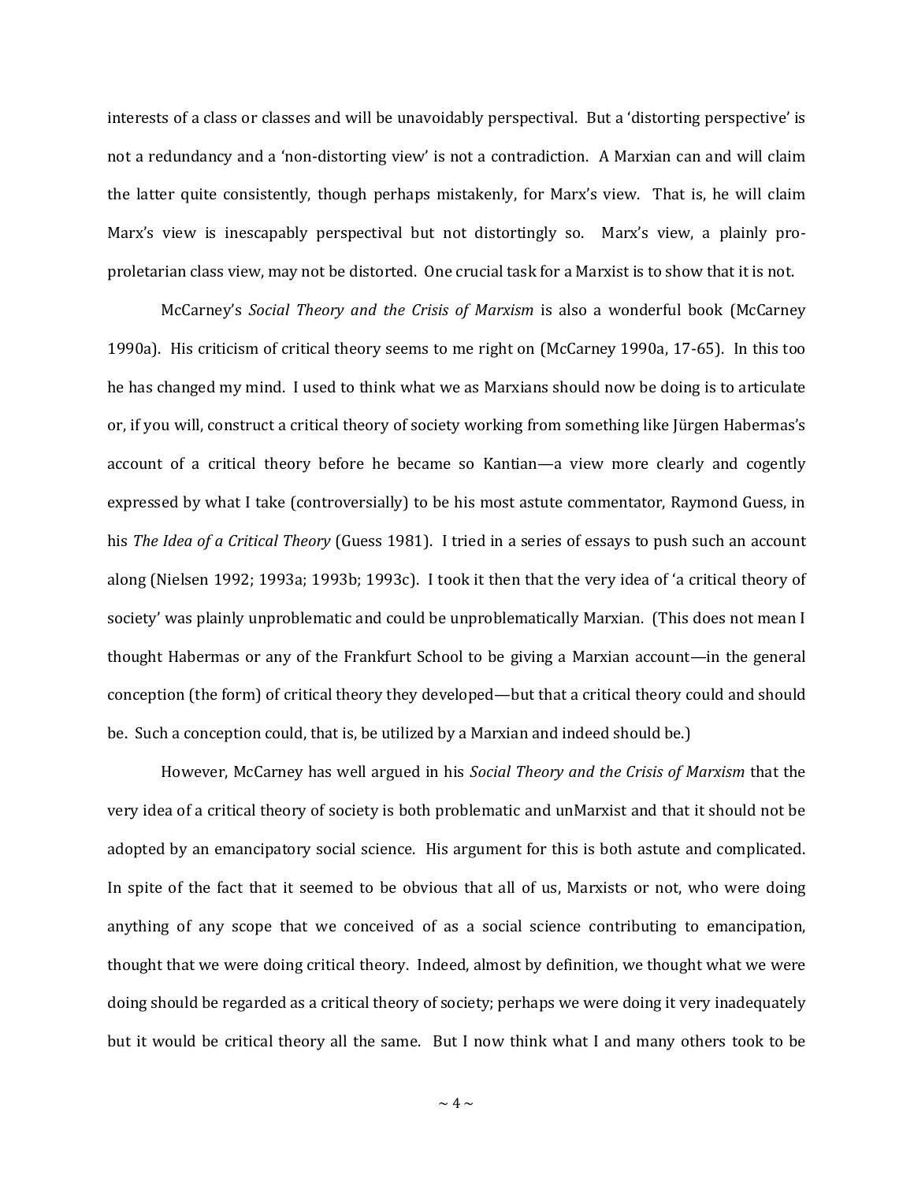interests of a class or classes and will be unavoidably perspectival. But a 'distorting perspective' is not a redundancy and a 'non-distorting view' is not a contradiction. A Marxian can and will claim the latter quite consistently, though perhaps mistakenly, for Marx's view. That is, he will claim Marx's view is inescapably perspectival but not distortingly so. Marx's view, a plainly pro-proletarian class view, may not be distorted. One crucial task for a Marxist is to show that it is not.

McCarney's *Social Theory and the Crisis of Marxism* is also a wonderful book (McCarney 1990a). His criticism of critical theory seems to me right on (McCarney 1990a, 17-65). In this too he has changed my mind. I used to think what we as Marxians should now be doing is to articulate or, if you will, construct a critical theory of society working from something like Jürgen Habermas's account of a critical theory before he became so Kantian—a view more clearly and cogently expressed by what I take (controversially) to be his most astute commentator, Raymond Guess, in his *The Idea of a Critical Theory* (Guess 1981). I tried in a series of essays to push such an account along (Nielsen 1992; 1993a; 1993b; 1993c). I took it then that the very idea of 'a critical theory of society' was plainly unproblematic and could be unproblematically Marxian. (This does not mean I thought Habermas or any of the Frankfurt School to be giving a Marxian account—in the general conception (the form) of critical theory they developed—but that a critical theory could and should be. Such a conception could, that is, be utilized by a Marxian and indeed should be.)

However, McCarney has well argued in his *Social Theory and the Crisis of Marxism* that the very idea of a critical theory of society is both problematic and unMarxist and that it should not be adopted by an emancipatory social science. His argument for this is both astute and complicated. In spite of the fact that it seemed to be obvious that all of us, Marxists or not, who were doing anything of any scope that we conceived of as a social science contributing to emancipation, thought that we were doing critical theory. Indeed, almost by definition, we thought what we were doing should be regarded as a critical theory of society; perhaps we were doing it very inadequately but it would be critical theory all the same. But I now think what I and many others took to be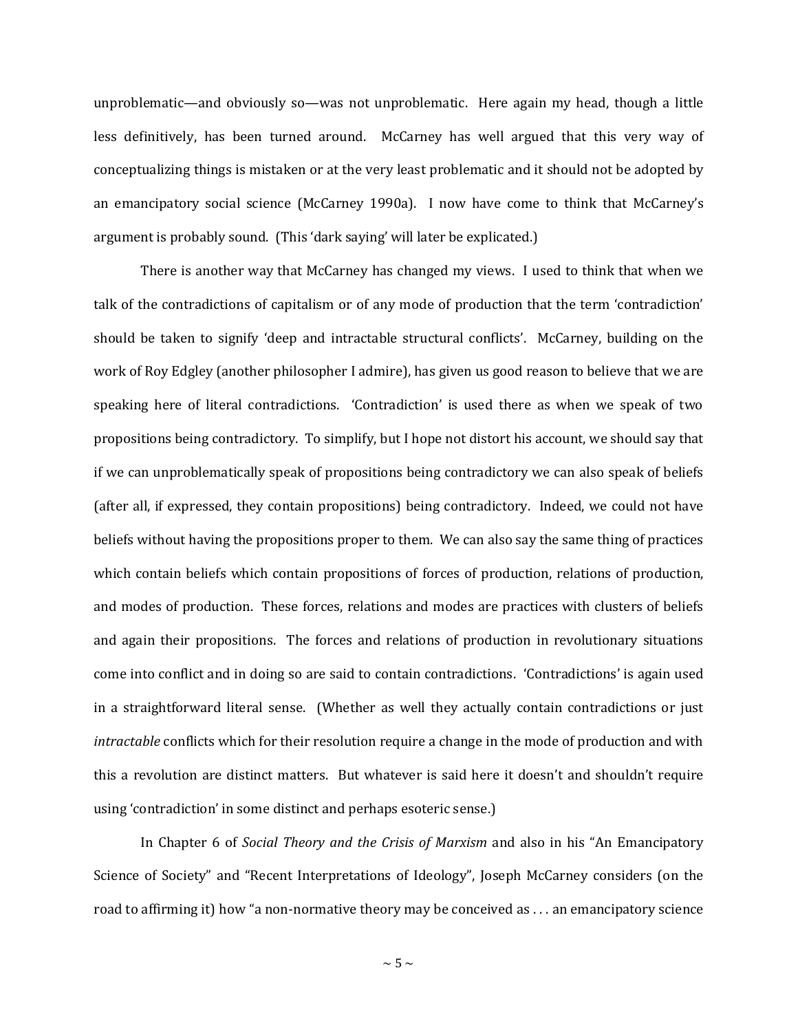unproblematic—and obviously so—was not unproblematic. Here again my head, though a little less definitively, has been turned around. McCarney has well argued that this very way of conceptualizing things is mistaken or at the very least problematic and it should not be adopted by an emancipatory social science (McCarney 1990a). I now have come to think that McCarney's argument is probably sound. (This 'dark saying' will later be explicated.)

There is another way that McCarney has changed my views. I used to think that when we talk of the contradictions of capitalism or of any mode of production that the term 'contradiction' should be taken to signify 'deep and intractable structural conflicts'. McCarney, building on the work of Roy Edgley (another philosopher I admire), has given us good reason to believe that we are speaking here of literal contradictions. 'Contradiction' is used there as when we speak of two propositions being contradictory. To simplify, but I hope not distort his account, we should say that if we can unproblematically speak of propositions being contradictory we can also speak of beliefs (after all, if expressed, they contain propositions) being contradictory. Indeed, we could not have beliefs without having the propositions proper to them. We can also say the same thing of practices which contain beliefs which contain propositions of forces of production, relations of production, and modes of production. These forces, relations and modes are practices with clusters of beliefs and again their propositions. The forces and relations of production in revolutionary situations come into conflict and in doing so are said to contain contradictions. 'Contradictions' is again used in a straightforward literal sense. (Whether as well they actually contain contradictions or just *intractable* conflicts which for their resolution require a change in the mode of production and with this a revolution are distinct matters. But whatever is said here it doesn't and shouldn't require using 'contradiction' in some distinct and perhaps esoteric sense.)

In Chapter 6 of *Social Theory and the Crisis of Marxism* and also in his "An Emancipatory Science of Society" and "Recent Interpretations of Ideology", Joseph McCarney considers (on the road to affirming it) how "a non-normative theory may be conceived as . . . an emancipatory science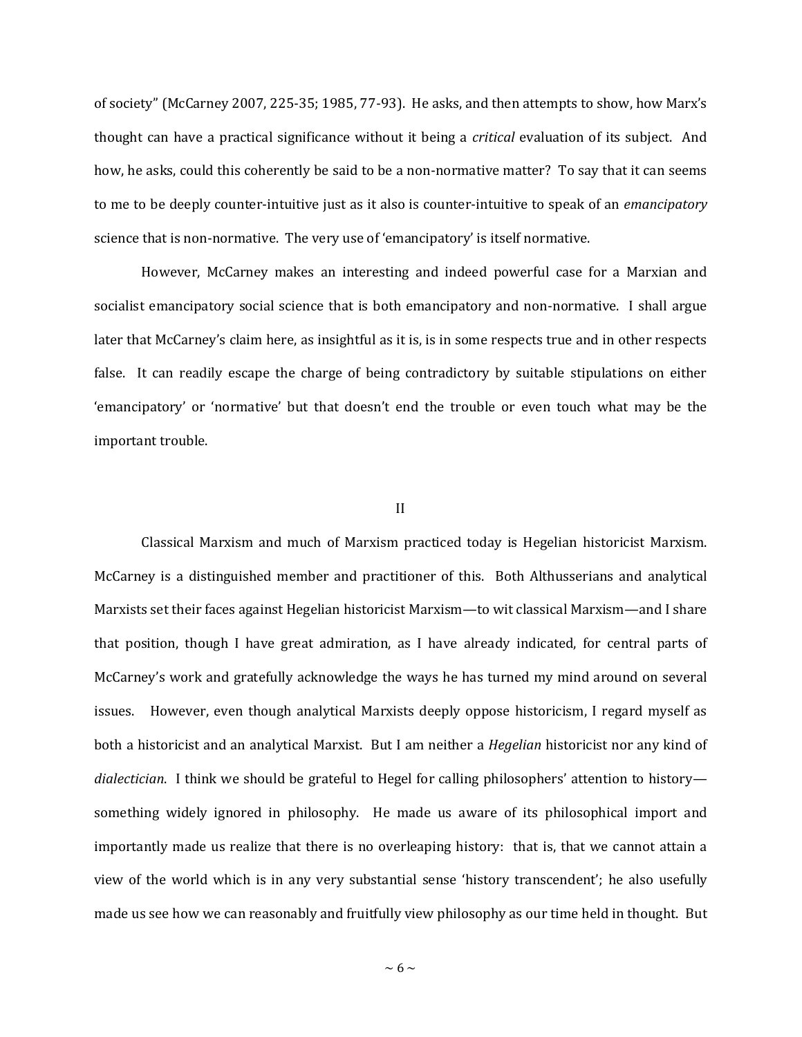of society" (McCarney 2007, 225-35; 1985, 77-93). He asks, and then attempts to show, how Marx's thought can have a practical significance without it being a *critical* evaluation of its subject. And how, he asks, could this coherently be said to be a non-normative matter? To say that it can seems to me to be deeply counter-intuitive just as it also is counter-intuitive to speak of an *emancipatory* science that is non-normative. The very use of 'emancipatory' is itself normative.

However, McCarney makes an interesting and indeed powerful case for a Marxian and socialist emancipatory social science that is both emancipatory and non-normative. I shall argue later that McCarney's claim here, as insightful as it is, is in some respects true and in other respects false. It can readily escape the charge of being contradictory by suitable stipulations on either 'emancipatory' or 'normative' but that doesn't end the trouble or even touch what may be the important trouble.

## II

Classical Marxism and much of Marxism practiced today is Hegelian historicist Marxism. McCarney is a distinguished member and practitioner of this. Both Althusserians and analytical Marxists set their faces against Hegelian historicist Marxism—to wit classical Marxism—and I share that position, though I have great admiration, as I have already indicated, for central parts of McCarney's work and gratefully acknowledge the ways he has turned my mind around on several issues. However, even though analytical Marxists deeply oppose historicism, I regard myself as both a historicist and an analytical Marxist. But I am neither a *Hegelian* historicist nor any kind of *dialectician*. I think we should be grateful to Hegel for calling philosophers' attention to history—something widely ignored in philosophy. He made us aware of its philosophical import and importantly made us realize that there is no overleaping history: that is, that we cannot attain a view of the world which is in any very substantial sense 'history transcendent'; he also usefully made us see how we can reasonably and fruitfully view philosophy as our time held in thought. But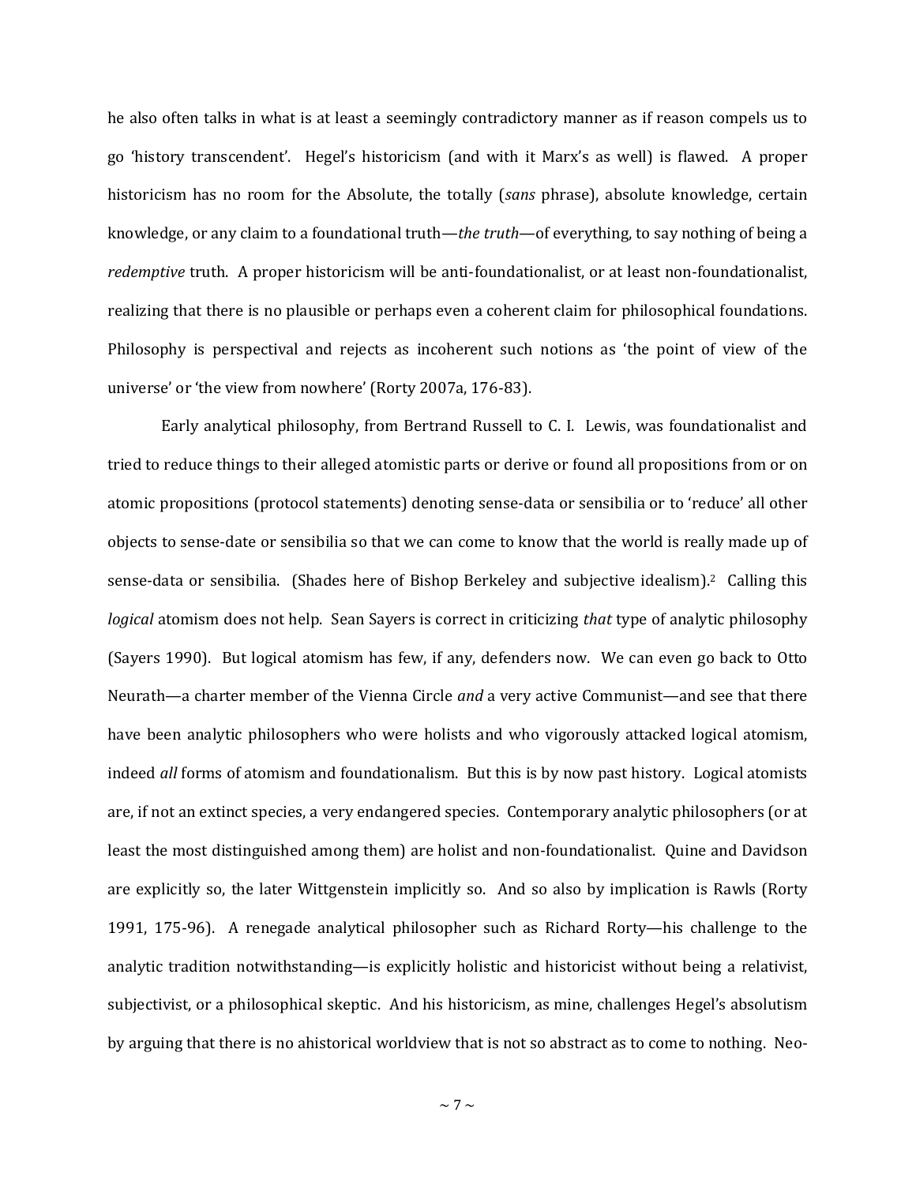he also often talks in what is at least a seemingly contradictory manner as if reason compels us to go 'history transcendent'. Hegel's historicism (and with it Marx's as well) is flawed. A proper historicism has no room for the Absolute, the totally (*sans* phrase), absolute knowledge, certain knowledge, or any claim to a foundational truth—*the truth*—of everything, to say nothing of being a *redemptive* truth. A proper historicism will be anti-foundationalist, or at least non-foundationalist, realizing that there is no plausible or perhaps even a coherent claim for philosophical foundations. Philosophy is perspectival and rejects as incoherent such notions as 'the point of view of the universe' or 'the view from nowhere' (Rorty 2007a, 176-83).

Early analytical philosophy, from Bertrand Russell to C. I. Lewis, was foundationalist and tried to reduce things to their alleged atomistic parts or derive or found all propositions from or on atomic propositions (protocol statements) denoting sense-data or sensibilia or to 'reduce' all other objects to sense-date or sensibilia so that we can come to know that the world is really made up of sense-data or sensibilia. (Shades here of Bishop Berkeley and subjective idealism).[2] Calling this *logical* atomism does not help. Sean Sayers is correct in criticizing *that* type of analytic philosophy (Sayers 1990). But logical atomism has few, if any, defenders now. We can even go back to Otto Neurath—a charter member of the Vienna Circle *and* a very active Communist—and see that there have been analytic philosophers who were holists and who vigorously attacked logical atomism, indeed *all* forms of atomism and foundationalism. But this is by now past history. Logical atomists are, if not an extinct species, a very endangered species. Contemporary analytic philosophers (or at least the most distinguished among them) are holist and non-foundationalist. Quine and Davidson are explicitly so, the later Wittgenstein implicitly so. And so also by implication is Rawls (Rorty 1991, 175-96). A renegade analytical philosopher such as Richard Rorty—his challenge to the analytic tradition notwithstanding—is explicitly holistic and historicist without being a relativist, subjectivist, or a philosophical skeptic. And his historicism, as mine, challenges Hegel's absolutism by arguing that there is no ahistorical worldview that is not so abstract as to come to nothing. Neo-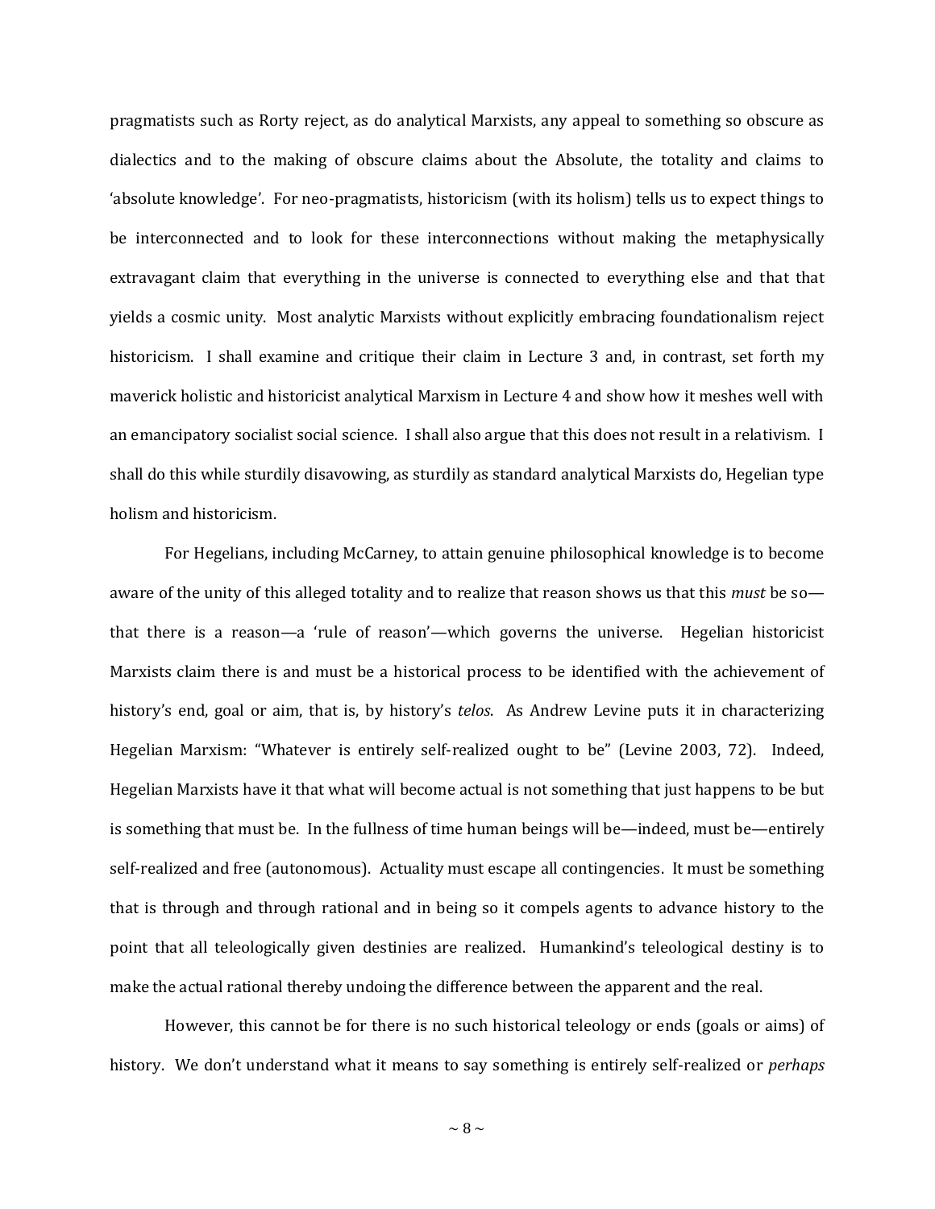pragmatists such as Rorty reject, as do analytical Marxists, any appeal to something so obscure as dialectics and to the making of obscure claims about the Absolute, the totality and claims to 'absolute knowledge'. For neo-pragmatists, historicism (with its holism) tells us to expect things to be interconnected and to look for these interconnections without making the metaphysically extravagant claim that everything in the universe is connected to everything else and that that yields a cosmic unity. Most analytic Marxists without explicitly embracing foundationalism reject historicism. I shall examine and critique their claim in Lecture 3 and, in contrast, set forth my maverick holistic and historicist analytical Marxism in Lecture 4 and show how it meshes well with an emancipatory socialist social science. I shall also argue that this does not result in a relativism. I shall do this while sturdily disavowing, as sturdily as standard analytical Marxists do, Hegelian type holism and historicism.

For Hegelians, including McCarney, to attain genuine philosophical knowledge is to become aware of the unity of this alleged totality and to realize that reason shows us that this *must* be so—that there is a reason—a 'rule of reason'—which governs the universe. Hegelian historicist Marxists claim there is and must be a historical process to be identified with the achievement of history's end, goal or aim, that is, by history's *telos*. As Andrew Levine puts it in characterizing Hegelian Marxism: "Whatever is entirely self-realized ought to be" (Levine 2003, 72). Indeed, Hegelian Marxists have it that what will become actual is not something that just happens to be but is something that must be. In the fullness of time human beings will be—indeed, must be—entirely self-realized and free (autonomous). Actuality must escape all contingencies. It must be something that is through and through rational and in being so it compels agents to advance history to the point that all teleologically given destinies are realized. Humankind's teleological destiny is to make the actual rational thereby undoing the difference between the apparent and the real.

However, this cannot be for there is no such historical teleology or ends (goals or aims) of history. We don't understand what it means to say something is entirely self-realized or *perhaps*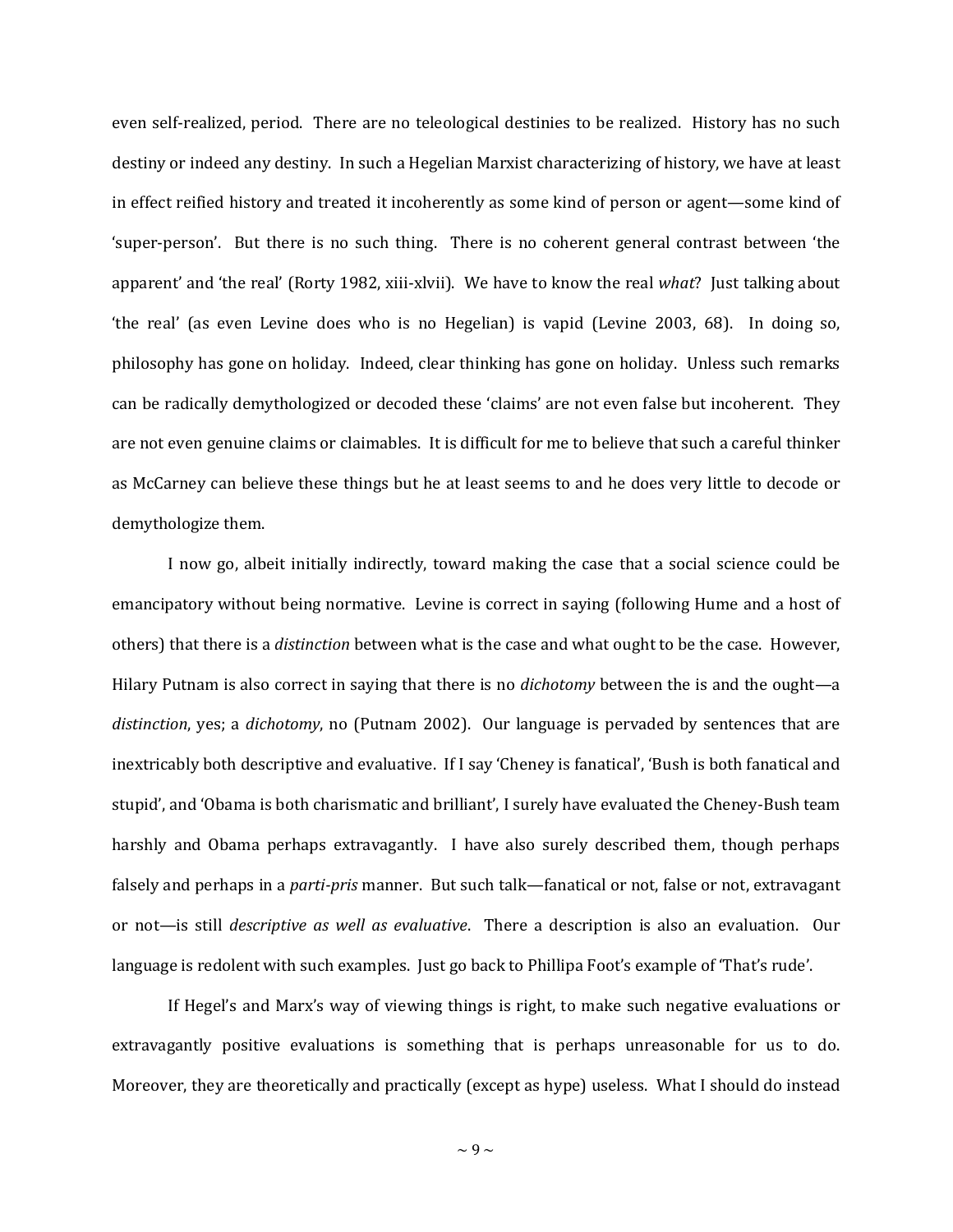even self-realized, period. There are no teleological destinies to be realized. History has no such destiny or indeed any destiny. In such a Hegelian Marxist characterizing of history, we have at least in effect reified history and treated it incoherently as some kind of person or agent—some kind of 'super-person'. But there is no such thing. There is no coherent general contrast between 'the apparent' and 'the real' (Rorty 1982, xiii-xlvii). We have to know the real *what*? Just talking about 'the real' (as even Levine does who is no Hegelian) is vapid (Levine 2003, 68). In doing so, philosophy has gone on holiday. Indeed, clear thinking has gone on holiday. Unless such remarks can be radically demythologized or decoded these 'claims' are not even false but incoherent. They are not even genuine claims or claimables. It is difficult for me to believe that such a careful thinker as McCarney can believe these things but he at least seems to and he does very little to decode or demythologize them.

I now go, albeit initially indirectly, toward making the case that a social science could be emancipatory without being normative. Levine is correct in saying (following Hume and a host of others) that there is a *distinction* between what is the case and what ought to be the case. However, Hilary Putnam is also correct in saying that there is no *dichotomy* between the is and the ought—a *distinction*, yes; a *dichotomy*, no (Putnam 2002). Our language is pervaded by sentences that are inextricably both descriptive and evaluative. If I say 'Cheney is fanatical', 'Bush is both fanatical and stupid', and 'Obama is both charismatic and brilliant', I surely have evaluated the Cheney-Bush team harshly and Obama perhaps extravagantly. I have also surely described them, though perhaps falsely and perhaps in a *parti-pris* manner. But such talk—fanatical or not, false or not, extravagant or not—is still *descriptive as well as evaluative*. There a description is also an evaluation. Our language is redolent with such examples. Just go back to Phillipa Foot's example of 'That's rude'.

If Hegel's and Marx's way of viewing things is right, to make such negative evaluations or extravagantly positive evaluations is something that is perhaps unreasonable for us to do. Moreover, they are theoretically and practically (except as hype) useless. What I should do instead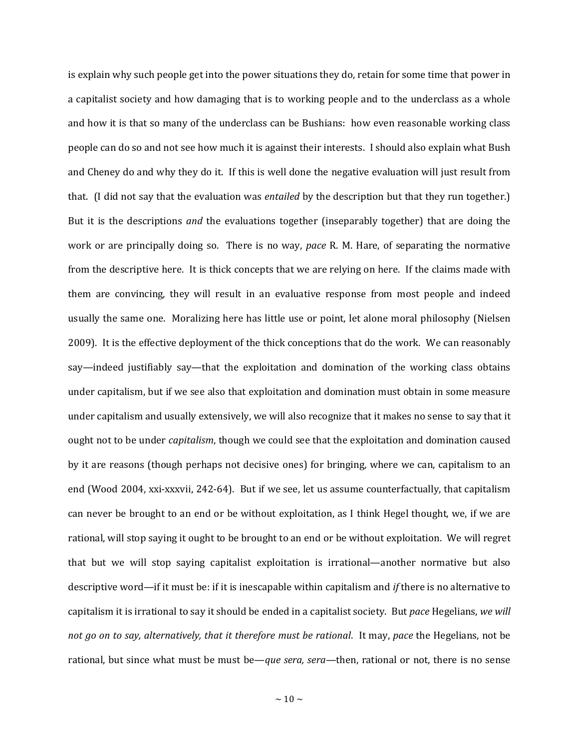is explain why such people get into the power situations they do, retain for some time that power in a capitalist society and how damaging that is to working people and to the underclass as a whole and how it is that so many of the underclass can be Bushians: how even reasonable working class people can do so and not see how much it is against their interests. I should also explain what Bush and Cheney do and why they do it. If this is well done the negative evaluation will just result from that. (I did not say that the evaluation was *entailed* by the description but that they run together.) But it is the descriptions *and* the evaluations together (inseparably together) that are doing the work or are principally doing so. There is no way, *pace* R. M. Hare, of separating the normative from the descriptive here. It is thick concepts that we are relying on here. If the claims made with them are convincing, they will result in an evaluative response from most people and indeed usually the same one. Moralizing here has little use or point, let alone moral philosophy (Nielsen 2009). It is the effective deployment of the thick conceptions that do the work. We can reasonably say—indeed justifiably say—that the exploitation and domination of the working class obtains under capitalism, but if we see also that exploitation and domination must obtain in some measure under capitalism and usually extensively, we will also recognize that it makes no sense to say that it ought not to be under *capitalism*, though we could see that the exploitation and domination caused by it are reasons (though perhaps not decisive ones) for bringing, where we can, capitalism to an end (Wood 2004, xxi-xxxvii, 242-64). But if we see, let us assume counterfactually, that capitalism can never be brought to an end or be without exploitation, as I think Hegel thought, we, if we are rational, will stop saying it ought to be brought to an end or be without exploitation. We will regret that but we will stop saying capitalist exploitation is irrational—another normative but also descriptive word—if it must be: if it is inescapable within capitalism and *if* there is no alternative to capitalism it is irrational to say it should be ended in a capitalist society. But *pace* Hegelians, *we will not go on to say, alternatively, that it therefore must be rational*. It may, *pace* the Hegelians, not be rational, but since what must be must be—*que sera, sera*—then, rational or not, there is no sense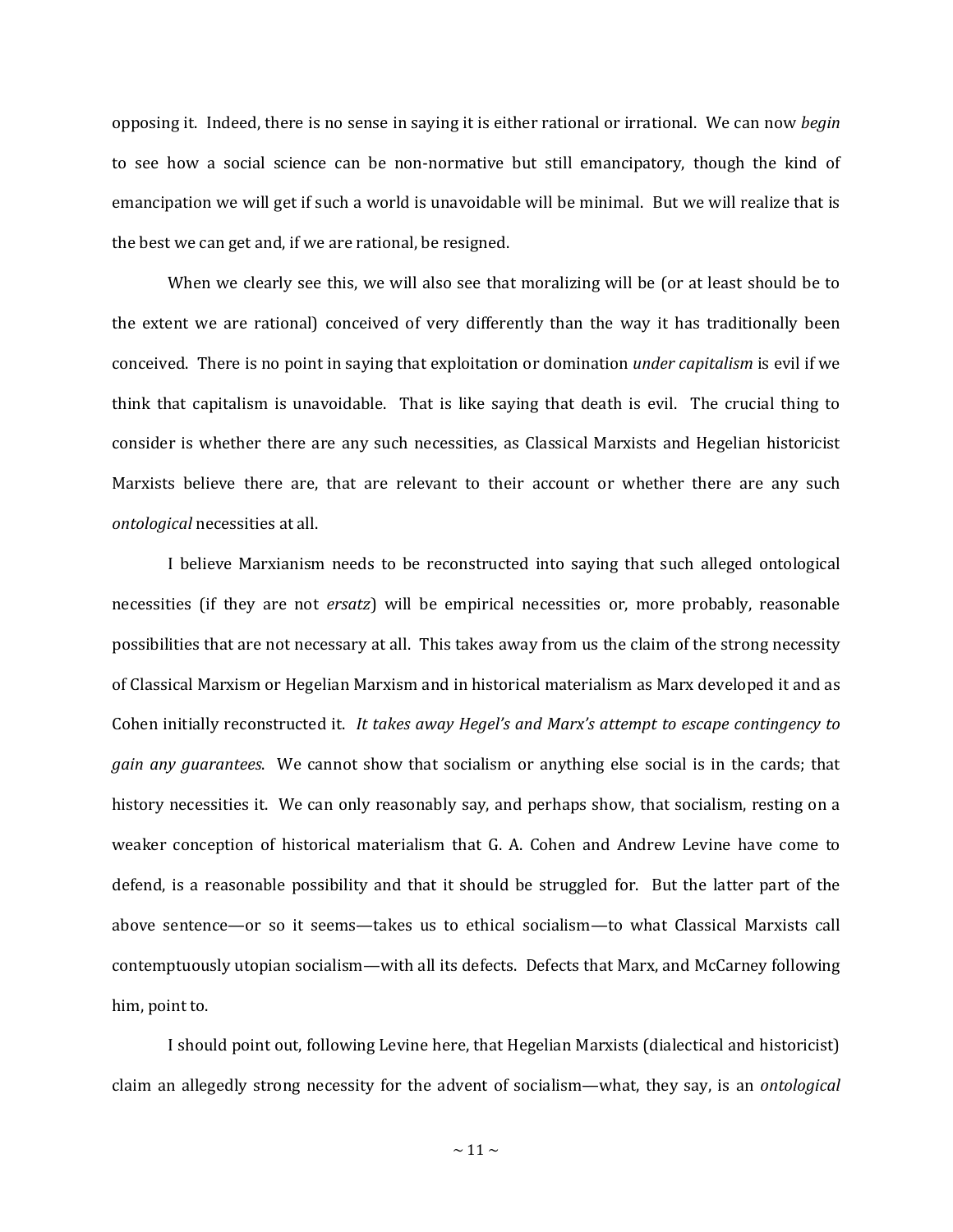opposing it. Indeed, there is no sense in saying it is either rational or irrational. We can now *begin* to see how a social science can be non-normative but still emancipatory, though the kind of emancipation we will get if such a world is unavoidable will be minimal. But we will realize that is the best we can get and, if we are rational, be resigned.

When we clearly see this, we will also see that moralizing will be (or at least should be to the extent we are rational) conceived of very differently than the way it has traditionally been conceived. There is no point in saying that exploitation or domination *under capitalism* is evil if we think that capitalism is unavoidable. That is like saying that death is evil. The crucial thing to consider is whether there are any such necessities, as Classical Marxists and Hegelian historicist Marxists believe there are, that are relevant to their account or whether there are any such *ontological* necessities at all.

I believe Marxianism needs to be reconstructed into saying that such alleged ontological necessities (if they are not *ersatz*) will be empirical necessities or, more probably, reasonable possibilities that are not necessary at all. This takes away from us the claim of the strong necessity of Classical Marxism or Hegelian Marxism and in historical materialism as Marx developed it and as Cohen initially reconstructed it. *It takes away Hegel's and Marx's attempt to escape contingency to gain any guarantees*. We cannot show that socialism or anything else social is in the cards; that history necessities it. We can only reasonably say, and perhaps show, that socialism, resting on a weaker conception of historical materialism that G. A. Cohen and Andrew Levine have come to defend, is a reasonable possibility and that it should be struggled for. But the latter part of the above sentence—or so it seems—takes us to ethical socialism—to what Classical Marxists call contemptuously utopian socialism—with all its defects. Defects that Marx, and McCarney following him, point to.

I should point out, following Levine here, that Hegelian Marxists (dialectical and historicist) claim an allegedly strong necessity for the advent of socialism—what, they say, is an *ontological*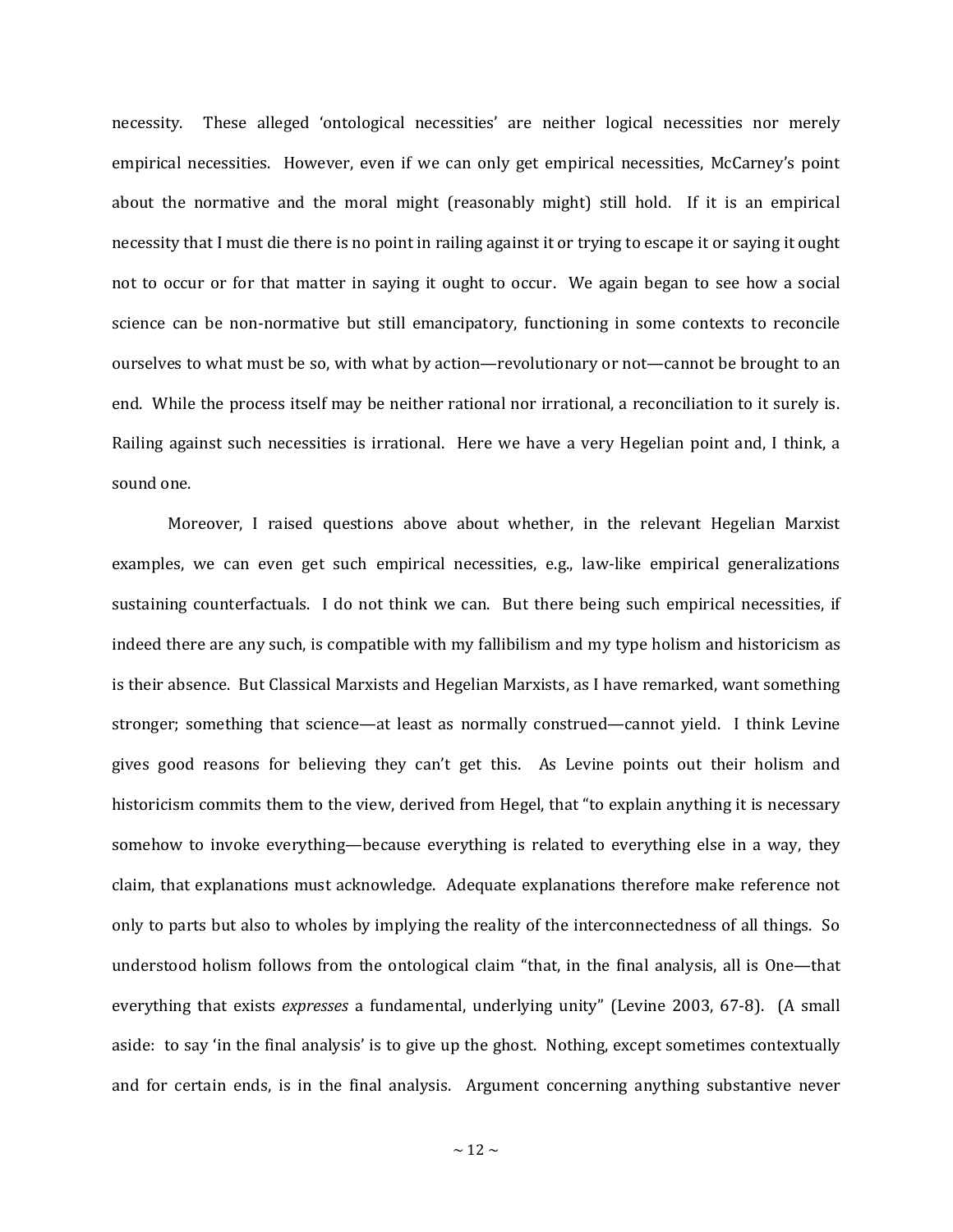necessity. These alleged 'ontological necessities' are neither logical necessities nor merely empirical necessities. However, even if we can only get empirical necessities, McCarney's point about the normative and the moral might (reasonably might) still hold. If it is an empirical necessity that I must die there is no point in railing against it or trying to escape it or saying it ought not to occur or for that matter in saying it ought to occur. We again began to see how a social science can be non-normative but still emancipatory, functioning in some contexts to reconcile ourselves to what must be so, with what by action—revolutionary or not—cannot be brought to an end. While the process itself may be neither rational nor irrational, a reconciliation to it surely is. Railing against such necessities is irrational. Here we have a very Hegelian point and, I think, a sound one.

Moreover, I raised questions above about whether, in the relevant Hegelian Marxist examples, we can even get such empirical necessities, e.g., law-like empirical generalizations sustaining counterfactuals. I do not think we can. But there being such empirical necessities, if indeed there are any such, is compatible with my fallibilism and my type holism and historicism as is their absence. But Classical Marxists and Hegelian Marxists, as I have remarked, want something stronger; something that science—at least as normally construed—cannot yield. I think Levine gives good reasons for believing they can't get this. As Levine points out their holism and historicism commits them to the view, derived from Hegel, that "to explain anything it is necessary somehow to invoke everything—because everything is related to everything else in a way, they claim, that explanations must acknowledge. Adequate explanations therefore make reference not only to parts but also to wholes by implying the reality of the interconnectedness of all things. So understood holism follows from the ontological claim "that, in the final analysis, all is One—that everything that exists *expresses* a fundamental, underlying unity" (Levine 2003, 67-8). (A small aside: to say 'in the final analysis' is to give up the ghost. Nothing, except sometimes contextually and for certain ends, is in the final analysis. Argument concerning anything substantive never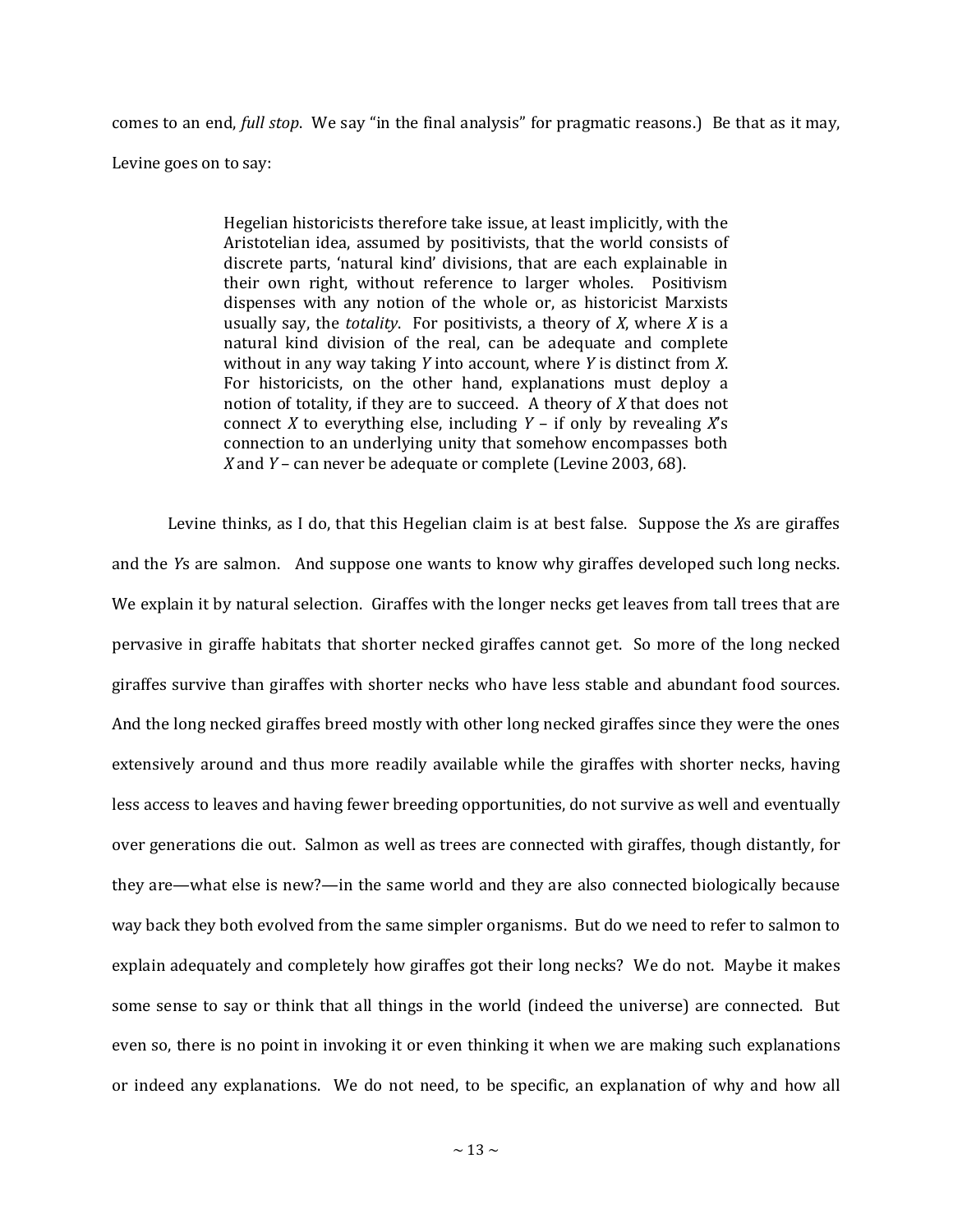comes to an end, *full stop*. We say "in the final analysis" for pragmatic reasons.) Be that as it may, Levine goes on to say:

> Hegelian historicists therefore take issue, at least implicitly, with the Aristotelian idea, assumed by positivists, that the world consists of discrete parts, 'natural kind' divisions, that are each explainable in their own right, without reference to larger wholes. Positivism dispenses with any notion of the whole or, as historicist Marxists usually say, the *totality*. For positivists, a theory of *X*, where *X* is a natural kind division of the real, can be adequate and complete without in any way taking *Y* into account, where *Y* is distinct from *X*. For historicists, on the other hand, explanations must deploy a notion of totality, if they are to succeed. A theory of *X* that does not connect *X* to everything else, including *Y* – if only by revealing *X*'s connection to an underlying unity that somehow encompasses both *X* and *Y* – can never be adequate or complete (Levine 2003, 68).

Levine thinks, as I do, that this Hegelian claim is at best false. Suppose the *X*s are giraffes and the *Y*s are salmon. And suppose one wants to know why giraffes developed such long necks. We explain it by natural selection. Giraffes with the longer necks get leaves from tall trees that are pervasive in giraffe habitats that shorter necked giraffes cannot get. So more of the long necked giraffes survive than giraffes with shorter necks who have less stable and abundant food sources. And the long necked giraffes breed mostly with other long necked giraffes since they were the ones extensively around and thus more readily available while the giraffes with shorter necks, having less access to leaves and having fewer breeding opportunities, do not survive as well and eventually over generations die out. Salmon as well as trees are connected with giraffes, though distantly, for they are—what else is new?—in the same world and they are also connected biologically because way back they both evolved from the same simpler organisms. But do we need to refer to salmon to explain adequately and completely how giraffes got their long necks? We do not. Maybe it makes some sense to say or think that all things in the world (indeed the universe) are connected. But even so, there is no point in invoking it or even thinking it when we are making such explanations or indeed any explanations. We do not need, to be specific, an explanation of why and how all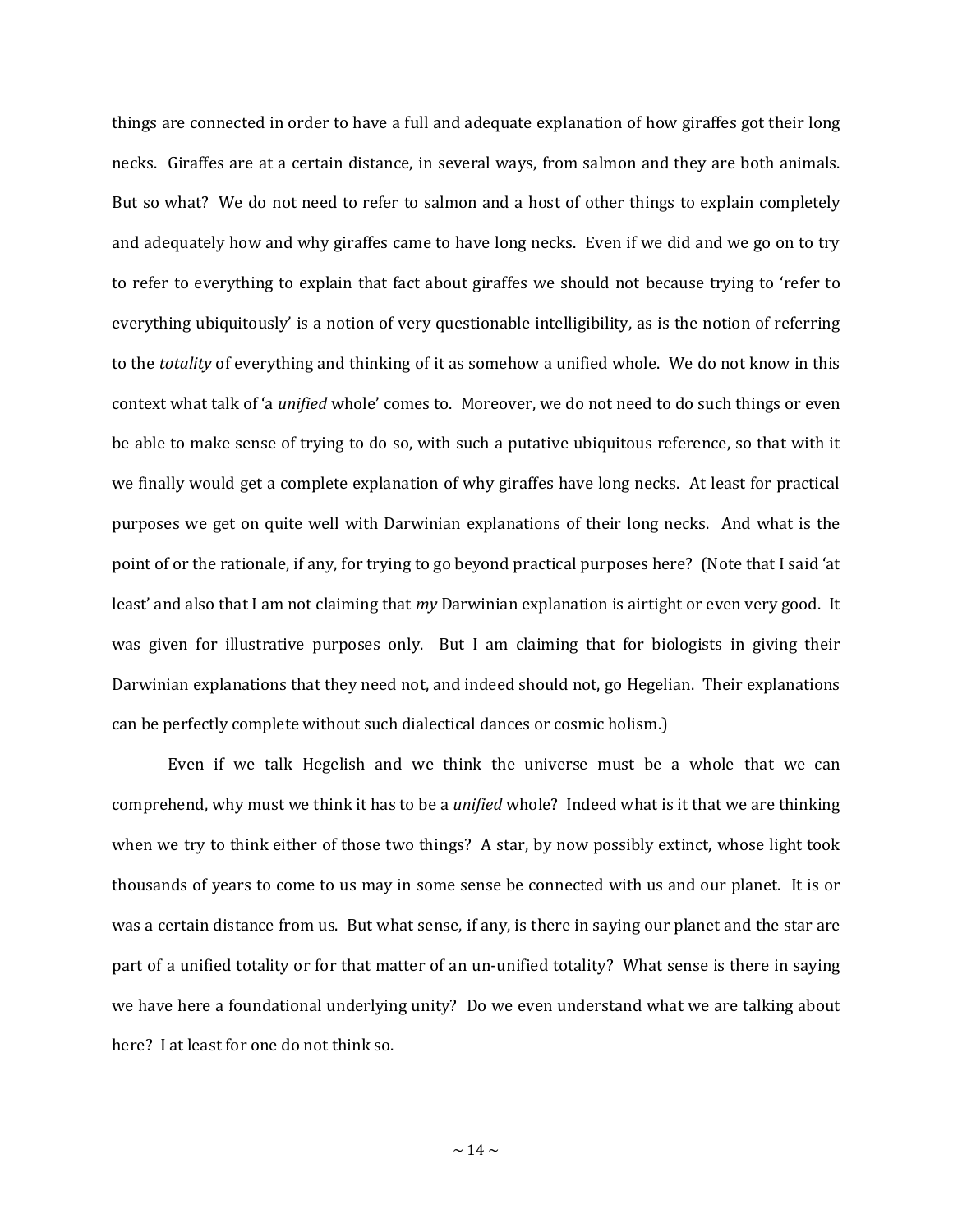things are connected in order to have a full and adequate explanation of how giraffes got their long necks. Giraffes are at a certain distance, in several ways, from salmon and they are both animals. But so what? We do not need to refer to salmon and a host of other things to explain completely and adequately how and why giraffes came to have long necks. Even if we did and we go on to try to refer to everything to explain that fact about giraffes we should not because trying to 'refer to everything ubiquitously' is a notion of very questionable intelligibility, as is the notion of referring to the *totality* of everything and thinking of it as somehow a unified whole. We do not know in this context what talk of 'a *unified* whole' comes to. Moreover, we do not need to do such things or even be able to make sense of trying to do so, with such a putative ubiquitous reference, so that with it we finally would get a complete explanation of why giraffes have long necks. At least for practical purposes we get on quite well with Darwinian explanations of their long necks. And what is the point of or the rationale, if any, for trying to go beyond practical purposes here? (Note that I said 'at least' and also that I am not claiming that *my* Darwinian explanation is airtight or even very good. It was given for illustrative purposes only. But I am claiming that for biologists in giving their Darwinian explanations that they need not, and indeed should not, go Hegelian. Their explanations can be perfectly complete without such dialectical dances or cosmic holism.)

Even if we talk Hegelish and we think the universe must be a whole that we can comprehend, why must we think it has to be a *unified* whole? Indeed what is it that we are thinking when we try to think either of those two things? A star, by now possibly extinct, whose light took thousands of years to come to us may in some sense be connected with us and our planet. It is or was a certain distance from us. But what sense, if any, is there in saying our planet and the star are part of a unified totality or for that matter of an un-unified totality? What sense is there in saying we have here a foundational underlying unity? Do we even understand what we are talking about here? I at least for one do not think so.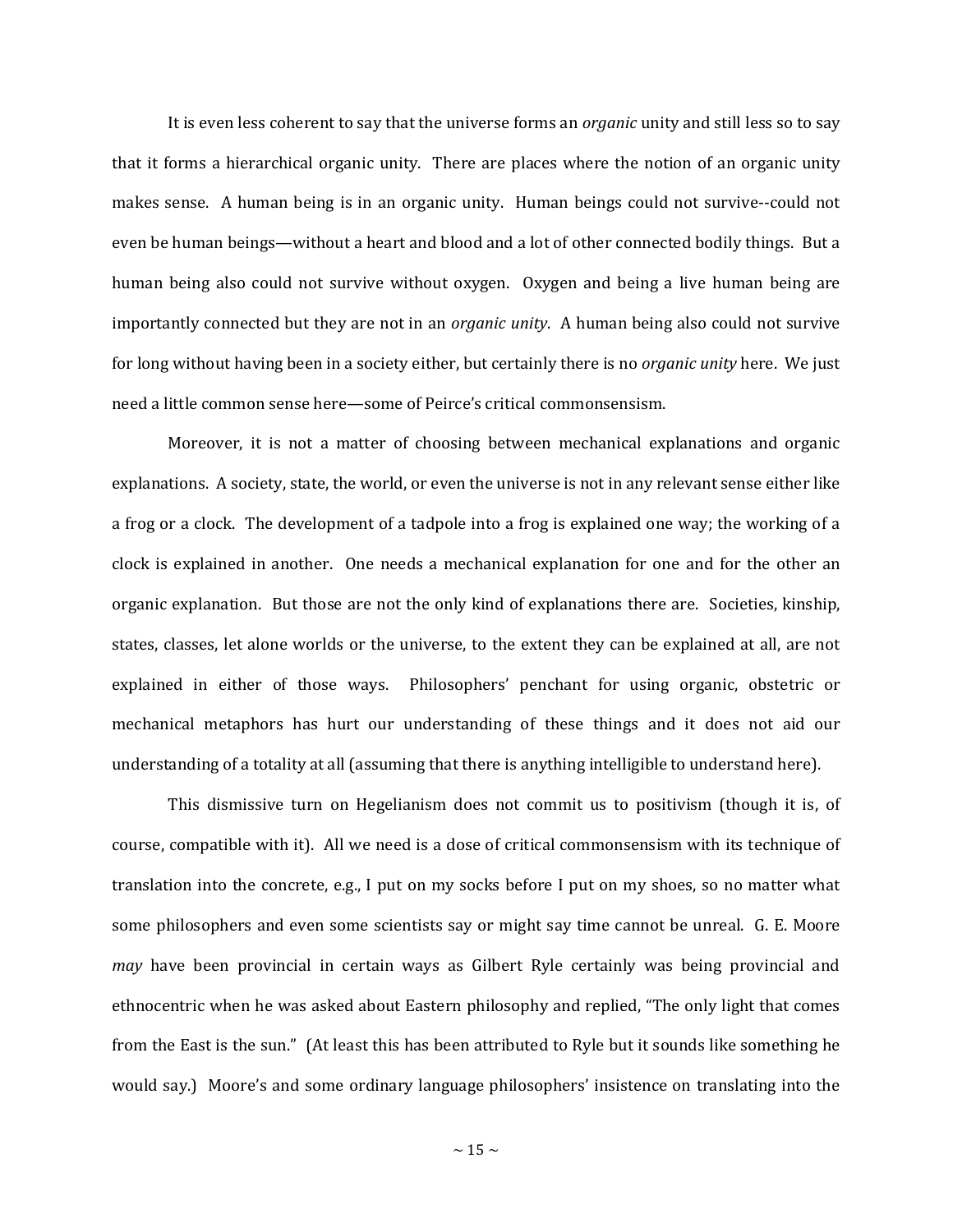It is even less coherent to say that the universe forms an *organic* unity and still less so to say that it forms a hierarchical organic unity. There are places where the notion of an organic unity makes sense. A human being is in an organic unity. Human beings could not survive--could not even be human beings—without a heart and blood and a lot of other connected bodily things. But a human being also could not survive without oxygen. Oxygen and being a live human being are importantly connected but they are not in an *organic unity*. A human being also could not survive for long without having been in a society either, but certainly there is no *organic unity* here. We just need a little common sense here—some of Peirce's critical commonsensism.

Moreover, it is not a matter of choosing between mechanical explanations and organic explanations. A society, state, the world, or even the universe is not in any relevant sense either like a frog or a clock. The development of a tadpole into a frog is explained one way; the working of a clock is explained in another. One needs a mechanical explanation for one and for the other an organic explanation. But those are not the only kind of explanations there are. Societies, kinship, states, classes, let alone worlds or the universe, to the extent they can be explained at all, are not explained in either of those ways. Philosophers' penchant for using organic, obstetric or mechanical metaphors has hurt our understanding of these things and it does not aid our understanding of a totality at all (assuming that there is anything intelligible to understand here).

This dismissive turn on Hegelianism does not commit us to positivism (though it is, of course, compatible with it). All we need is a dose of critical commonsensism with its technique of translation into the concrete, e.g., I put on my socks before I put on my shoes, so no matter what some philosophers and even some scientists say or might say time cannot be unreal. G. E. Moore *may* have been provincial in certain ways as Gilbert Ryle certainly was being provincial and ethnocentric when he was asked about Eastern philosophy and replied, "The only light that comes from the East is the sun." (At least this has been attributed to Ryle but it sounds like something he would say.) Moore's and some ordinary language philosophers' insistence on translating into the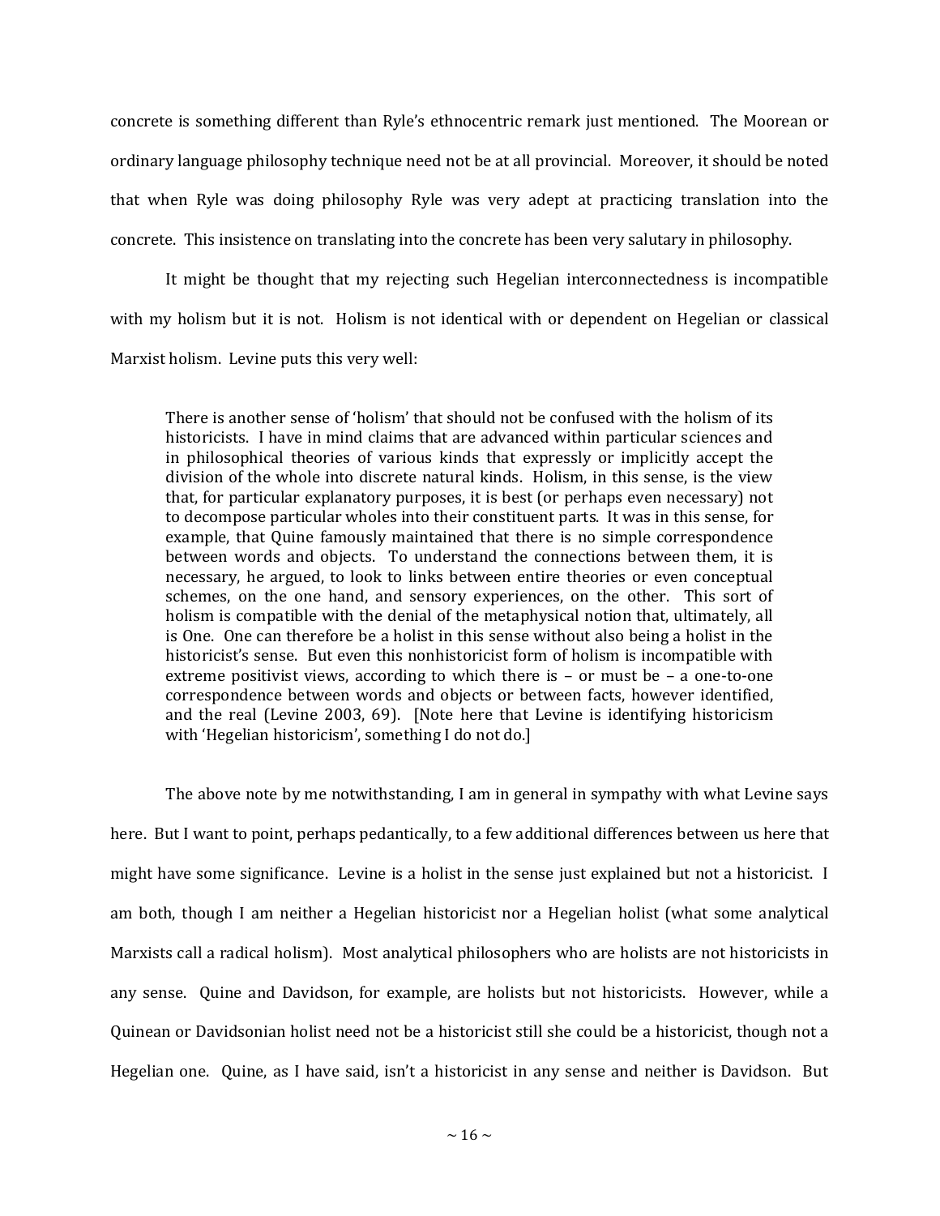concrete is something different than Ryle's ethnocentric remark just mentioned. The Moorean or ordinary language philosophy technique need not be at all provincial. Moreover, it should be noted that when Ryle was doing philosophy Ryle was very adept at practicing translation into the concrete. This insistence on translating into the concrete has been very salutary in philosophy.

It might be thought that my rejecting such Hegelian interconnectedness is incompatible with my holism but it is not. Holism is not identical with or dependent on Hegelian or classical Marxist holism. Levine puts this very well:

> There is another sense of 'holism' that should not be confused with the holism of its historicists. I have in mind claims that are advanced within particular sciences and in philosophical theories of various kinds that expressly or implicitly accept the division of the whole into discrete natural kinds. Holism, in this sense, is the view that, for particular explanatory purposes, it is best (or perhaps even necessary) not to decompose particular wholes into their constituent parts. It was in this sense, for example, that Quine famously maintained that there is no simple correspondence between words and objects. To understand the connections between them, it is necessary, he argued, to look to links between entire theories or even conceptual schemes, on the one hand, and sensory experiences, on the other. This sort of holism is compatible with the denial of the metaphysical notion that, ultimately, all is One. One can therefore be a holist in this sense without also being a holist in the historicist's sense. But even this nonhistoricist form of holism is incompatible with extreme positivist views, according to which there is – or must be – a one-to-one correspondence between words and objects or between facts, however identified, and the real (Levine 2003, 69). [Note here that Levine is identifying historicism with 'Hegelian historicism', something I do not do.]

The above note by me notwithstanding, I am in general in sympathy with what Levine says here. But I want to point, perhaps pedantically, to a few additional differences between us here that might have some significance. Levine is a holist in the sense just explained but not a historicist. I am both, though I am neither a Hegelian historicist nor a Hegelian holist (what some analytical Marxists call a radical holism). Most analytical philosophers who are holists are not historicists in any sense. Quine and Davidson, for example, are holists but not historicists. However, while a Quinean or Davidsonian holist need not be a historicist still she could be a historicist, though not a Hegelian one. Quine, as I have said, isn't a historicist in any sense and neither is Davidson. But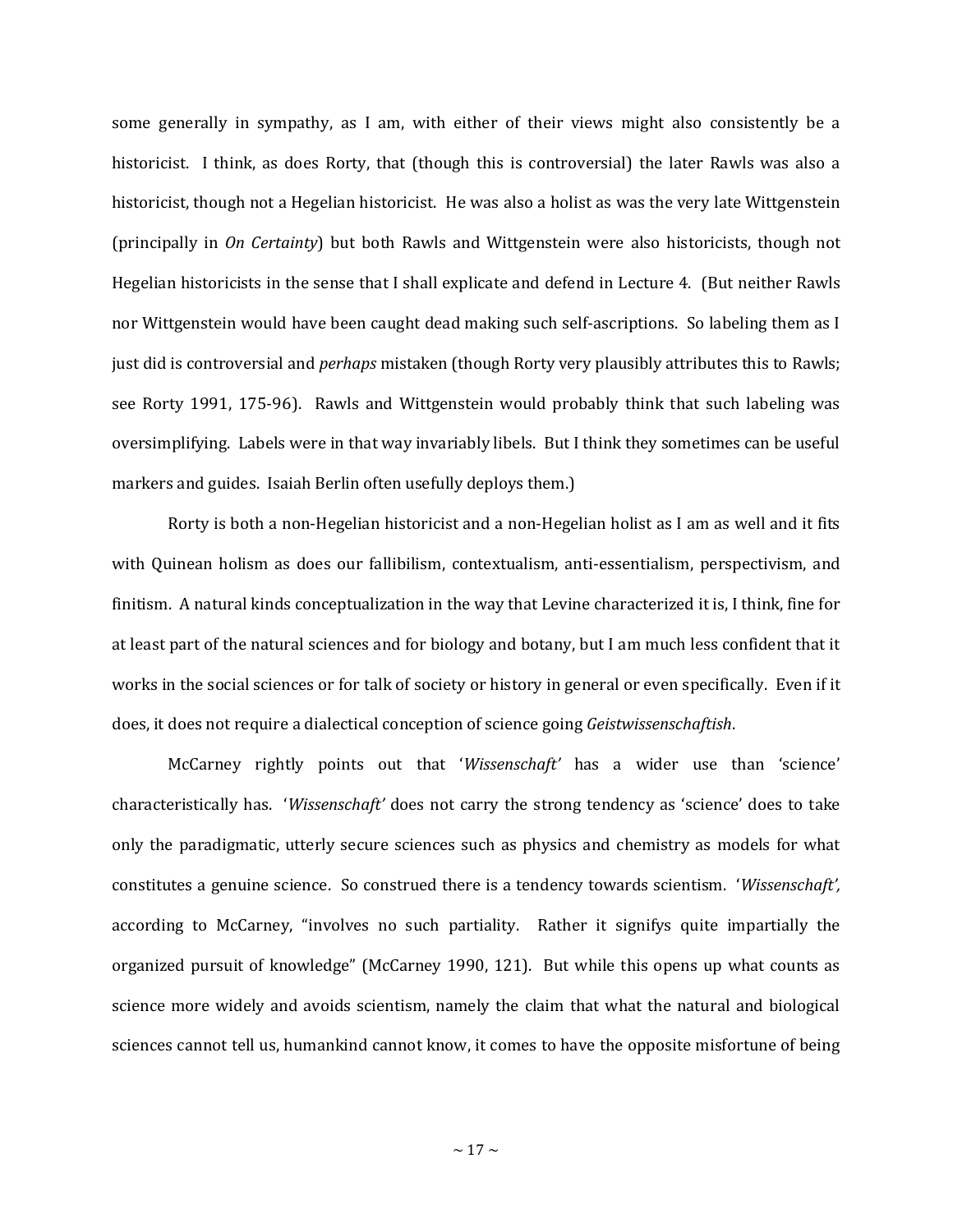some generally in sympathy, as I am, with either of their views might also consistently be a historicist. I think, as does Rorty, that (though this is controversial) the later Rawls was also a historicist, though not a Hegelian historicist. He was also a holist as was the very late Wittgenstein (principally in *On Certainty*) but both Rawls and Wittgenstein were also historicists, though not Hegelian historicists in the sense that I shall explicate and defend in Lecture 4. (But neither Rawls nor Wittgenstein would have been caught dead making such self-ascriptions. So labeling them as I just did is controversial and *perhaps* mistaken (though Rorty very plausibly attributes this to Rawls; see Rorty 1991, 175-96). Rawls and Wittgenstein would probably think that such labeling was oversimplifying. Labels were in that way invariably libels. But I think they sometimes can be useful markers and guides. Isaiah Berlin often usefully deploys them.)

Rorty is both a non-Hegelian historicist and a non-Hegelian holist as I am as well and it fits with Quinean holism as does our fallibilism, contextualism, anti-essentialism, perspectivism, and finitism. A natural kinds conceptualization in the way that Levine characterized it is, I think, fine for at least part of the natural sciences and for biology and botany, but I am much less confident that it works in the social sciences or for talk of society or history in general or even specifically. Even if it does, it does not require a dialectical conception of science going *Geistwissenschaftish*.

McCarney rightly points out that '*Wissenschaft*' has a wider use than 'science' characteristically has. '*Wissenschaft*' does not carry the strong tendency as 'science' does to take only the paradigmatic, utterly secure sciences such as physics and chemistry as models for what constitutes a genuine science. So construed there is a tendency towards scientism. '*Wissenschaft*', according to McCarney, "involves no such partiality. Rather it signifys quite impartially the organized pursuit of knowledge" (McCarney 1990, 121). But while this opens up what counts as science more widely and avoids scientism, namely the claim that what the natural and biological sciences cannot tell us, humankind cannot know, it comes to have the opposite misfortune of being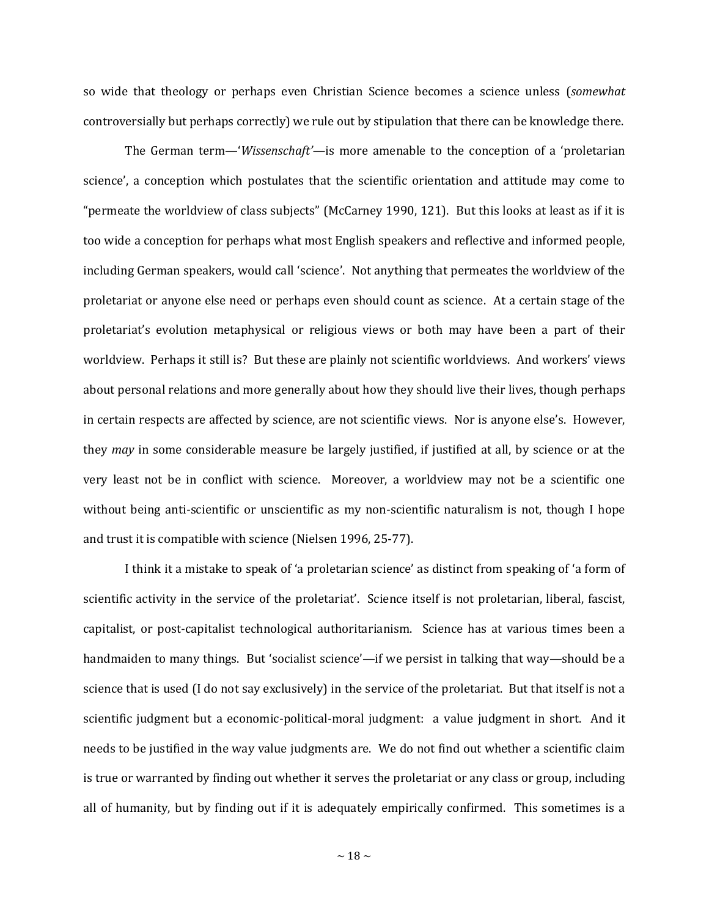so wide that theology or perhaps even Christian Science becomes a science unless (*somewhat* controversially but perhaps correctly) we rule out by stipulation that there can be knowledge there.

The German term—'*Wissenschaft'*—is more amenable to the conception of a 'proletarian science', a conception which postulates that the scientific orientation and attitude may come to "permeate the worldview of class subjects" (McCarney 1990, 121). But this looks at least as if it is too wide a conception for perhaps what most English speakers and reflective and informed people, including German speakers, would call 'science'. Not anything that permeates the worldview of the proletariat or anyone else need or perhaps even should count as science. At a certain stage of the proletariat's evolution metaphysical or religious views or both may have been a part of their worldview. Perhaps it still is? But these are plainly not scientific worldviews. And workers' views about personal relations and more generally about how they should live their lives, though perhaps in certain respects are affected by science, are not scientific views. Nor is anyone else's. However, they *may* in some considerable measure be largely justified, if justified at all, by science or at the very least not be in conflict with science. Moreover, a worldview may not be a scientific one without being anti-scientific or unscientific as my non-scientific naturalism is not, though I hope and trust it is compatible with science (Nielsen 1996, 25-77).

I think it a mistake to speak of 'a proletarian science' as distinct from speaking of 'a form of scientific activity in the service of the proletariat'. Science itself is not proletarian, liberal, fascist, capitalist, or post-capitalist technological authoritarianism. Science has at various times been a handmaiden to many things. But 'socialist science'—if we persist in talking that way—should be a science that is used (I do not say exclusively) in the service of the proletariat. But that itself is not a scientific judgment but a economic-political-moral judgment: a value judgment in short. And it needs to be justified in the way value judgments are. We do not find out whether a scientific claim is true or warranted by finding out whether it serves the proletariat or any class or group, including all of humanity, but by finding out if it is adequately empirically confirmed. This sometimes is a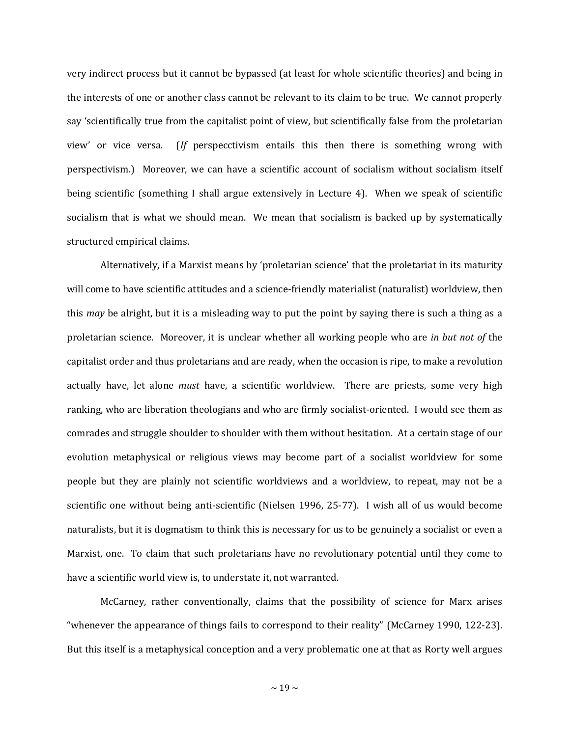very indirect process but it cannot be bypassed (at least for whole scientific theories) and being in the interests of one or another class cannot be relevant to its claim to be true. We cannot properly say 'scientifically true from the capitalist point of view, but scientifically false from the proletarian view' or vice versa. (*If* perspecctivism entails this then there is something wrong with perspectivism.) Moreover, we can have a scientific account of socialism without socialism itself being scientific (something I shall argue extensively in Lecture 4). When we speak of scientific socialism that is what we should mean. We mean that socialism is backed up by systematically structured empirical claims.

Alternatively, if a Marxist means by 'proletarian science' that the proletariat in its maturity will come to have scientific attitudes and a science-friendly materialist (naturalist) worldview, then this *may* be alright, but it is a misleading way to put the point by saying there is such a thing as a proletarian science. Moreover, it is unclear whether all working people who are *in but not of* the capitalist order and thus proletarians and are ready, when the occasion is ripe, to make a revolution actually have, let alone *must* have, a scientific worldview. There are priests, some very high ranking, who are liberation theologians and who are firmly socialist-oriented. I would see them as comrades and struggle shoulder to shoulder with them without hesitation. At a certain stage of our evolution metaphysical or religious views may become part of a socialist worldview for some people but they are plainly not scientific worldviews and a worldview, to repeat, may not be a scientific one without being anti-scientific (Nielsen 1996, 25-77). I wish all of us would become naturalists, but it is dogmatism to think this is necessary for us to be genuinely a socialist or even a Marxist, one. To claim that such proletarians have no revolutionary potential until they come to have a scientific world view is, to understate it, not warranted.

McCarney, rather conventionally, claims that the possibility of science for Marx arises "whenever the appearance of things fails to correspond to their reality" (McCarney 1990, 122-23). But this itself is a metaphysical conception and a very problematic one at that as Rorty well argues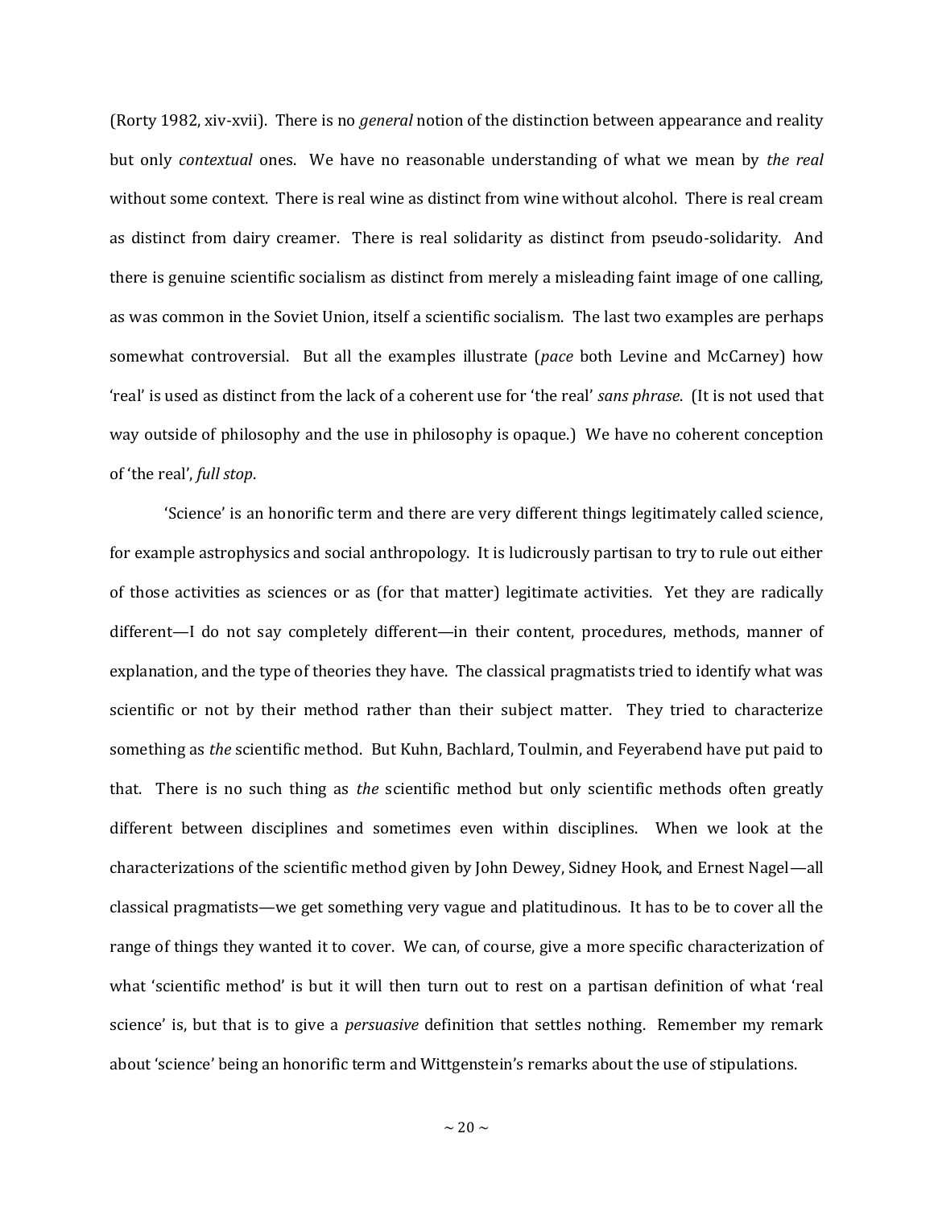(Rorty 1982, xiv-xvii). There is no *general* notion of the distinction between appearance and reality but only *contextual* ones. We have no reasonable understanding of what we mean by *the real* without some context. There is real wine as distinct from wine without alcohol. There is real cream as distinct from dairy creamer. There is real solidarity as distinct from pseudo-solidarity. And there is genuine scientific socialism as distinct from merely a misleading faint image of one calling, as was common in the Soviet Union, itself a scientific socialism. The last two examples are perhaps somewhat controversial. But all the examples illustrate (*pace* both Levine and McCarney) how 'real' is used as distinct from the lack of a coherent use for 'the real' *sans phrase*. (It is not used that way outside of philosophy and the use in philosophy is opaque.) We have no coherent conception of 'the real', *full stop*.

'Science' is an honorific term and there are very different things legitimately called science, for example astrophysics and social anthropology. It is ludicrously partisan to try to rule out either of those activities as sciences or as (for that matter) legitimate activities. Yet they are radically different—I do not say completely different—in their content, procedures, methods, manner of explanation, and the type of theories they have. The classical pragmatists tried to identify what was scientific or not by their method rather than their subject matter. They tried to characterize something as *the* scientific method. But Kuhn, Bachlard, Toulmin, and Feyerabend have put paid to that. There is no such thing as *the* scientific method but only scientific methods often greatly different between disciplines and sometimes even within disciplines. When we look at the characterizations of the scientific method given by John Dewey, Sidney Hook, and Ernest Nagel—all classical pragmatists—we get something very vague and platitudinous. It has to be to cover all the range of things they wanted it to cover. We can, of course, give a more specific characterization of what 'scientific method' is but it will then turn out to rest on a partisan definition of what 'real science' is, but that is to give a *persuasive* definition that settles nothing. Remember my remark about 'science' being an honorific term and Wittgenstein's remarks about the use of stipulations.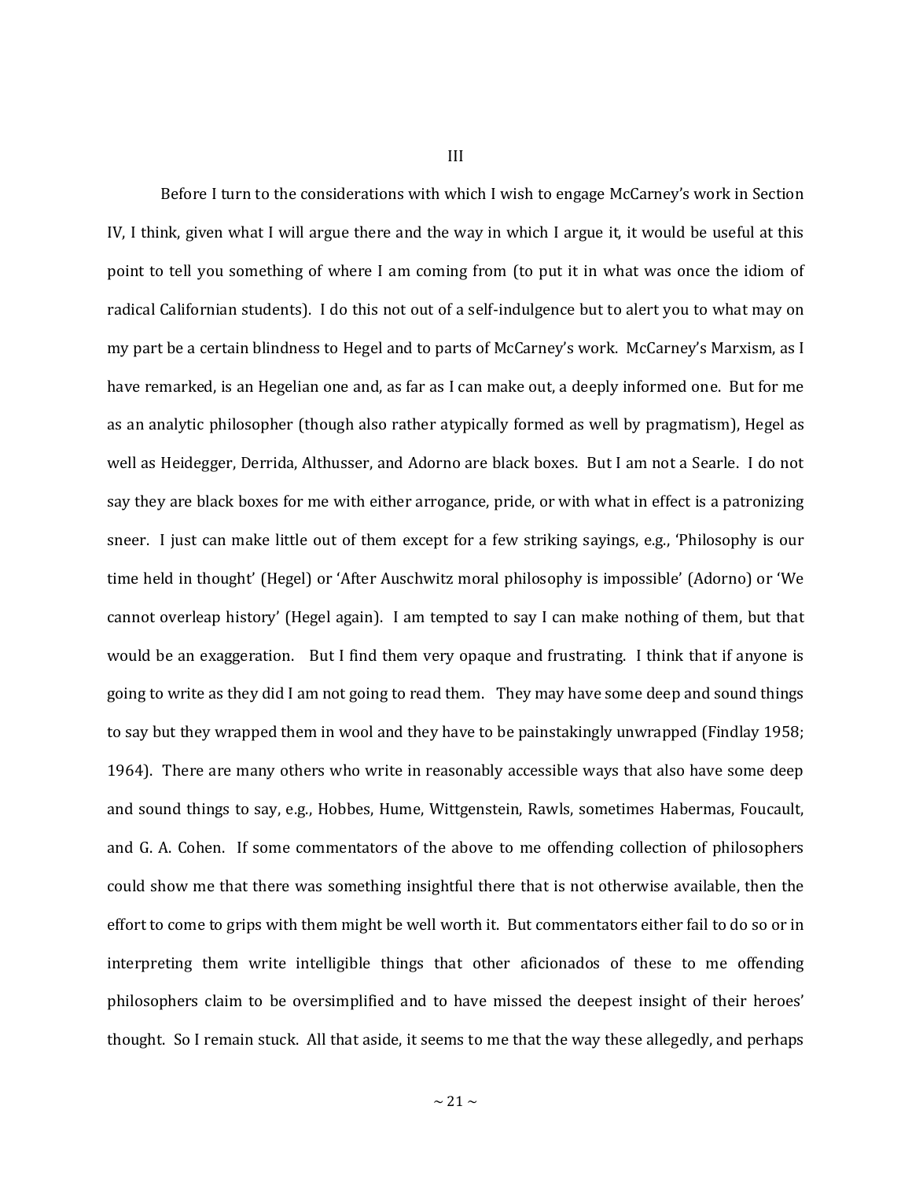## III

Before I turn to the considerations with which I wish to engage McCarney's work in Section IV, I think, given what I will argue there and the way in which I argue it, it would be useful at this point to tell you something of where I am coming from (to put it in what was once the idiom of radical Californian students). I do this not out of a self-indulgence but to alert you to what may on my part be a certain blindness to Hegel and to parts of McCarney's work. McCarney's Marxism, as I have remarked, is an Hegelian one and, as far as I can make out, a deeply informed one. But for me as an analytic philosopher (though also rather atypically formed as well by pragmatism), Hegel as well as Heidegger, Derrida, Althusser, and Adorno are black boxes. But I am not a Searle. I do not say they are black boxes for me with either arrogance, pride, or with what in effect is a patronizing sneer. I just can make little out of them except for a few striking sayings, e.g., 'Philosophy is our time held in thought' (Hegel) or 'After Auschwitz moral philosophy is impossible' (Adorno) or 'We cannot overleap history' (Hegel again). I am tempted to say I can make nothing of them, but that would be an exaggeration. But I find them very opaque and frustrating. I think that if anyone is going to write as they did I am not going to read them. They may have some deep and sound things to say but they wrapped them in wool and they have to be painstakingly unwrapped (Findlay 1958; 1964). There are many others who write in reasonably accessible ways that also have some deep and sound things to say, e.g., Hobbes, Hume, Wittgenstein, Rawls, sometimes Habermas, Foucault, and G. A. Cohen. If some commentators of the above to me offending collection of philosophers could show me that there was something insightful there that is not otherwise available, then the effort to come to grips with them might be well worth it. But commentators either fail to do so or in interpreting them write intelligible things that other aficionados of these to me offending philosophers claim to be oversimplified and to have missed the deepest insight of their heroes' thought. So I remain stuck. All that aside, it seems to me that the way these allegedly, and perhaps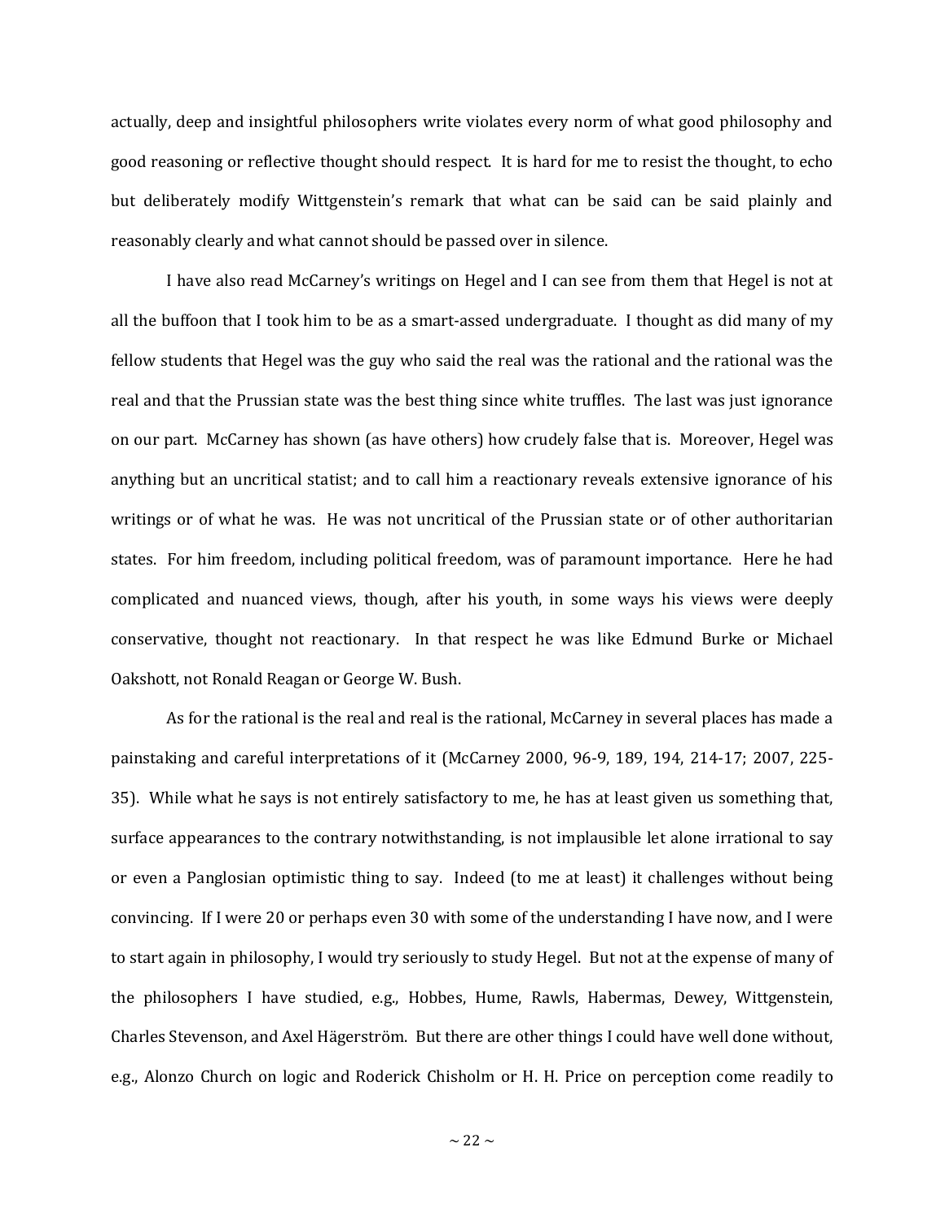actually, deep and insightful philosophers write violates every norm of what good philosophy and good reasoning or reflective thought should respect. It is hard for me to resist the thought, to echo but deliberately modify Wittgenstein's remark that what can be said can be said plainly and reasonably clearly and what cannot should be passed over in silence.

I have also read McCarney's writings on Hegel and I can see from them that Hegel is not at all the buffoon that I took him to be as a smart-assed undergraduate. I thought as did many of my fellow students that Hegel was the guy who said the real was the rational and the rational was the real and that the Prussian state was the best thing since white truffles. The last was just ignorance on our part. McCarney has shown (as have others) how crudely false that is. Moreover, Hegel was anything but an uncritical statist; and to call him a reactionary reveals extensive ignorance of his writings or of what he was. He was not uncritical of the Prussian state or of other authoritarian states. For him freedom, including political freedom, was of paramount importance. Here he had complicated and nuanced views, though, after his youth, in some ways his views were deeply conservative, thought not reactionary. In that respect he was like Edmund Burke or Michael Oakshott, not Ronald Reagan or George W. Bush.

As for the rational is the real and real is the rational, McCarney in several places has made a painstaking and careful interpretations of it (McCarney 2000, 96-9, 189, 194, 214-17; 2007, 225-35). While what he says is not entirely satisfactory to me, he has at least given us something that, surface appearances to the contrary notwithstanding, is not implausible let alone irrational to say or even a Panglosian optimistic thing to say. Indeed (to me at least) it challenges without being convincing. If I were 20 or perhaps even 30 with some of the understanding I have now, and I were to start again in philosophy, I would try seriously to study Hegel. But not at the expense of many of the philosophers I have studied, e.g., Hobbes, Hume, Rawls, Habermas, Dewey, Wittgenstein, Charles Stevenson, and Axel Hägerström. But there are other things I could have well done without, e.g., Alonzo Church on logic and Roderick Chisholm or H. H. Price on perception come readily to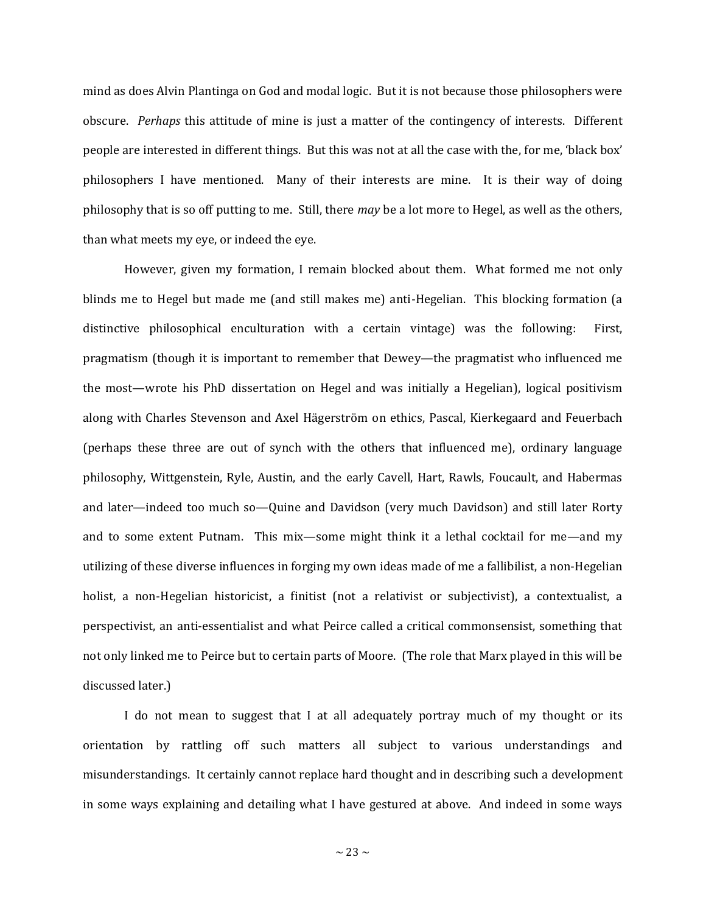mind as does Alvin Plantinga on God and modal logic. But it is not because those philosophers were obscure. *Perhaps* this attitude of mine is just a matter of the contingency of interests. Different people are interested in different things. But this was not at all the case with the, for me, 'black box' philosophers I have mentioned. Many of their interests are mine. It is their way of doing philosophy that is so off putting to me. Still, there *may* be a lot more to Hegel, as well as the others, than what meets my eye, or indeed the eye.

However, given my formation, I remain blocked about them. What formed me not only blinds me to Hegel but made me (and still makes me) anti-Hegelian. This blocking formation (a distinctive philosophical enculturation with a certain vintage) was the following: First, pragmatism (though it is important to remember that Dewey—the pragmatist who influenced me the most—wrote his PhD dissertation on Hegel and was initially a Hegelian), logical positivism along with Charles Stevenson and Axel Hägerström on ethics, Pascal, Kierkegaard and Feuerbach (perhaps these three are out of synch with the others that influenced me), ordinary language philosophy, Wittgenstein, Ryle, Austin, and the early Cavell, Hart, Rawls, Foucault, and Habermas and later—indeed too much so—Quine and Davidson (very much Davidson) and still later Rorty and to some extent Putnam. This mix—some might think it a lethal cocktail for me—and my utilizing of these diverse influences in forging my own ideas made of me a fallibilist, a non-Hegelian holist, a non-Hegelian historicist, a finitist (not a relativist or subjectivist), a contextualist, a perspectivist, an anti-essentialist and what Peirce called a critical commonsensist, something that not only linked me to Peirce but to certain parts of Moore. (The role that Marx played in this will be discussed later.)

I do not mean to suggest that I at all adequately portray much of my thought or its orientation by rattling off such matters all subject to various understandings and misunderstandings. It certainly cannot replace hard thought and in describing such a development in some ways explaining and detailing what I have gestured at above. And indeed in some ways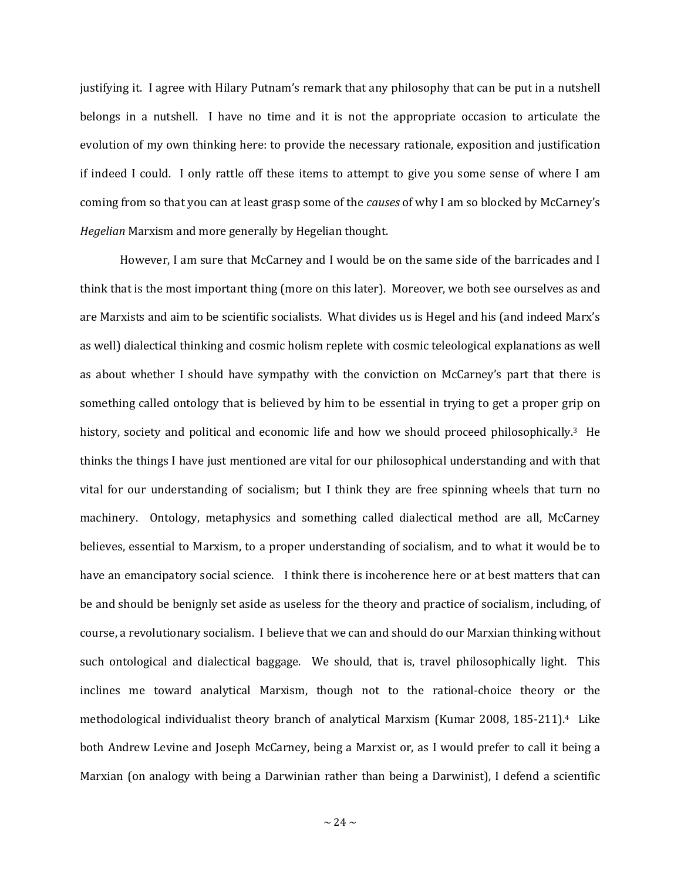justifying it. I agree with Hilary Putnam's remark that any philosophy that can be put in a nutshell belongs in a nutshell. I have no time and it is not the appropriate occasion to articulate the evolution of my own thinking here: to provide the necessary rationale, exposition and justification if indeed I could. I only rattle off these items to attempt to give you some sense of where I am coming from so that you can at least grasp some of the *causes* of why I am so blocked by McCarney's *Hegelian* Marxism and more generally by Hegelian thought.

However, I am sure that McCarney and I would be on the same side of the barricades and I think that is the most important thing (more on this later). Moreover, we both see ourselves as and are Marxists and aim to be scientific socialists. What divides us is Hegel and his (and indeed Marx's as well) dialectical thinking and cosmic holism replete with cosmic teleological explanations as well as about whether I should have sympathy with the conviction on McCarney's part that there is something called ontology that is believed by him to be essential in trying to get a proper grip on history, society and political and economic life and how we should proceed philosophically.[3] He thinks the things I have just mentioned are vital for our philosophical understanding and with that vital for our understanding of socialism; but I think they are free spinning wheels that turn no machinery. Ontology, metaphysics and something called dialectical method are all, McCarney believes, essential to Marxism, to a proper understanding of socialism, and to what it would be to have an emancipatory social science. I think there is incoherence here or at best matters that can be and should be benignly set aside as useless for the theory and practice of socialism, including, of course, a revolutionary socialism. I believe that we can and should do our Marxian thinking without such ontological and dialectical baggage. We should, that is, travel philosophically light. This inclines me toward analytical Marxism, though not to the rational-choice theory or the methodological individualist theory branch of analytical Marxism (Kumar 2008, 185-211).[4] Like both Andrew Levine and Joseph McCarney, being a Marxist or, as I would prefer to call it being a Marxian (on analogy with being a Darwinian rather than being a Darwinist), I defend a scientific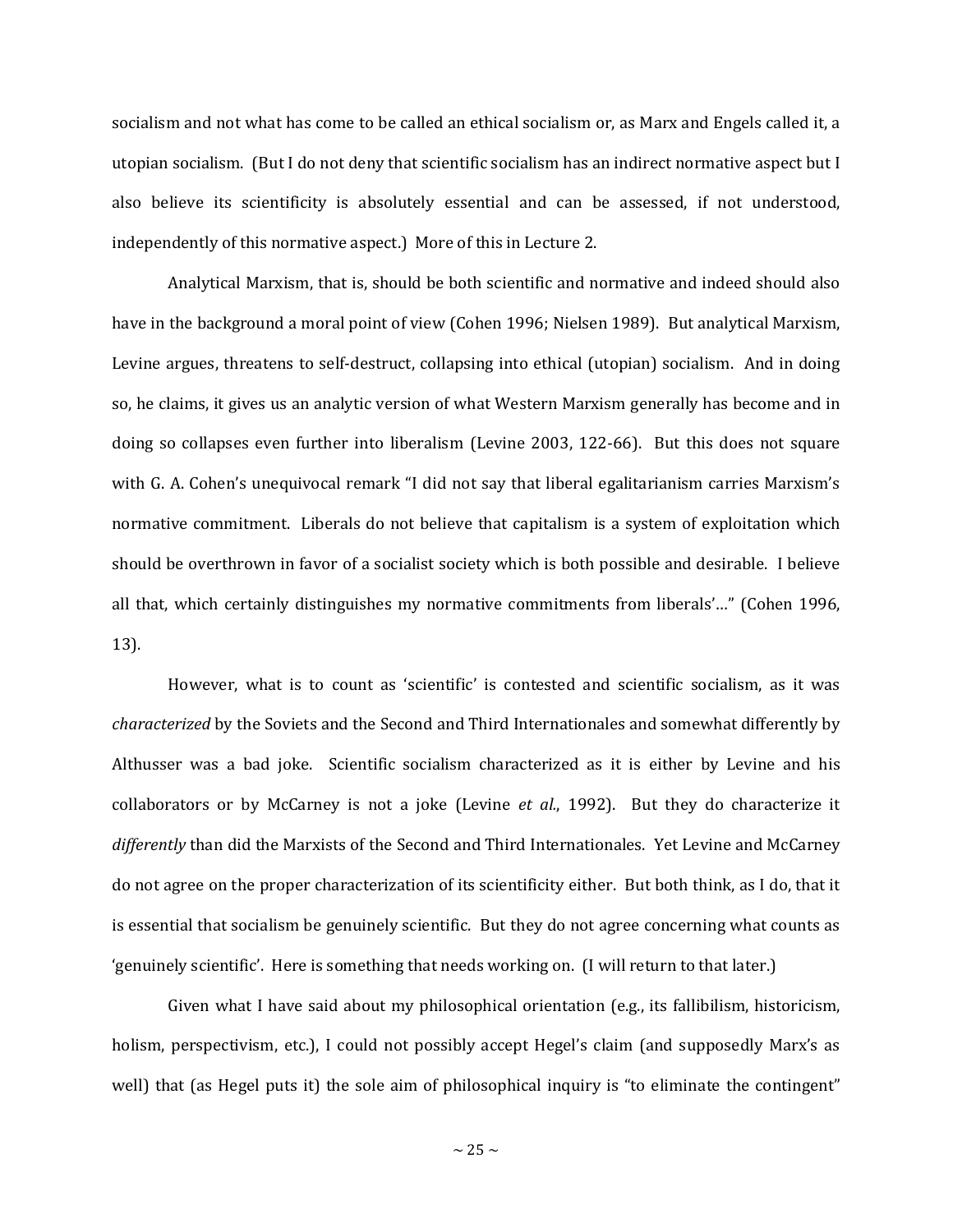socialism and not what has come to be called an ethical socialism or, as Marx and Engels called it, a utopian socialism. (But I do not deny that scientific socialism has an indirect normative aspect but I also believe its scientificity is absolutely essential and can be assessed, if not understood, independently of this normative aspect.) More of this in Lecture 2.

Analytical Marxism, that is, should be both scientific and normative and indeed should also have in the background a moral point of view (Cohen 1996; Nielsen 1989). But analytical Marxism, Levine argues, threatens to self-destruct, collapsing into ethical (utopian) socialism. And in doing so, he claims, it gives us an analytic version of what Western Marxism generally has become and in doing so collapses even further into liberalism (Levine 2003, 122-66). But this does not square with G. A. Cohen's unequivocal remark "I did not say that liberal egalitarianism carries Marxism's normative commitment. Liberals do not believe that capitalism is a system of exploitation which should be overthrown in favor of a socialist society which is both possible and desirable. I believe all that, which certainly distinguishes my normative commitments from liberals'…" (Cohen 1996, 13).

However, what is to count as 'scientific' is contested and scientific socialism, as it was *characterized* by the Soviets and the Second and Third Internationales and somewhat differently by Althusser was a bad joke. Scientific socialism characterized as it is either by Levine and his collaborators or by McCarney is not a joke (Levine *et al.*, 1992). But they do characterize it *differently* than did the Marxists of the Second and Third Internationales. Yet Levine and McCarney do not agree on the proper characterization of its scientificity either. But both think, as I do, that it is essential that socialism be genuinely scientific. But they do not agree concerning what counts as 'genuinely scientific'. Here is something that needs working on. (I will return to that later.)

Given what I have said about my philosophical orientation (e.g., its fallibilism, historicism, holism, perspectivism, etc.), I could not possibly accept Hegel's claim (and supposedly Marx's as well) that (as Hegel puts it) the sole aim of philosophical inquiry is "to eliminate the contingent"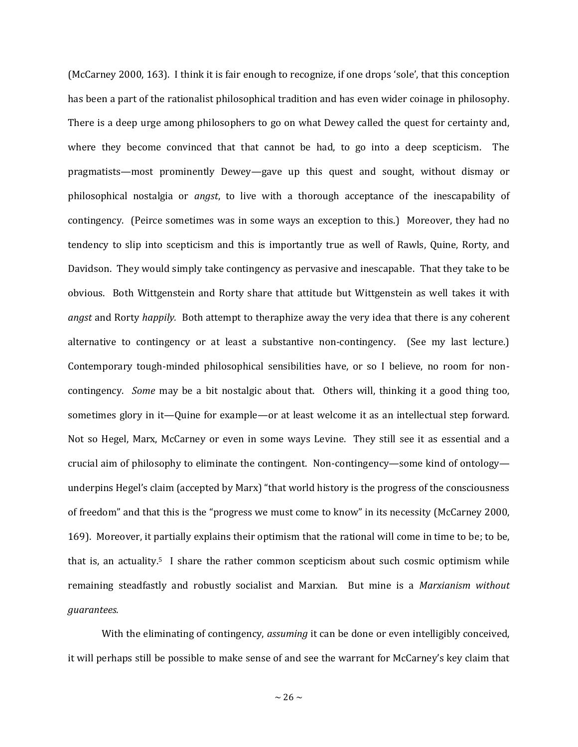(McCarney 2000, 163). I think it is fair enough to recognize, if one drops 'sole', that this conception has been a part of the rationalist philosophical tradition and has even wider coinage in philosophy. There is a deep urge among philosophers to go on what Dewey called the quest for certainty and, where they become convinced that that cannot be had, to go into a deep scepticism. The pragmatists—most prominently Dewey—gave up this quest and sought, without dismay or philosophical nostalgia or *angst*, to live with a thorough acceptance of the inescapability of contingency. (Peirce sometimes was in some ways an exception to this.) Moreover, they had no tendency to slip into scepticism and this is importantly true as well of Rawls, Quine, Rorty, and Davidson. They would simply take contingency as pervasive and inescapable. That they take to be obvious. Both Wittgenstein and Rorty share that attitude but Wittgenstein as well takes it with *angst* and Rorty *happily.* Both attempt to theraphize away the very idea that there is any coherent alternative to contingency or at least a substantive non-contingency. (See my last lecture.) Contemporary tough-minded philosophical sensibilities have, or so I believe, no room for non-contingency. *Some* may be a bit nostalgic about that. Others will, thinking it a good thing too, sometimes glory in it—Quine for example—or at least welcome it as an intellectual step forward. Not so Hegel, Marx, McCarney or even in some ways Levine. They still see it as essential and a crucial aim of philosophy to eliminate the contingent. Non-contingency—some kind of ontology—underpins Hegel's claim (accepted by Marx) "that world history is the progress of the consciousness of freedom" and that this is the "progress we must come to know" in its necessity (McCarney 2000, 169). Moreover, it partially explains their optimism that the rational will come in time to be; to be, that is, an actuality.[5] I share the rather common scepticism about such cosmic optimism while remaining steadfastly and robustly socialist and Marxian. But mine is a *Marxianism without guarantees.*

With the eliminating of contingency, *assuming* it can be done or even intelligibly conceived, it will perhaps still be possible to make sense of and see the warrant for McCarney's key claim that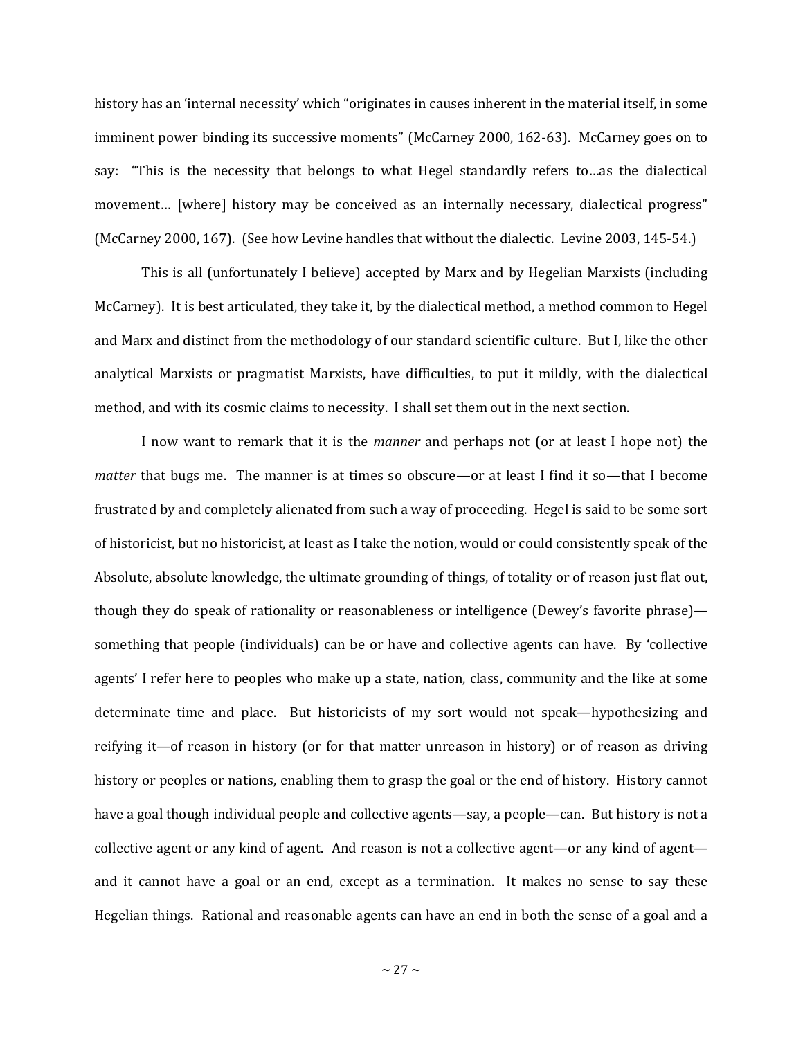history has an 'internal necessity' which "originates in causes inherent in the material itself, in some imminent power binding its successive moments" (McCarney 2000, 162-63). McCarney goes on to say: "This is the necessity that belongs to what Hegel standardly refers to…as the dialectical movement… [where] history may be conceived as an internally necessary, dialectical progress" (McCarney 2000, 167). (See how Levine handles that without the dialectic. Levine 2003, 145-54.)

This is all (unfortunately I believe) accepted by Marx and by Hegelian Marxists (including McCarney). It is best articulated, they take it, by the dialectical method, a method common to Hegel and Marx and distinct from the methodology of our standard scientific culture. But I, like the other analytical Marxists or pragmatist Marxists, have difficulties, to put it mildly, with the dialectical method, and with its cosmic claims to necessity. I shall set them out in the next section.

I now want to remark that it is the *manner* and perhaps not (or at least I hope not) the *matter* that bugs me. The manner is at times so obscure—or at least I find it so—that I become frustrated by and completely alienated from such a way of proceeding. Hegel is said to be some sort of historicist, but no historicist, at least as I take the notion, would or could consistently speak of the Absolute, absolute knowledge, the ultimate grounding of things, of totality or of reason just flat out, though they do speak of rationality or reasonableness or intelligence (Dewey's favorite phrase)—something that people (individuals) can be or have and collective agents can have. By 'collective agents' I refer here to peoples who make up a state, nation, class, community and the like at some determinate time and place. But historicists of my sort would not speak—hypothesizing and reifying it—of reason in history (or for that matter unreason in history) or of reason as driving history or peoples or nations, enabling them to grasp the goal or the end of history. History cannot have a goal though individual people and collective agents—say, a people—can. But history is not a collective agent or any kind of agent. And reason is not a collective agent—or any kind of agent—and it cannot have a goal or an end, except as a termination. It makes no sense to say these Hegelian things. Rational and reasonable agents can have an end in both the sense of a goal and a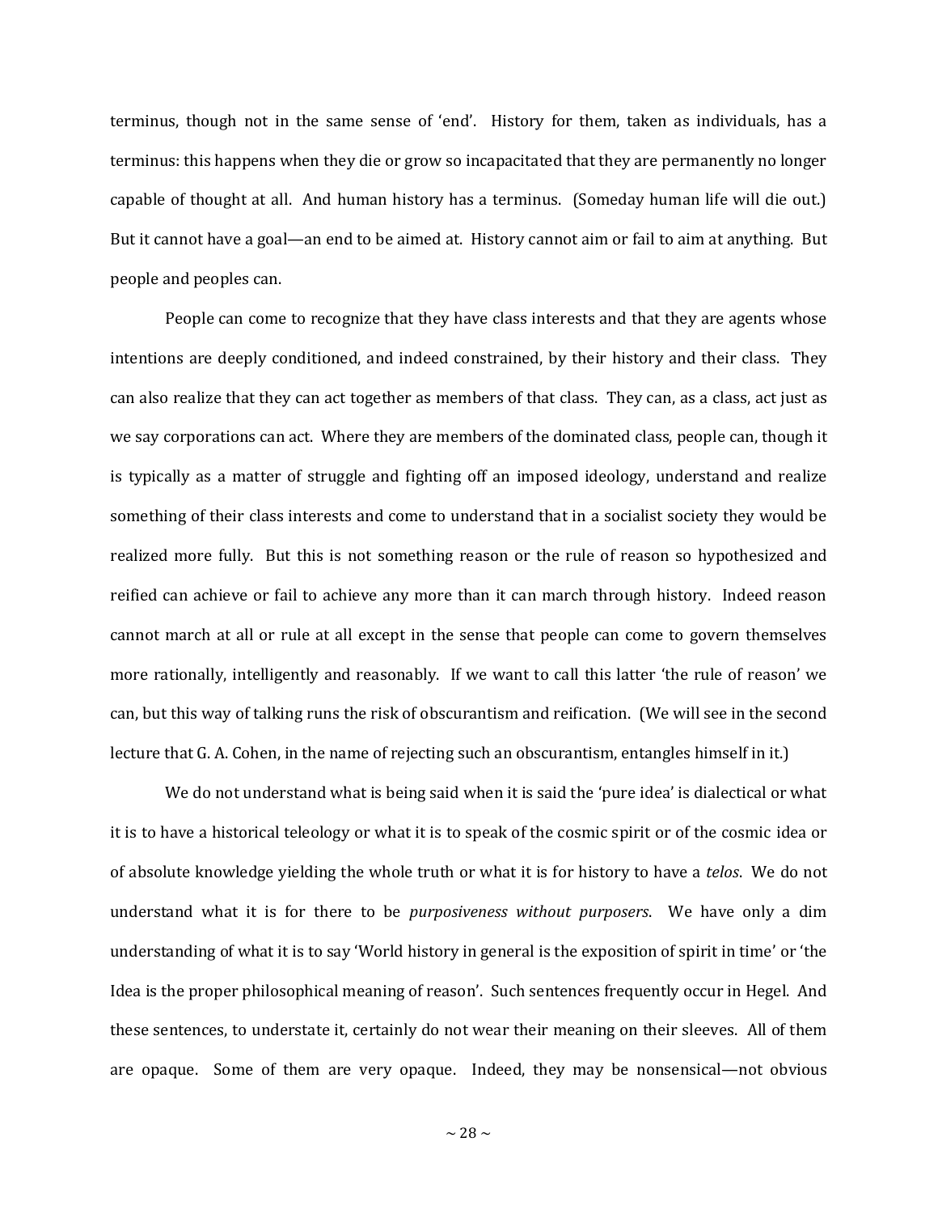terminus, though not in the same sense of 'end'. History for them, taken as individuals, has a terminus: this happens when they die or grow so incapacitated that they are permanently no longer capable of thought at all. And human history has a terminus. (Someday human life will die out.) But it cannot have a goal—an end to be aimed at. History cannot aim or fail to aim at anything. But people and peoples can.

People can come to recognize that they have class interests and that they are agents whose intentions are deeply conditioned, and indeed constrained, by their history and their class. They can also realize that they can act together as members of that class. They can, as a class, act just as we say corporations can act. Where they are members of the dominated class, people can, though it is typically as a matter of struggle and fighting off an imposed ideology, understand and realize something of their class interests and come to understand that in a socialist society they would be realized more fully. But this is not something reason or the rule of reason so hypothesized and reified can achieve or fail to achieve any more than it can march through history. Indeed reason cannot march at all or rule at all except in the sense that people can come to govern themselves more rationally, intelligently and reasonably. If we want to call this latter 'the rule of reason' we can, but this way of talking runs the risk of obscurantism and reification. (We will see in the second lecture that G. A. Cohen, in the name of rejecting such an obscurantism, entangles himself in it.)

We do not understand what is being said when it is said the 'pure idea' is dialectical or what it is to have a historical teleology or what it is to speak of the cosmic spirit or of the cosmic idea or of absolute knowledge yielding the whole truth or what it is for history to have a *telos*. We do not understand what it is for there to be *purposiveness without purposers*. We have only a dim understanding of what it is to say 'World history in general is the exposition of spirit in time' or 'the Idea is the proper philosophical meaning of reason'. Such sentences frequently occur in Hegel. And these sentences, to understate it, certainly do not wear their meaning on their sleeves. All of them are opaque. Some of them are very opaque. Indeed, they may be nonsensical—not obvious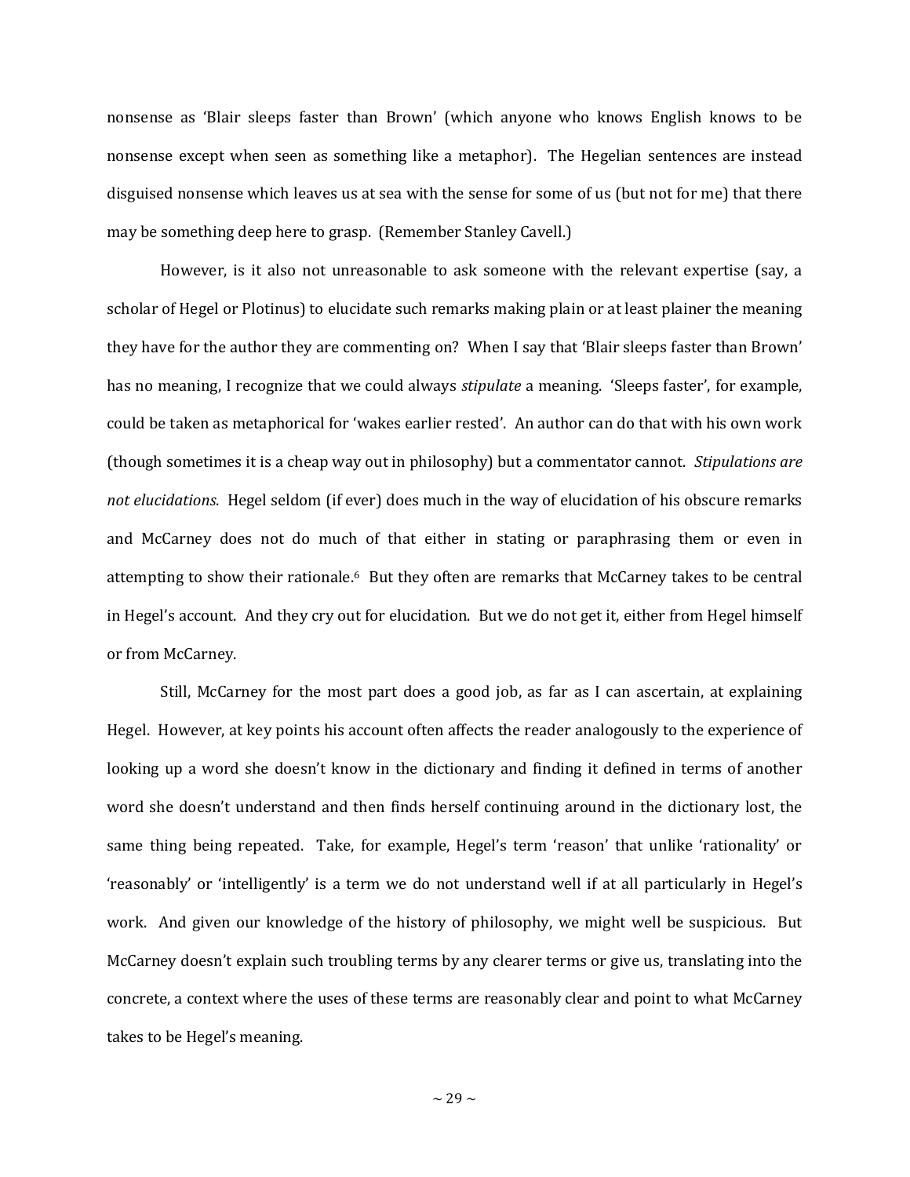nonsense as 'Blair sleeps faster than Brown' (which anyone who knows English knows to be nonsense except when seen as something like a metaphor). The Hegelian sentences are instead disguised nonsense which leaves us at sea with the sense for some of us (but not for me) that there may be something deep here to grasp. (Remember Stanley Cavell.)

However, is it also not unreasonable to ask someone with the relevant expertise (say, a scholar of Hegel or Plotinus) to elucidate such remarks making plain or at least plainer the meaning they have for the author they are commenting on? When I say that 'Blair sleeps faster than Brown' has no meaning, I recognize that we could always *stipulate* a meaning. 'Sleeps faster', for example, could be taken as metaphorical for 'wakes earlier rested'. An author can do that with his own work (though sometimes it is a cheap way out in philosophy) but a commentator cannot. *Stipulations are not elucidations*. Hegel seldom (if ever) does much in the way of elucidation of his obscure remarks and McCarney does not do much of that either in stating or paraphrasing them or even in attempting to show their rationale.[6] But they often are remarks that McCarney takes to be central in Hegel's account. And they cry out for elucidation. But we do not get it, either from Hegel himself or from McCarney.

Still, McCarney for the most part does a good job, as far as I can ascertain, at explaining Hegel. However, at key points his account often affects the reader analogously to the experience of looking up a word she doesn't know in the dictionary and finding it defined in terms of another word she doesn't understand and then finds herself continuing around in the dictionary lost, the same thing being repeated. Take, for example, Hegel's term 'reason' that unlike 'rationality' or 'reasonably' or 'intelligently' is a term we do not understand well if at all particularly in Hegel's work. And given our knowledge of the history of philosophy, we might well be suspicious. But McCarney doesn't explain such troubling terms by any clearer terms or give us, translating into the concrete, a context where the uses of these terms are reasonably clear and point to what McCarney takes to be Hegel's meaning.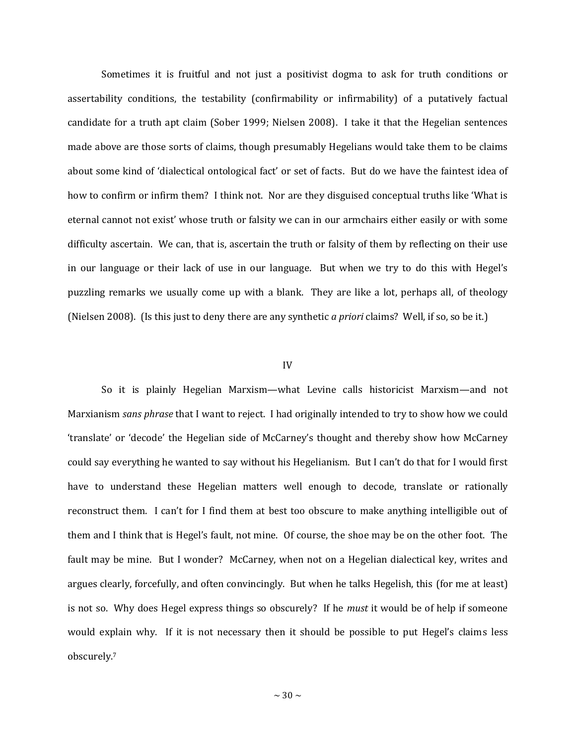Sometimes it is fruitful and not just a positivist dogma to ask for truth conditions or assertability conditions, the testability (confirmability or infirmability) of a putatively factual candidate for a truth apt claim (Sober 1999; Nielsen 2008). I take it that the Hegelian sentences made above are those sorts of claims, though presumably Hegelians would take them to be claims about some kind of 'dialectical ontological fact' or set of facts. But do we have the faintest idea of how to confirm or infirm them? I think not. Nor are they disguised conceptual truths like 'What is eternal cannot not exist' whose truth or falsity we can in our armchairs either easily or with some difficulty ascertain. We can, that is, ascertain the truth or falsity of them by reflecting on their use in our language or their lack of use in our language. But when we try to do this with Hegel's puzzling remarks we usually come up with a blank. They are like a lot, perhaps all, of theology (Nielsen 2008). (Is this just to deny there are any synthetic *a priori* claims? Well, if so, so be it.)

## IV

So it is plainly Hegelian Marxism—what Levine calls historicist Marxism—and not Marxianism *sans phrase* that I want to reject. I had originally intended to try to show how we could 'translate' or 'decode' the Hegelian side of McCarney's thought and thereby show how McCarney could say everything he wanted to say without his Hegelianism. But I can't do that for I would first have to understand these Hegelian matters well enough to decode, translate or rationally reconstruct them. I can't for I find them at best too obscure to make anything intelligible out of them and I think that is Hegel's fault, not mine. Of course, the shoe may be on the other foot. The fault may be mine. But I wonder? McCarney, when not on a Hegelian dialectical key, writes and argues clearly, forcefully, and often convincingly. But when he talks Hegelish, this (for me at least) is not so. Why does Hegel express things so obscurely? If he *must* it would be of help if someone would explain why. If it is not necessary then it should be possible to put Hegel's claims less obscurely.[7]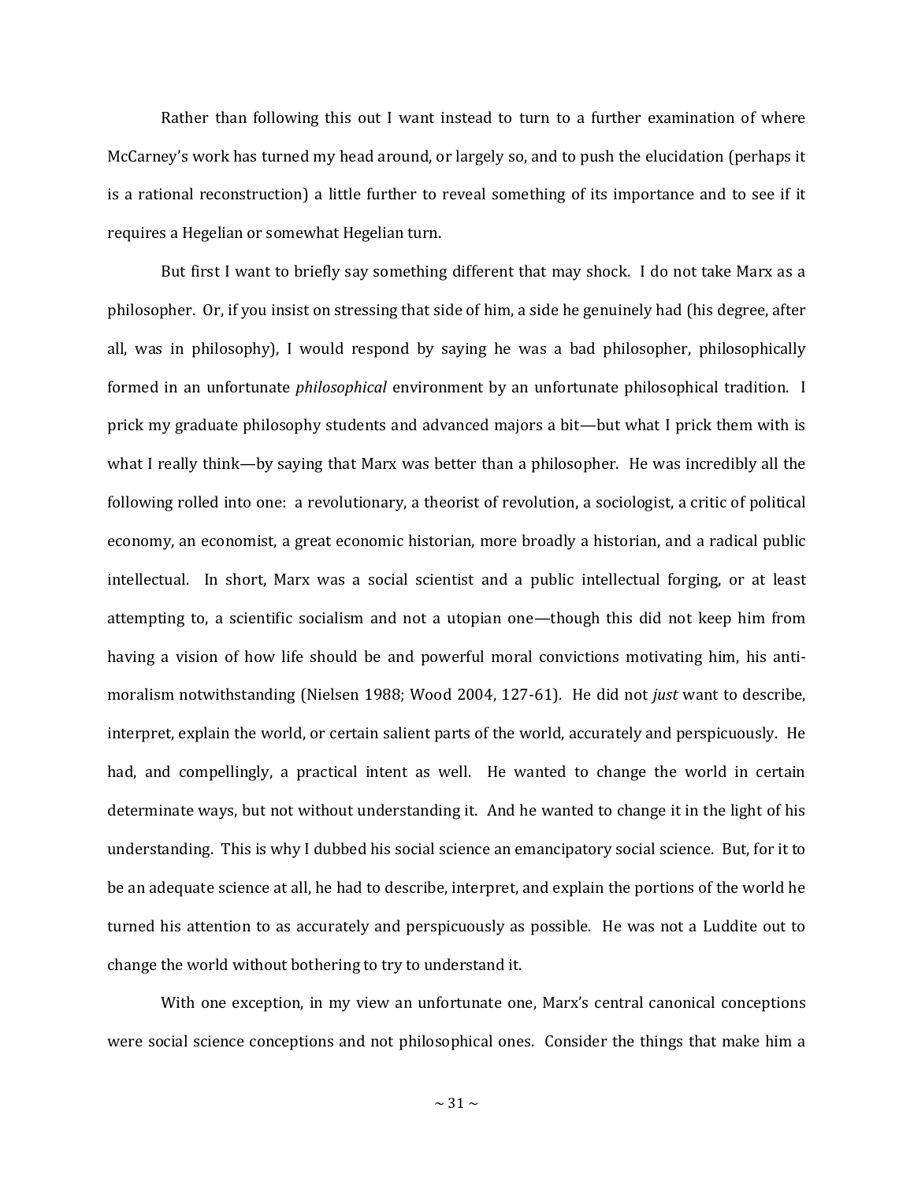Rather than following this out I want instead to turn to a further examination of where McCarney's work has turned my head around, or largely so, and to push the elucidation (perhaps it is a rational reconstruction) a little further to reveal something of its importance and to see if it requires a Hegelian or somewhat Hegelian turn.

But first I want to briefly say something different that may shock. I do not take Marx as a philosopher. Or, if you insist on stressing that side of him, a side he genuinely had (his degree, after all, was in philosophy), I would respond by saying he was a bad philosopher, philosophically formed in an unfortunate *philosophical* environment by an unfortunate philosophical tradition. I prick my graduate philosophy students and advanced majors a bit—but what I prick them with is what I really think—by saying that Marx was better than a philosopher. He was incredibly all the following rolled into one: a revolutionary, a theorist of revolution, a sociologist, a critic of political economy, an economist, a great economic historian, more broadly a historian, and a radical public intellectual. In short, Marx was a social scientist and a public intellectual forging, or at least attempting to, a scientific socialism and not a utopian one—though this did not keep him from having a vision of how life should be and powerful moral convictions motivating him, his anti-moralism notwithstanding (Nielsen 1988; Wood 2004, 127-61). He did not *just* want to describe, interpret, explain the world, or certain salient parts of the world, accurately and perspicuously. He had, and compellingly, a practical intent as well. He wanted to change the world in certain determinate ways, but not without understanding it. And he wanted to change it in the light of his understanding. This is why I dubbed his social science an emancipatory social science. But, for it to be an adequate science at all, he had to describe, interpret, and explain the portions of the world he turned his attention to as accurately and perspicuously as possible. He was not a Luddite out to change the world without bothering to try to understand it.

With one exception, in my view an unfortunate one, Marx's central canonical conceptions were social science conceptions and not philosophical ones. Consider the things that make him a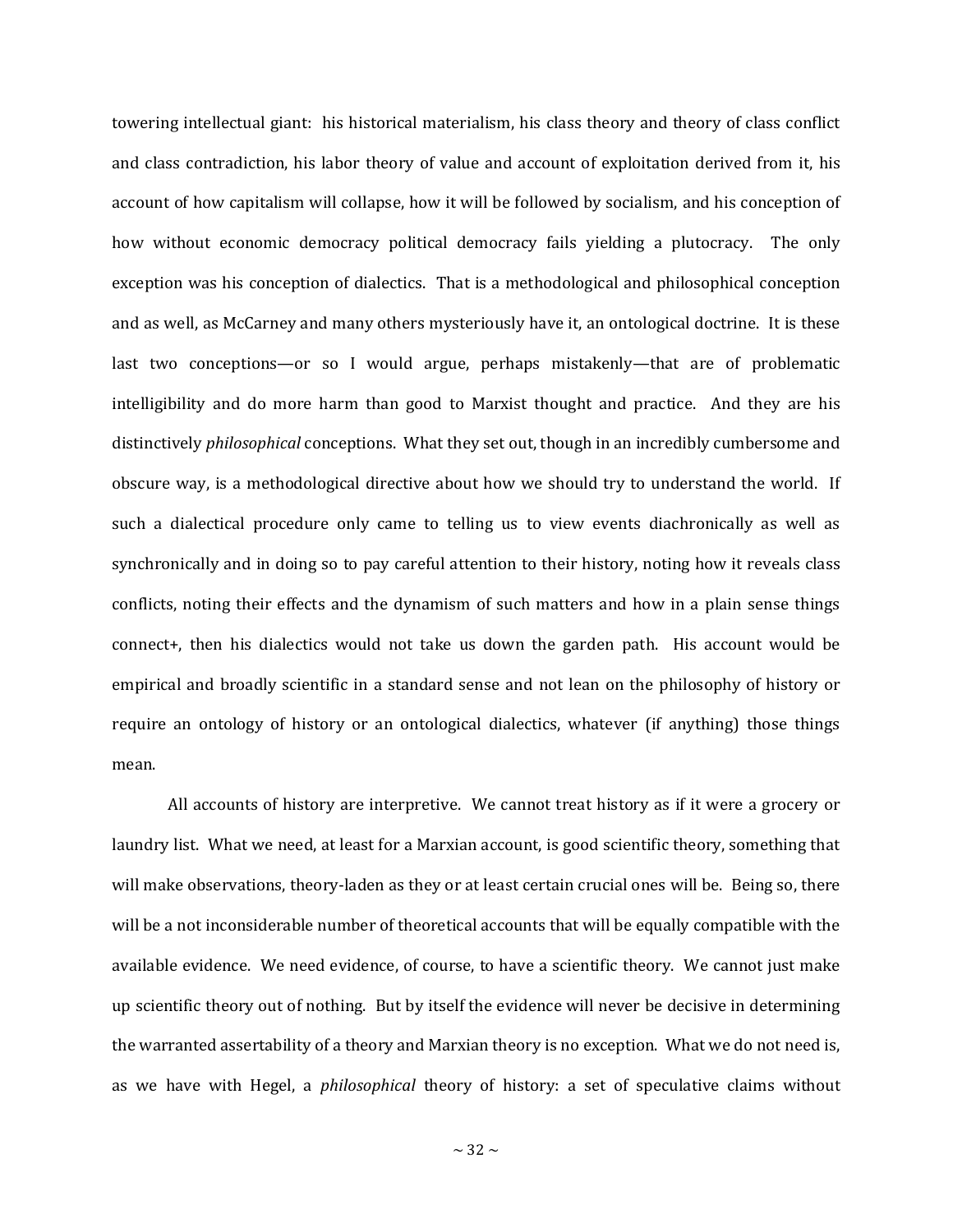towering intellectual giant: his historical materialism, his class theory and theory of class conflict and class contradiction, his labor theory of value and account of exploitation derived from it, his account of how capitalism will collapse, how it will be followed by socialism, and his conception of how without economic democracy political democracy fails yielding a plutocracy. The only exception was his conception of dialectics. That is a methodological and philosophical conception and as well, as McCarney and many others mysteriously have it, an ontological doctrine. It is these last two conceptions—or so I would argue, perhaps mistakenly—that are of problematic intelligibility and do more harm than good to Marxist thought and practice. And they are his distinctively *philosophical* conceptions. What they set out, though in an incredibly cumbersome and obscure way, is a methodological directive about how we should try to understand the world. If such a dialectical procedure only came to telling us to view events diachronically as well as synchronically and in doing so to pay careful attention to their history, noting how it reveals class conflicts, noting their effects and the dynamism of such matters and how in a plain sense things connect+, then his dialectics would not take us down the garden path. His account would be empirical and broadly scientific in a standard sense and not lean on the philosophy of history or require an ontology of history or an ontological dialectics, whatever (if anything) those things mean.

All accounts of history are interpretive. We cannot treat history as if it were a grocery or laundry list. What we need, at least for a Marxian account, is good scientific theory, something that will make observations, theory-laden as they or at least certain crucial ones will be. Being so, there will be a not inconsiderable number of theoretical accounts that will be equally compatible with the available evidence. We need evidence, of course, to have a scientific theory. We cannot just make up scientific theory out of nothing. But by itself the evidence will never be decisive in determining the warranted assertability of a theory and Marxian theory is no exception. What we do not need is, as we have with Hegel, a *philosophical* theory of history: a set of speculative claims without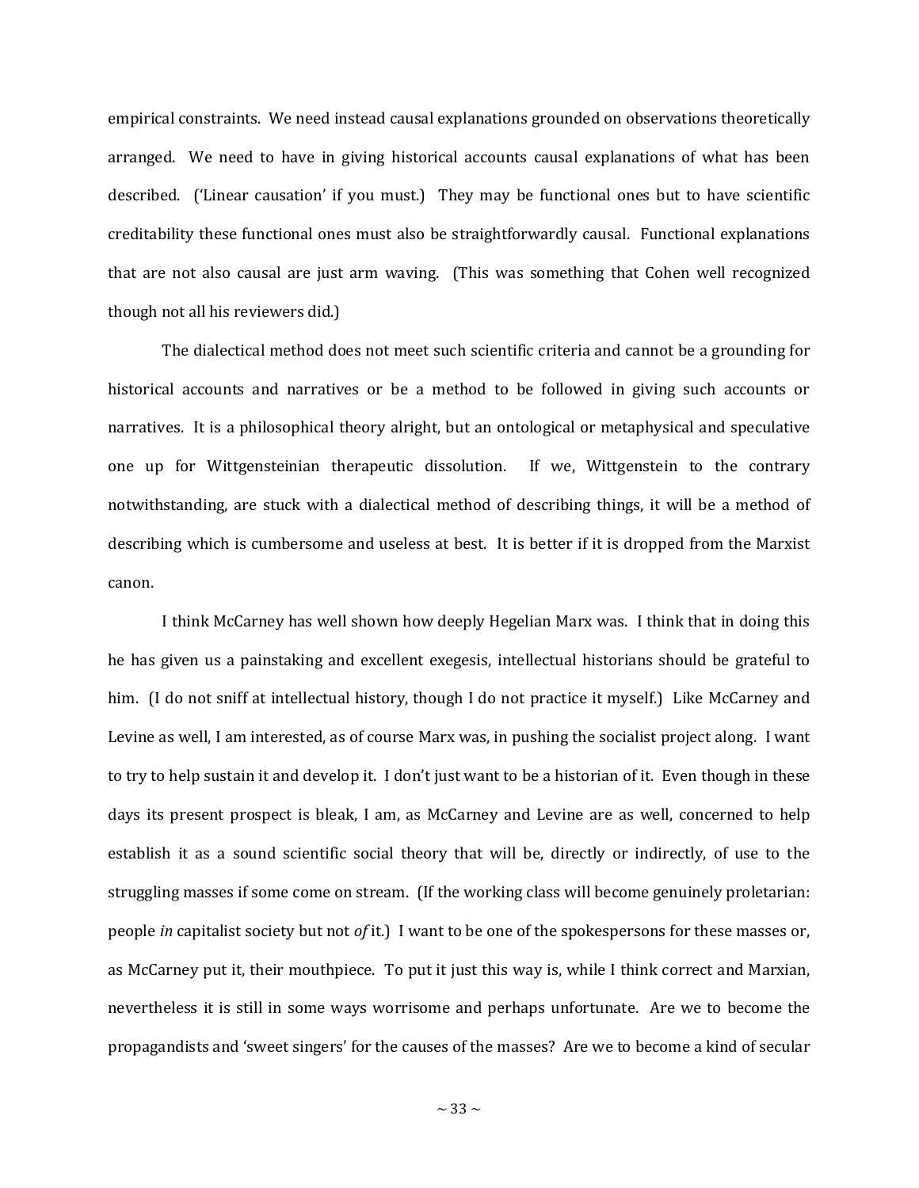empirical constraints. We need instead causal explanations grounded on observations theoretically arranged. We need to have in giving historical accounts causal explanations of what has been described. ('Linear causation' if you must.) They may be functional ones but to have scientific creditability these functional ones must also be straightforwardly causal. Functional explanations that are not also causal are just arm waving. (This was something that Cohen well recognized though not all his reviewers did.)

The dialectical method does not meet such scientific criteria and cannot be a grounding for historical accounts and narratives or be a method to be followed in giving such accounts or narratives. It is a philosophical theory alright, but an ontological or metaphysical and speculative one up for Wittgensteinian therapeutic dissolution. If we, Wittgenstein to the contrary notwithstanding, are stuck with a dialectical method of describing things, it will be a method of describing which is cumbersome and useless at best. It is better if it is dropped from the Marxist canon.

I think McCarney has well shown how deeply Hegelian Marx was. I think that in doing this he has given us a painstaking and excellent exegesis, intellectual historians should be grateful to him. (I do not sniff at intellectual history, though I do not practice it myself.) Like McCarney and Levine as well, I am interested, as of course Marx was, in pushing the socialist project along. I want to try to help sustain it and develop it. I don't just want to be a historian of it. Even though in these days its present prospect is bleak, I am, as McCarney and Levine are as well, concerned to help establish it as a sound scientific social theory that will be, directly or indirectly, of use to the struggling masses if some come on stream. (If the working class will become genuinely proletarian: people *in* capitalist society but not *of* it.) I want to be one of the spokespersons for these masses or, as McCarney put it, their mouthpiece. To put it just this way is, while I think correct and Marxian, nevertheless it is still in some ways worrisome and perhaps unfortunate. Are we to become the propagandists and 'sweet singers' for the causes of the masses? Are we to become a kind of secular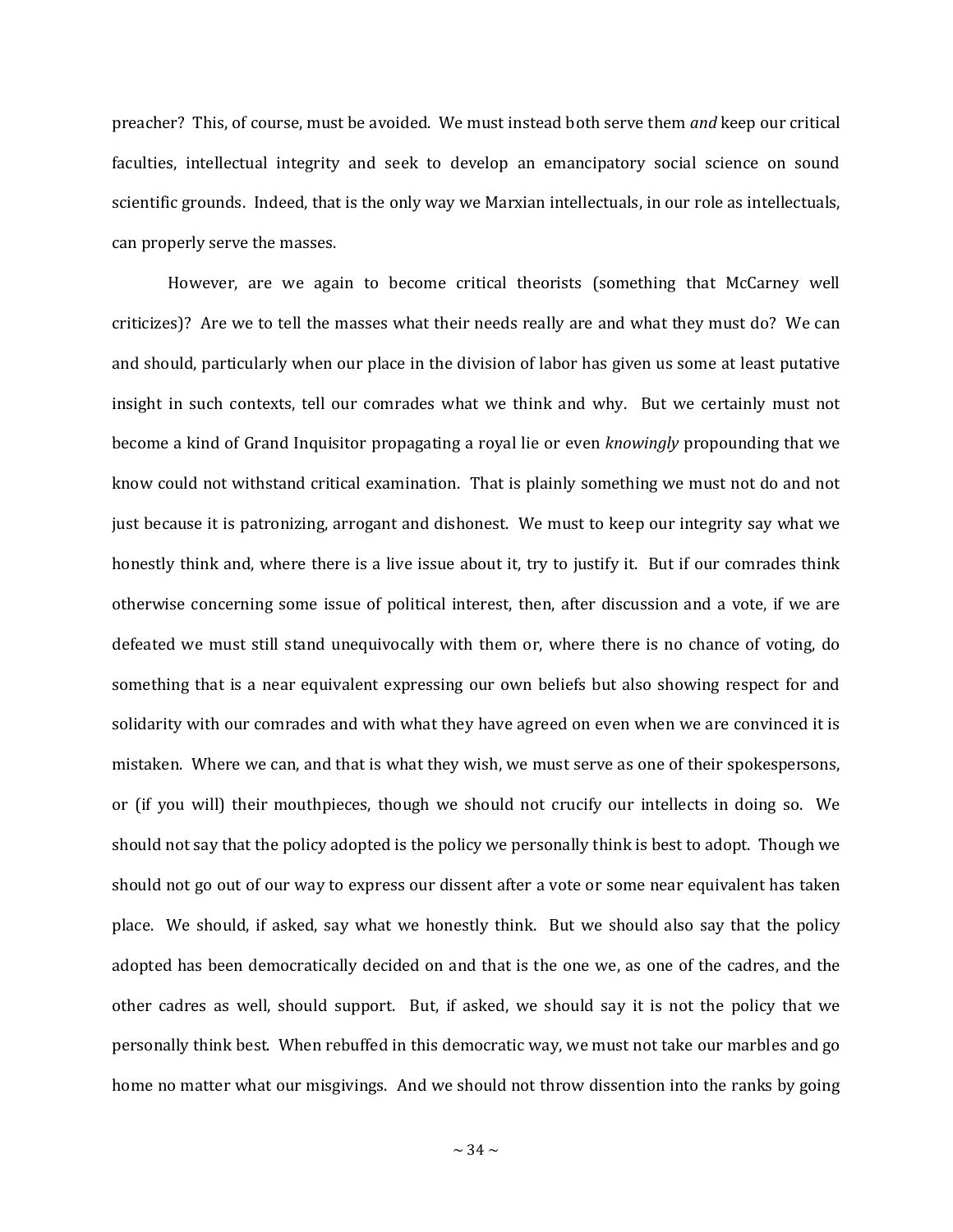preacher? This, of course, must be avoided. We must instead both serve them *and* keep our critical faculties, intellectual integrity and seek to develop an emancipatory social science on sound scientific grounds. Indeed, that is the only way we Marxian intellectuals, in our role as intellectuals, can properly serve the masses.

However, are we again to become critical theorists (something that McCarney well criticizes)? Are we to tell the masses what their needs really are and what they must do? We can and should, particularly when our place in the division of labor has given us some at least putative insight in such contexts, tell our comrades what we think and why. But we certainly must not become a kind of Grand Inquisitor propagating a royal lie or even *knowingly* propounding that we know could not withstand critical examination. That is plainly something we must not do and not just because it is patronizing, arrogant and dishonest. We must to keep our integrity say what we honestly think and, where there is a live issue about it, try to justify it. But if our comrades think otherwise concerning some issue of political interest, then, after discussion and a vote, if we are defeated we must still stand unequivocally with them or, where there is no chance of voting, do something that is a near equivalent expressing our own beliefs but also showing respect for and solidarity with our comrades and with what they have agreed on even when we are convinced it is mistaken. Where we can, and that is what they wish, we must serve as one of their spokespersons, or (if you will) their mouthpieces, though we should not crucify our intellects in doing so. We should not say that the policy adopted is the policy we personally think is best to adopt. Though we should not go out of our way to express our dissent after a vote or some near equivalent has taken place. We should, if asked, say what we honestly think. But we should also say that the policy adopted has been democratically decided on and that is the one we, as one of the cadres, and the other cadres as well, should support. But, if asked, we should say it is not the policy that we personally think best. When rebuffed in this democratic way, we must not take our marbles and go home no matter what our misgivings. And we should not throw dissention into the ranks by going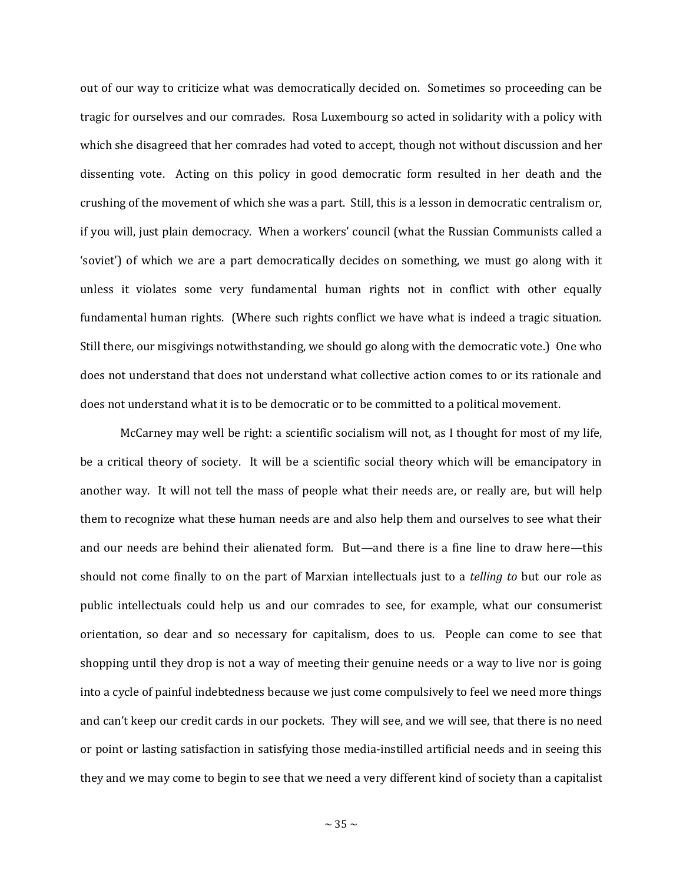out of our way to criticize what was democratically decided on. Sometimes so proceeding can be tragic for ourselves and our comrades. Rosa Luxembourg so acted in solidarity with a policy with which she disagreed that her comrades had voted to accept, though not without discussion and her dissenting vote. Acting on this policy in good democratic form resulted in her death and the crushing of the movement of which she was a part. Still, this is a lesson in democratic centralism or, if you will, just plain democracy. When a workers' council (what the Russian Communists called a 'soviet') of which we are a part democratically decides on something, we must go along with it unless it violates some very fundamental human rights not in conflict with other equally fundamental human rights. (Where such rights conflict we have what is indeed a tragic situation. Still there, our misgivings notwithstanding, we should go along with the democratic vote.) One who does not understand that does not understand what collective action comes to or its rationale and does not understand what it is to be democratic or to be committed to a political movement.

McCarney may well be right: a scientific socialism will not, as I thought for most of my life, be a critical theory of society. It will be a scientific social theory which will be emancipatory in another way. It will not tell the mass of people what their needs are, or really are, but will help them to recognize what these human needs are and also help them and ourselves to see what their and our needs are behind their alienated form. But—and there is a fine line to draw here—this should not come finally to on the part of Marxian intellectuals just to a *telling to* but our role as public intellectuals could help us and our comrades to see, for example, what our consumerist orientation, so dear and so necessary for capitalism, does to us. People can come to see that shopping until they drop is not a way of meeting their genuine needs or a way to live nor is going into a cycle of painful indebtedness because we just come compulsively to feel we need more things and can't keep our credit cards in our pockets. They will see, and we will see, that there is no need or point or lasting satisfaction in satisfying those media-instilled artificial needs and in seeing this they and we may come to begin to see that we need a very different kind of society than a capitalist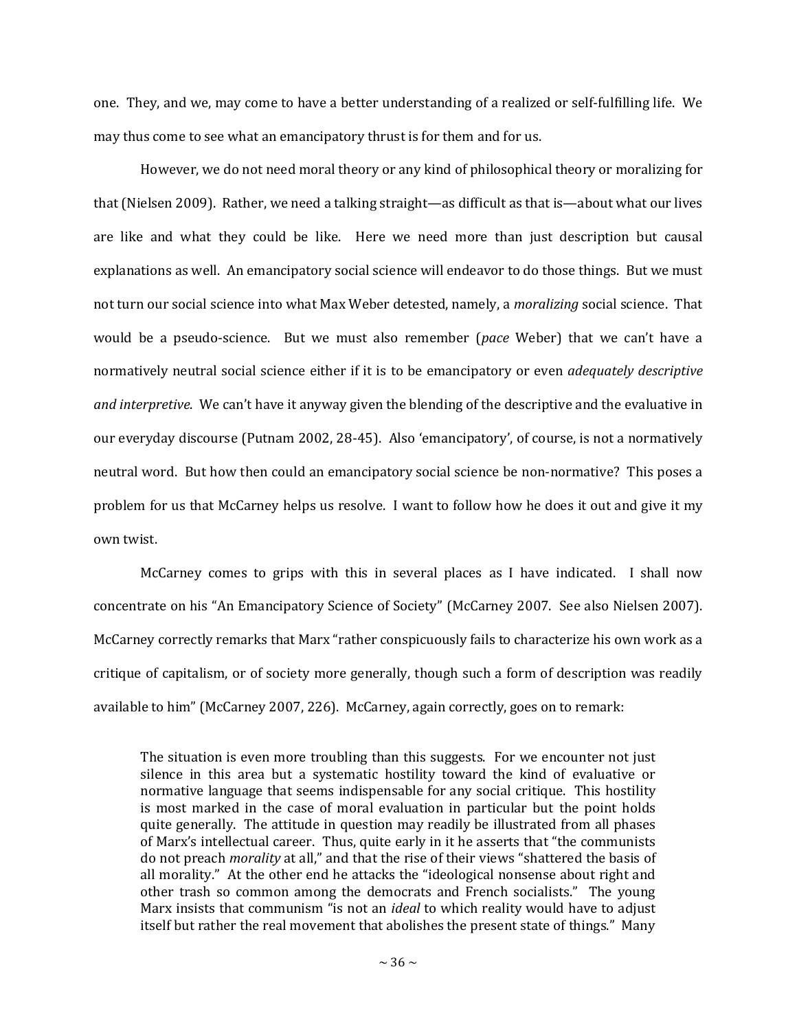one. They, and we, may come to have a better understanding of a realized or self-fulfilling life. We may thus come to see what an emancipatory thrust is for them and for us.

However, we do not need moral theory or any kind of philosophical theory or moralizing for that (Nielsen 2009). Rather, we need a talking straight—as difficult as that is—about what our lives are like and what they could be like. Here we need more than just description but causal explanations as well. An emancipatory social science will endeavor to do those things. But we must not turn our social science into what Max Weber detested, namely, a *moralizing* social science. That would be a pseudo-science. But we must also remember (*pace* Weber) that we can't have a normatively neutral social science either if it is to be emancipatory or even *adequately descriptive and interpretive*. We can't have it anyway given the blending of the descriptive and the evaluative in our everyday discourse (Putnam 2002, 28-45). Also 'emancipatory', of course, is not a normatively neutral word. But how then could an emancipatory social science be non-normative? This poses a problem for us that McCarney helps us resolve. I want to follow how he does it out and give it my own twist.

McCarney comes to grips with this in several places as I have indicated. I shall now concentrate on his "An Emancipatory Science of Society" (McCarney 2007. See also Nielsen 2007). McCarney correctly remarks that Marx "rather conspicuously fails to characterize his own work as a critique of capitalism, or of society more generally, though such a form of description was readily available to him" (McCarney 2007, 226). McCarney, again correctly, goes on to remark:

> The situation is even more troubling than this suggests. For we encounter not just silence in this area but a systematic hostility toward the kind of evaluative or normative language that seems indispensable for any social critique. This hostility is most marked in the case of moral evaluation in particular but the point holds quite generally. The attitude in question may readily be illustrated from all phases of Marx's intellectual career. Thus, quite early in it he asserts that "the communists do not preach *morality* at all," and that the rise of their views "shattered the basis of all morality." At the other end he attacks the "ideological nonsense about right and other trash so common among the democrats and French socialists." The young Marx insists that communism "is not an *ideal* to which reality would have to adjust itself but rather the real movement that abolishes the present state of things." Many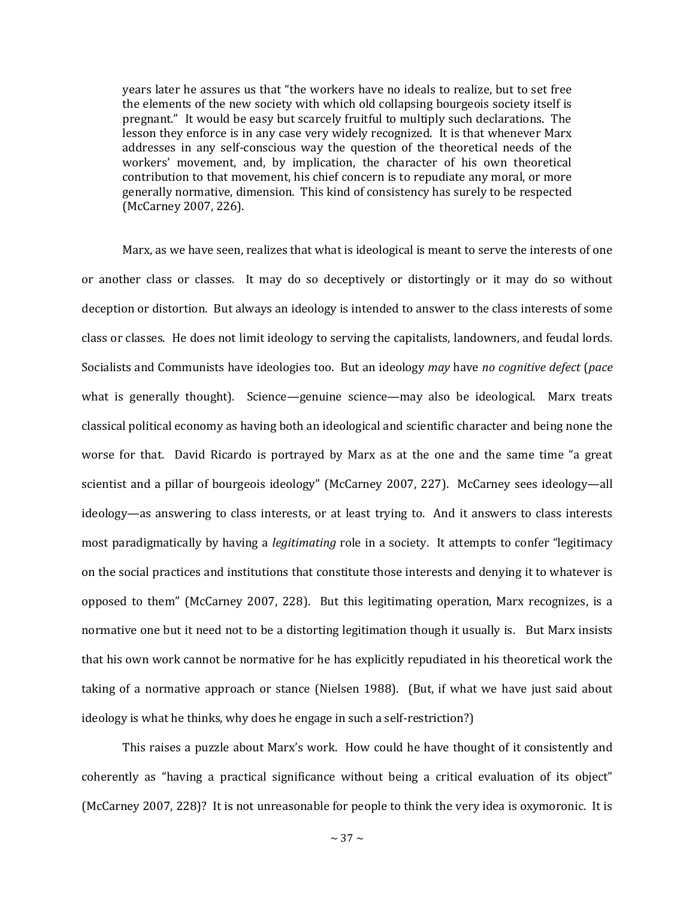> years later he assures us that "the workers have no ideals to realize, but to set free the elements of the new society with which old collapsing bourgeois society itself is pregnant." It would be easy but scarcely fruitful to multiply such declarations. The lesson they enforce is in any case very widely recognized. It is that whenever Marx addresses in any self-conscious way the question of the theoretical needs of the workers' movement, and, by implication, the character of his own theoretical contribution to that movement, his chief concern is to repudiate any moral, or more generally normative, dimension. This kind of consistency has surely to be respected (McCarney 2007, 226).

Marx, as we have seen, realizes that what is ideological is meant to serve the interests of one or another class or classes. It may do so deceptively or distortingly or it may do so without deception or distortion. But always an ideology is intended to answer to the class interests of some class or classes. He does not limit ideology to serving the capitalists, landowners, and feudal lords. Socialists and Communists have ideologies too. But an ideology *may* have *no cognitive defect* (*pace* what is generally thought). Science—genuine science—may also be ideological. Marx treats classical political economy as having both an ideological and scientific character and being none the worse for that. David Ricardo is portrayed by Marx as at the one and the same time "a great scientist and a pillar of bourgeois ideology" (McCarney 2007, 227). McCarney sees ideology—all ideology—as answering to class interests, or at least trying to. And it answers to class interests most paradigmatically by having a *legitimating* role in a society. It attempts to confer "legitimacy on the social practices and institutions that constitute those interests and denying it to whatever is opposed to them" (McCarney 2007, 228). But this legitimating operation, Marx recognizes, is a normative one but it need not to be a distorting legitimation though it usually is. But Marx insists that his own work cannot be normative for he has explicitly repudiated in his theoretical work the taking of a normative approach or stance (Nielsen 1988). (But, if what we have just said about ideology is what he thinks, why does he engage in such a self-restriction?)

This raises a puzzle about Marx's work. How could he have thought of it consistently and coherently as "having a practical significance without being a critical evaluation of its object" (McCarney 2007, 228)? It is not unreasonable for people to think the very idea is oxymoronic. It is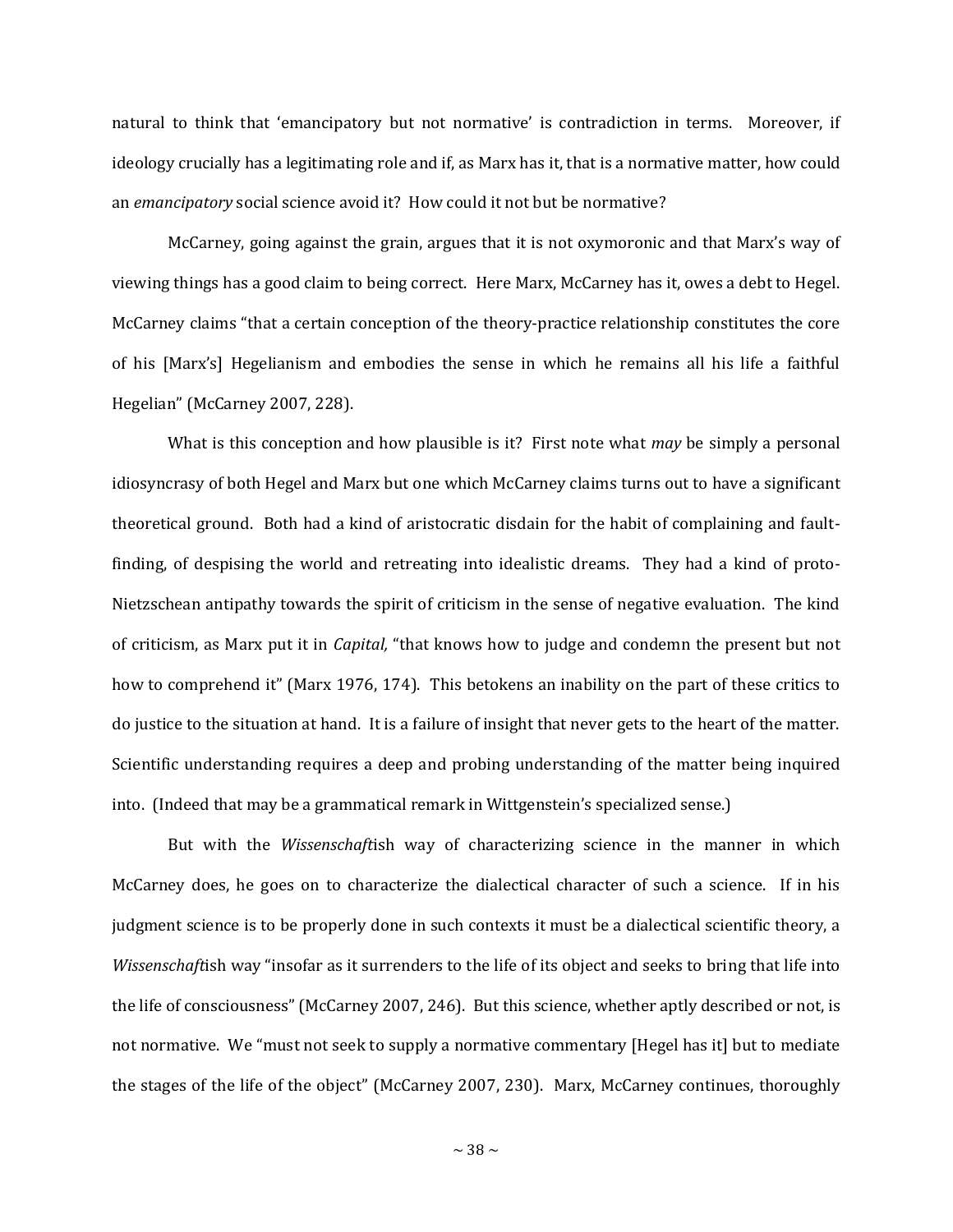natural to think that 'emancipatory but not normative' is contradiction in terms. Moreover, if ideology crucially has a legitimating role and if, as Marx has it, that is a normative matter, how could an *emancipatory* social science avoid it? How could it not but be normative?

McCarney, going against the grain, argues that it is not oxymoronic and that Marx's way of viewing things has a good claim to being correct. Here Marx, McCarney has it, owes a debt to Hegel. McCarney claims "that a certain conception of the theory-practice relationship constitutes the core of his [Marx's] Hegelianism and embodies the sense in which he remains all his life a faithful Hegelian" (McCarney 2007, 228).

What is this conception and how plausible is it? First note what *may* be simply a personal idiosyncrasy of both Hegel and Marx but one which McCarney claims turns out to have a significant theoretical ground. Both had a kind of aristocratic disdain for the habit of complaining and fault-finding, of despising the world and retreating into idealistic dreams. They had a kind of proto-Nietzschean antipathy towards the spirit of criticism in the sense of negative evaluation. The kind of criticism, as Marx put it in *Capital,* "that knows how to judge and condemn the present but not how to comprehend it" (Marx 1976, 174). This betokens an inability on the part of these critics to do justice to the situation at hand. It is a failure of insight that never gets to the heart of the matter. Scientific understanding requires a deep and probing understanding of the matter being inquired into. (Indeed that may be a grammatical remark in Wittgenstein's specialized sense.)

But with the *Wissenschaft*ish way of characterizing science in the manner in which McCarney does, he goes on to characterize the dialectical character of such a science. If in his judgment science is to be properly done in such contexts it must be a dialectical scientific theory, a *Wissenschaft*ish way "insofar as it surrenders to the life of its object and seeks to bring that life into the life of consciousness" (McCarney 2007, 246). But this science, whether aptly described or not, is not normative. We "must not seek to supply a normative commentary [Hegel has it] but to mediate the stages of the life of the object" (McCarney 2007, 230). Marx, McCarney continues, thoroughly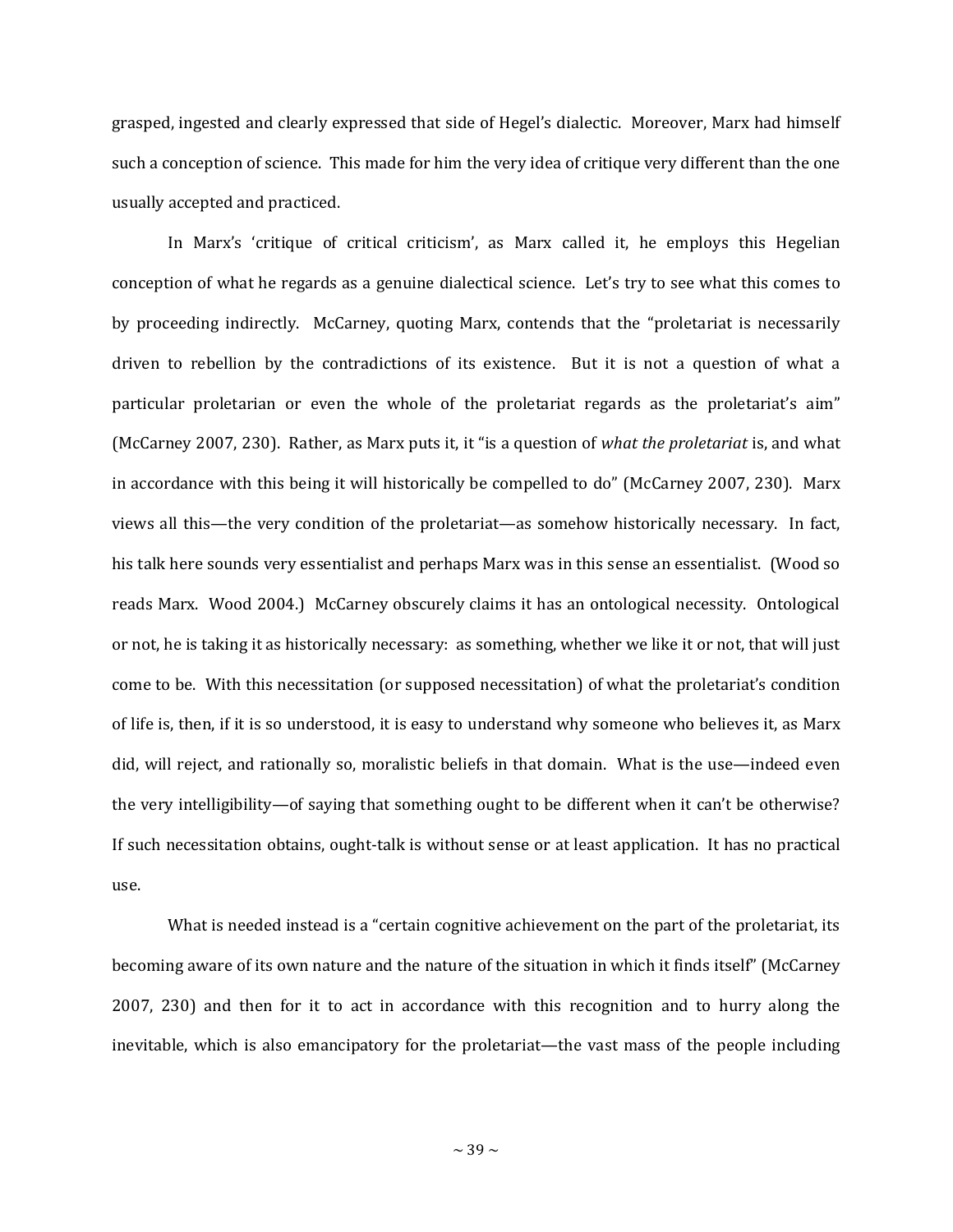grasped, ingested and clearly expressed that side of Hegel's dialectic. Moreover, Marx had himself such a conception of science. This made for him the very idea of critique very different than the one usually accepted and practiced.

In Marx's 'critique of critical criticism', as Marx called it, he employs this Hegelian conception of what he regards as a genuine dialectical science. Let's try to see what this comes to by proceeding indirectly. McCarney, quoting Marx, contends that the "proletariat is necessarily driven to rebellion by the contradictions of its existence. But it is not a question of what a particular proletarian or even the whole of the proletariat regards as the proletariat's aim" (McCarney 2007, 230). Rather, as Marx puts it, it "is a question of *what the proletariat* is, and what in accordance with this being it will historically be compelled to do" (McCarney 2007, 230). Marx views all this—the very condition of the proletariat—as somehow historically necessary. In fact, his talk here sounds very essentialist and perhaps Marx was in this sense an essentialist. (Wood so reads Marx. Wood 2004.) McCarney obscurely claims it has an ontological necessity. Ontological or not, he is taking it as historically necessary: as something, whether we like it or not, that will just come to be. With this necessitation (or supposed necessitation) of what the proletariat's condition of life is, then, if it is so understood, it is easy to understand why someone who believes it, as Marx did, will reject, and rationally so, moralistic beliefs in that domain. What is the use—indeed even the very intelligibility—of saying that something ought to be different when it can't be otherwise? If such necessitation obtains, ought-talk is without sense or at least application. It has no practical use.

What is needed instead is a "certain cognitive achievement on the part of the proletariat, its becoming aware of its own nature and the nature of the situation in which it finds itself" (McCarney 2007, 230) and then for it to act in accordance with this recognition and to hurry along the inevitable, which is also emancipatory for the proletariat—the vast mass of the people including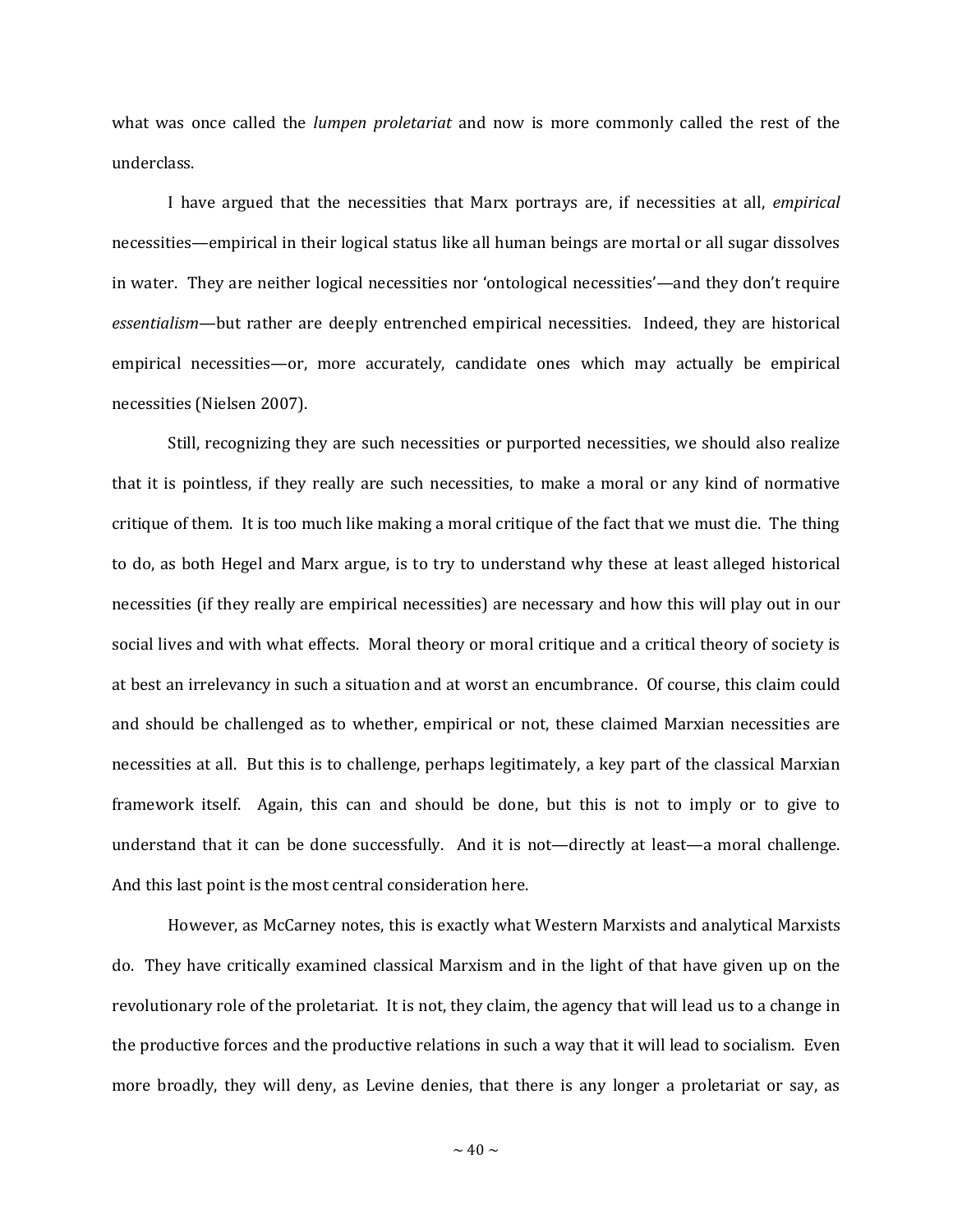what was once called the *lumpen proletariat* and now is more commonly called the rest of the underclass.

I have argued that the necessities that Marx portrays are, if necessities at all, *empirical* necessities—empirical in their logical status like all human beings are mortal or all sugar dissolves in water. They are neither logical necessities nor 'ontological necessities'—and they don't require *essentialism*—but rather are deeply entrenched empirical necessities. Indeed, they are historical empirical necessities—or, more accurately, candidate ones which may actually be empirical necessities (Nielsen 2007).

Still, recognizing they are such necessities or purported necessities, we should also realize that it is pointless, if they really are such necessities, to make a moral or any kind of normative critique of them. It is too much like making a moral critique of the fact that we must die. The thing to do, as both Hegel and Marx argue, is to try to understand why these at least alleged historical necessities (if they really are empirical necessities) are necessary and how this will play out in our social lives and with what effects. Moral theory or moral critique and a critical theory of society is at best an irrelevancy in such a situation and at worst an encumbrance. Of course, this claim could and should be challenged as to whether, empirical or not, these claimed Marxian necessities are necessities at all. But this is to challenge, perhaps legitimately, a key part of the classical Marxian framework itself. Again, this can and should be done, but this is not to imply or to give to understand that it can be done successfully. And it is not—directly at least—a moral challenge. And this last point is the most central consideration here.

However, as McCarney notes, this is exactly what Western Marxists and analytical Marxists do. They have critically examined classical Marxism and in the light of that have given up on the revolutionary role of the proletariat. It is not, they claim, the agency that will lead us to a change in the productive forces and the productive relations in such a way that it will lead to socialism. Even more broadly, they will deny, as Levine denies, that there is any longer a proletariat or say, as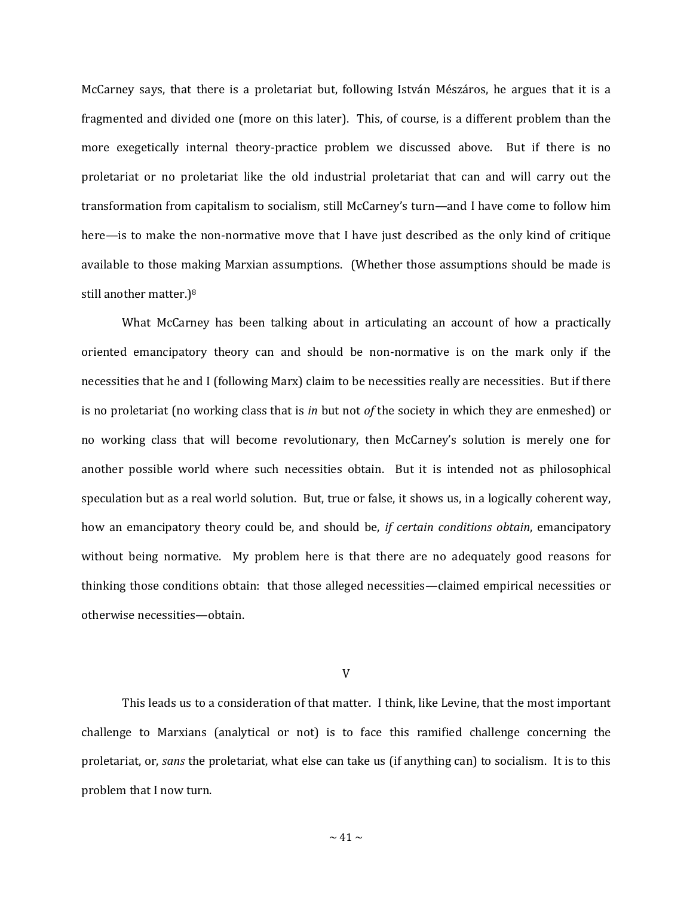McCarney says, that there is a proletariat but, following István Mészáros, he argues that it is a fragmented and divided one (more on this later). This, of course, is a different problem than the more exegetically internal theory-practice problem we discussed above. But if there is no proletariat or no proletariat like the old industrial proletariat that can and will carry out the transformation from capitalism to socialism, still McCarney's turn—and I have come to follow him here—is to make the non-normative move that I have just described as the only kind of critique available to those making Marxian assumptions. (Whether those assumptions should be made is still another matter.)[8]

What McCarney has been talking about in articulating an account of how a practically oriented emancipatory theory can and should be non-normative is on the mark only if the necessities that he and I (following Marx) claim to be necessities really are necessities. But if there is no proletariat (no working class that is *in* but not *of* the society in which they are enmeshed) or no working class that will become revolutionary, then McCarney's solution is merely one for another possible world where such necessities obtain. But it is intended not as philosophical speculation but as a real world solution. But, true or false, it shows us, in a logically coherent way, how an emancipatory theory could be, and should be, *if certain conditions obtain*, emancipatory without being normative. My problem here is that there are no adequately good reasons for thinking those conditions obtain: that those alleged necessities—claimed empirical necessities or otherwise necessities—obtain.

## V

This leads us to a consideration of that matter. I think, like Levine, that the most important challenge to Marxians (analytical or not) is to face this ramified challenge concerning the proletariat, or, *sans* the proletariat, what else can take us (if anything can) to socialism. It is to this problem that I now turn.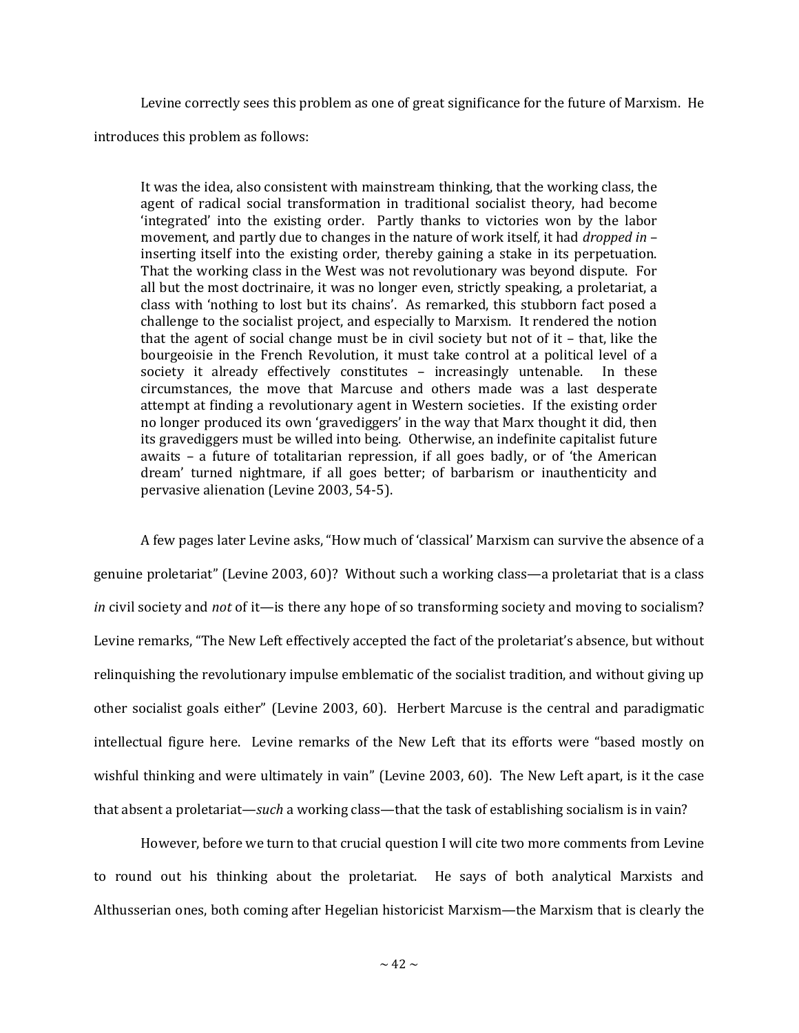Levine correctly sees this problem as one of great significance for the future of Marxism. He introduces this problem as follows:

> It was the idea, also consistent with mainstream thinking, that the working class, the agent of radical social transformation in traditional socialist theory, had become 'integrated' into the existing order. Partly thanks to victories won by the labor movement, and partly due to changes in the nature of work itself, it had *dropped in* – inserting itself into the existing order, thereby gaining a stake in its perpetuation. That the working class in the West was not revolutionary was beyond dispute. For all but the most doctrinaire, it was no longer even, strictly speaking, a proletariat, a class with 'nothing to lost but its chains'. As remarked, this stubborn fact posed a challenge to the socialist project, and especially to Marxism. It rendered the notion that the agent of social change must be in civil society but not of it – that, like the bourgeoisie in the French Revolution, it must take control at a political level of a society it already effectively constitutes – increasingly untenable. In these circumstances, the move that Marcuse and others made was a last desperate attempt at finding a revolutionary agent in Western societies. If the existing order no longer produced its own 'gravediggers' in the way that Marx thought it did, then its gravediggers must be willed into being. Otherwise, an indefinite capitalist future awaits – a future of totalitarian repression, if all goes badly, or of 'the American dream' turned nightmare, if all goes better; of barbarism or inauthenticity and pervasive alienation (Levine 2003, 54-5).

A few pages later Levine asks, "How much of 'classical' Marxism can survive the absence of a genuine proletariat" (Levine 2003, 60)? Without such a working class—a proletariat that is a class *in* civil society and *not* of it—is there any hope of so transforming society and moving to socialism? Levine remarks, "The New Left effectively accepted the fact of the proletariat's absence, but without relinquishing the revolutionary impulse emblematic of the socialist tradition, and without giving up other socialist goals either" (Levine 2003, 60). Herbert Marcuse is the central and paradigmatic intellectual figure here. Levine remarks of the New Left that its efforts were "based mostly on wishful thinking and were ultimately in vain" (Levine 2003, 60). The New Left apart, is it the case that absent a proletariat—*such* a working class—that the task of establishing socialism is in vain?

However, before we turn to that crucial question I will cite two more comments from Levine to round out his thinking about the proletariat. He says of both analytical Marxists and Althusserian ones, both coming after Hegelian historicist Marxism—the Marxism that is clearly the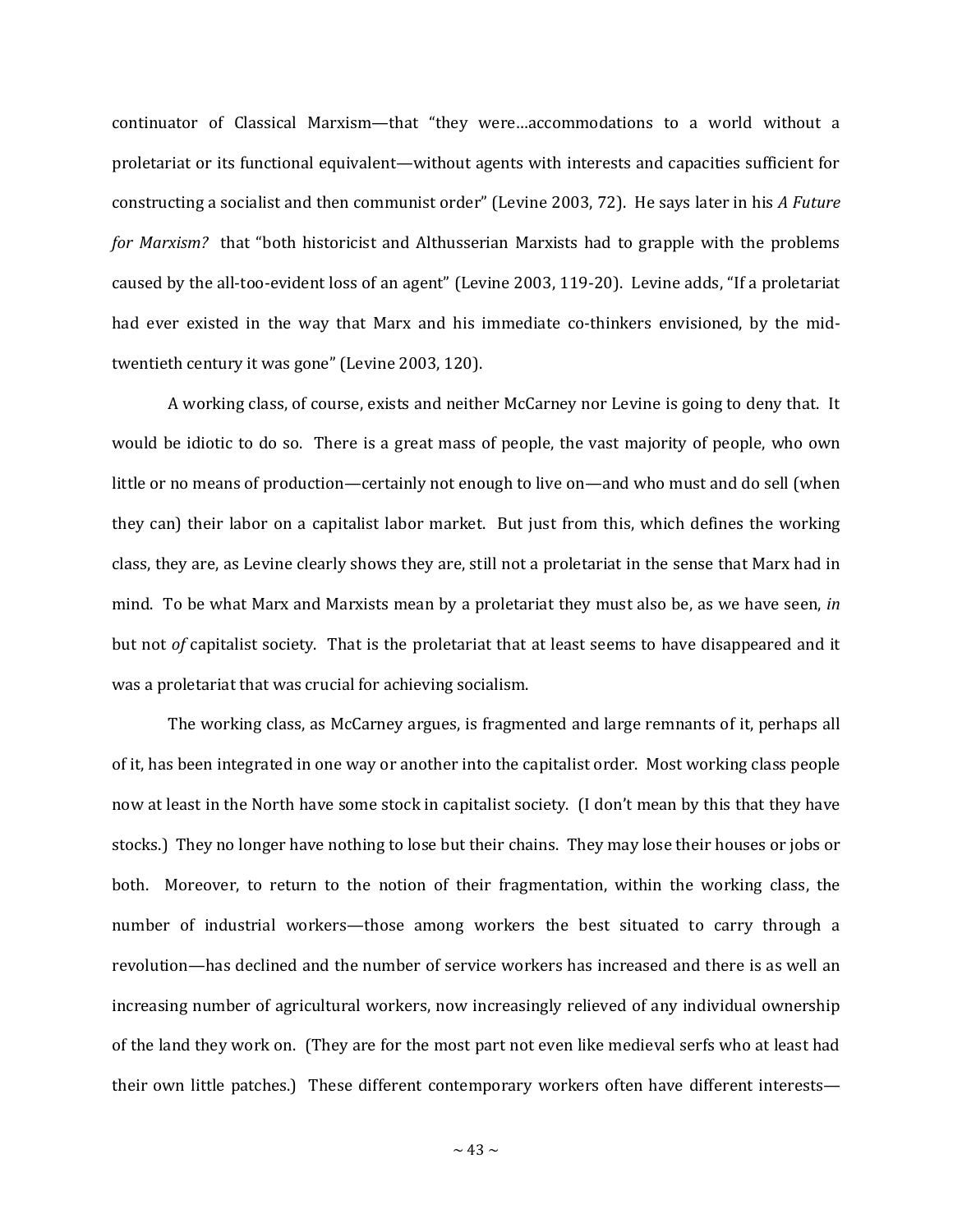continuator of Classical Marxism—that "they were…accommodations to a world without a proletariat or its functional equivalent—without agents with interests and capacities sufficient for constructing a socialist and then communist order" (Levine 2003, 72). He says later in his *A Future for Marxism?* that "both historicist and Althusserian Marxists had to grapple with the problems caused by the all-too-evident loss of an agent" (Levine 2003, 119-20). Levine adds, "If a proletariat had ever existed in the way that Marx and his immediate co-thinkers envisioned, by the mid-twentieth century it was gone" (Levine 2003, 120).

A working class, of course, exists and neither McCarney nor Levine is going to deny that. It would be idiotic to do so. There is a great mass of people, the vast majority of people, who own little or no means of production—certainly not enough to live on—and who must and do sell (when they can) their labor on a capitalist labor market. But just from this, which defines the working class, they are, as Levine clearly shows they are, still not a proletariat in the sense that Marx had in mind. To be what Marx and Marxists mean by a proletariat they must also be, as we have seen, *in* but not *of* capitalist society. That is the proletariat that at least seems to have disappeared and it was a proletariat that was crucial for achieving socialism.

The working class, as McCarney argues, is fragmented and large remnants of it, perhaps all of it, has been integrated in one way or another into the capitalist order. Most working class people now at least in the North have some stock in capitalist society. (I don't mean by this that they have stocks.) They no longer have nothing to lose but their chains. They may lose their houses or jobs or both. Moreover, to return to the notion of their fragmentation, within the working class, the number of industrial workers—those among workers the best situated to carry through a revolution—has declined and the number of service workers has increased and there is as well an increasing number of agricultural workers, now increasingly relieved of any individual ownership of the land they work on. (They are for the most part not even like medieval serfs who at least had their own little patches.) These different contemporary workers often have different interests—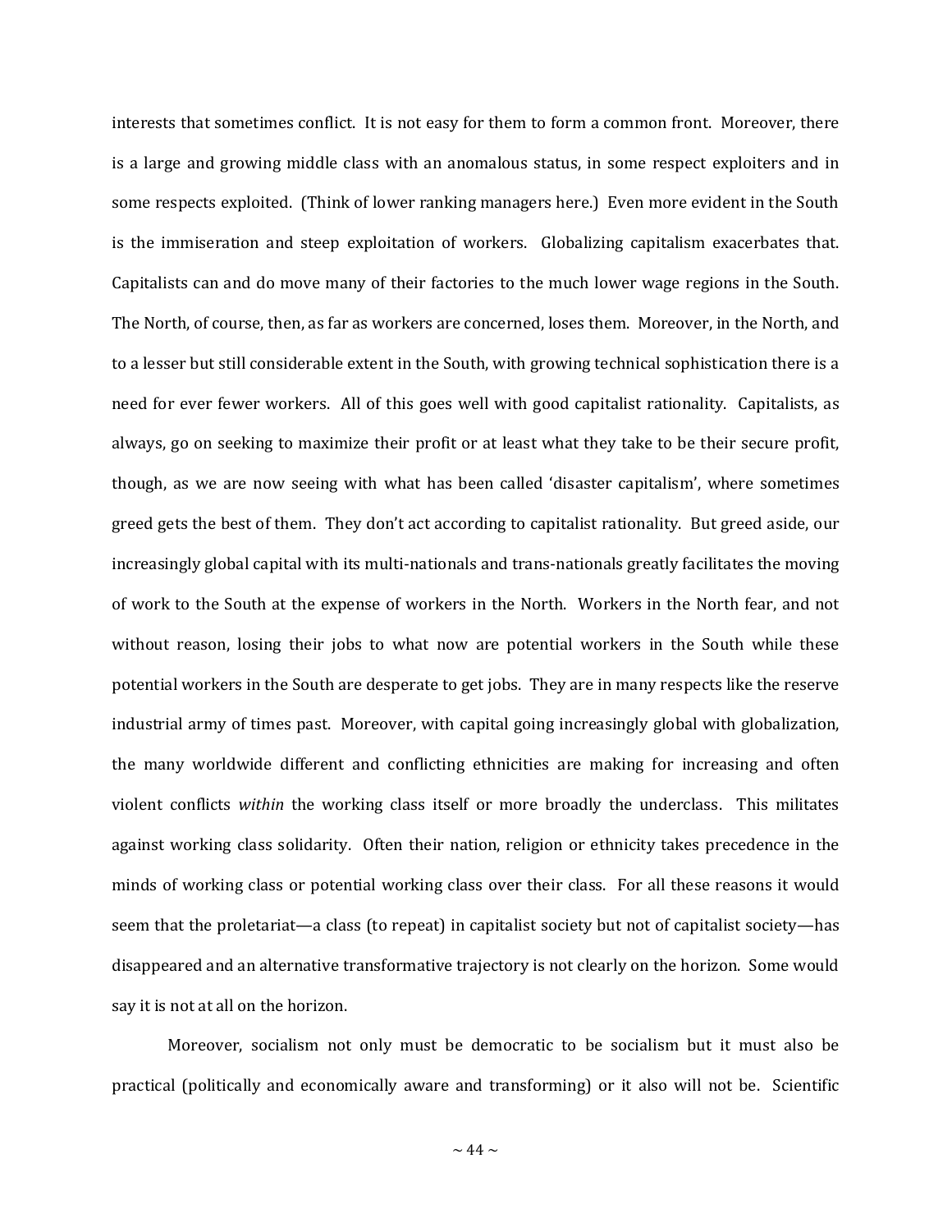interests that sometimes conflict. It is not easy for them to form a common front. Moreover, there is a large and growing middle class with an anomalous status, in some respect exploiters and in some respects exploited. (Think of lower ranking managers here.) Even more evident in the South is the immiseration and steep exploitation of workers. Globalizing capitalism exacerbates that. Capitalists can and do move many of their factories to the much lower wage regions in the South. The North, of course, then, as far as workers are concerned, loses them. Moreover, in the North, and to a lesser but still considerable extent in the South, with growing technical sophistication there is a need for ever fewer workers. All of this goes well with good capitalist rationality. Capitalists, as always, go on seeking to maximize their profit or at least what they take to be their secure profit, though, as we are now seeing with what has been called 'disaster capitalism', where sometimes greed gets the best of them. They don't act according to capitalist rationality. But greed aside, our increasingly global capital with its multi-nationals and trans-nationals greatly facilitates the moving of work to the South at the expense of workers in the North. Workers in the North fear, and not without reason, losing their jobs to what now are potential workers in the South while these potential workers in the South are desperate to get jobs. They are in many respects like the reserve industrial army of times past. Moreover, with capital going increasingly global with globalization, the many worldwide different and conflicting ethnicities are making for increasing and often violent conflicts *within* the working class itself or more broadly the underclass. This militates against working class solidarity. Often their nation, religion or ethnicity takes precedence in the minds of working class or potential working class over their class. For all these reasons it would seem that the proletariat—a class (to repeat) in capitalist society but not of capitalist society—has disappeared and an alternative transformative trajectory is not clearly on the horizon. Some would say it is not at all on the horizon.

Moreover, socialism not only must be democratic to be socialism but it must also be practical (politically and economically aware and transforming) or it also will not be. Scientific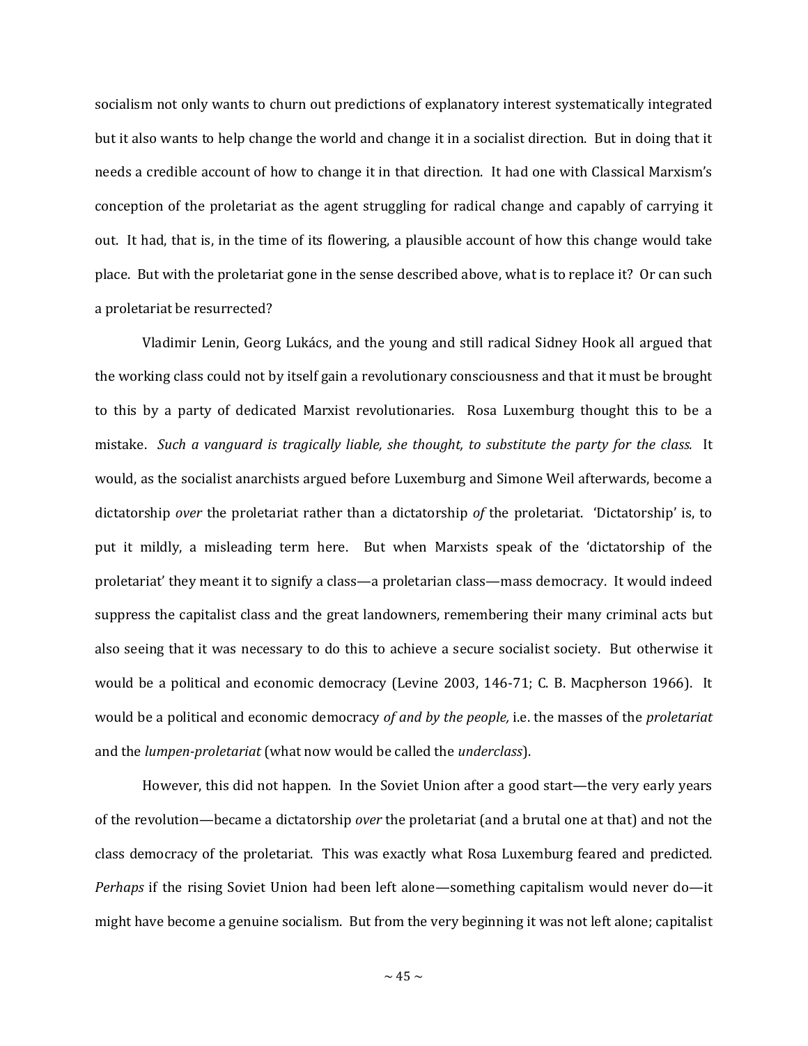socialism not only wants to churn out predictions of explanatory interest systematically integrated but it also wants to help change the world and change it in a socialist direction. But in doing that it needs a credible account of how to change it in that direction. It had one with Classical Marxism's conception of the proletariat as the agent struggling for radical change and capably of carrying it out. It had, that is, in the time of its flowering, a plausible account of how this change would take place. But with the proletariat gone in the sense described above, what is to replace it? Or can such a proletariat be resurrected?

Vladimir Lenin, Georg Lukács, and the young and still radical Sidney Hook all argued that the working class could not by itself gain a revolutionary consciousness and that it must be brought to this by a party of dedicated Marxist revolutionaries. Rosa Luxemburg thought this to be a mistake. *Such a vanguard is tragically liable, she thought, to substitute the party for the class.* It would, as the socialist anarchists argued before Luxemburg and Simone Weil afterwards, become a dictatorship *over* the proletariat rather than a dictatorship *of* the proletariat. 'Dictatorship' is, to put it mildly, a misleading term here. But when Marxists speak of the 'dictatorship of the proletariat' they meant it to signify a class—a proletarian class—mass democracy. It would indeed suppress the capitalist class and the great landowners, remembering their many criminal acts but also seeing that it was necessary to do this to achieve a secure socialist society. But otherwise it would be a political and economic democracy (Levine 2003, 146-71; C. B. Macpherson 1966). It would be a political and economic democracy *of and by the people,* i.e. the masses of the *proletariat* and the *lumpen-proletariat* (what now would be called the *underclass*).

However, this did not happen. In the Soviet Union after a good start—the very early years of the revolution—became a dictatorship *over* the proletariat (and a brutal one at that) and not the class democracy of the proletariat. This was exactly what Rosa Luxemburg feared and predicted. *Perhaps* if the rising Soviet Union had been left alone—something capitalism would never do—it might have become a genuine socialism. But from the very beginning it was not left alone; capitalist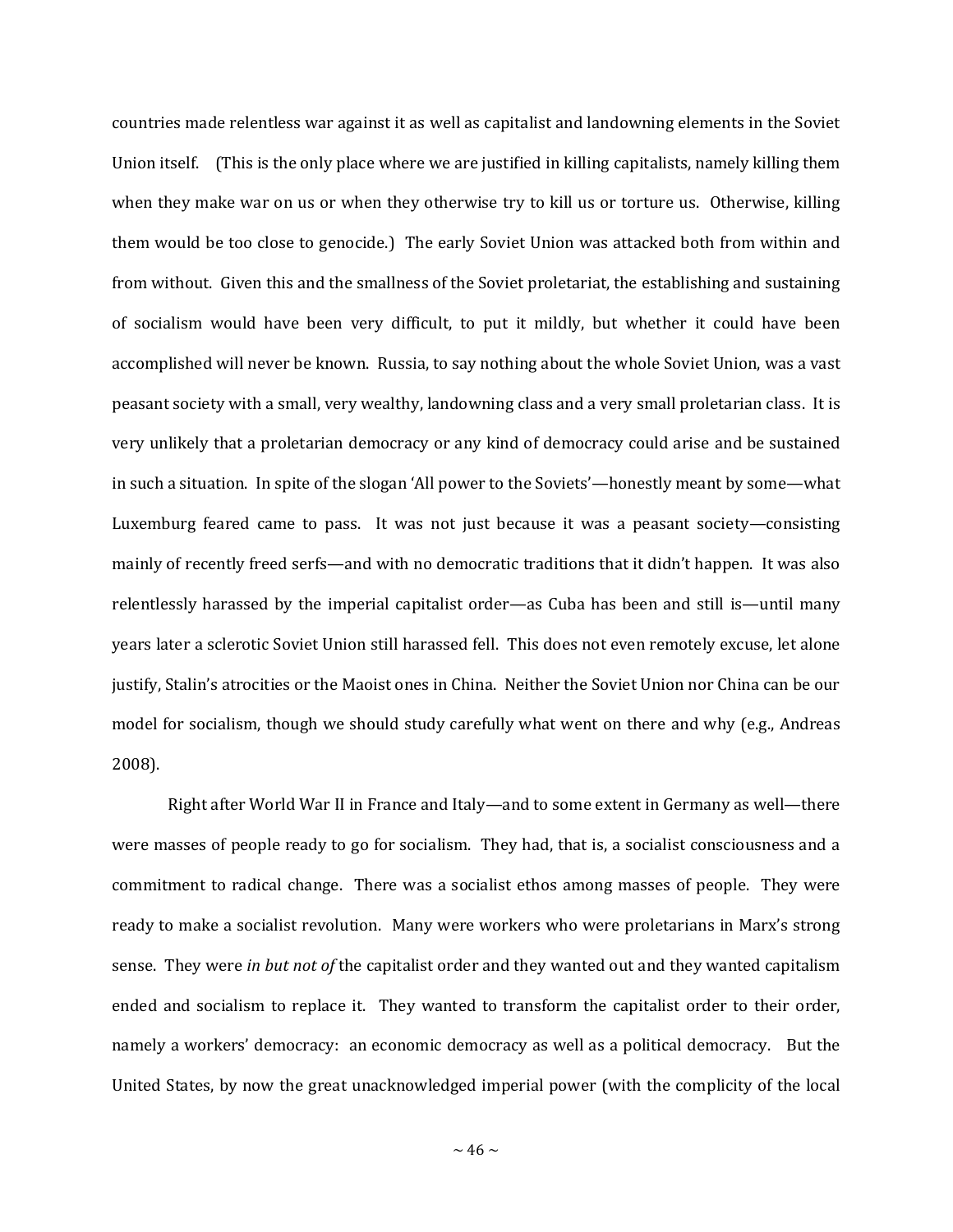countries made relentless war against it as well as capitalist and landowning elements in the Soviet Union itself. (This is the only place where we are justified in killing capitalists, namely killing them when they make war on us or when they otherwise try to kill us or torture us. Otherwise, killing them would be too close to genocide.) The early Soviet Union was attacked both from within and from without. Given this and the smallness of the Soviet proletariat, the establishing and sustaining of socialism would have been very difficult, to put it mildly, but whether it could have been accomplished will never be known. Russia, to say nothing about the whole Soviet Union, was a vast peasant society with a small, very wealthy, landowning class and a very small proletarian class. It is very unlikely that a proletarian democracy or any kind of democracy could arise and be sustained in such a situation. In spite of the slogan 'All power to the Soviets'—honestly meant by some—what Luxemburg feared came to pass. It was not just because it was a peasant society—consisting mainly of recently freed serfs—and with no democratic traditions that it didn't happen. It was also relentlessly harassed by the imperial capitalist order—as Cuba has been and still is—until many years later a sclerotic Soviet Union still harassed fell. This does not even remotely excuse, let alone justify, Stalin's atrocities or the Maoist ones in China. Neither the Soviet Union nor China can be our model for socialism, though we should study carefully what went on there and why (e.g., Andreas 2008).

Right after World War II in France and Italy—and to some extent in Germany as well—there were masses of people ready to go for socialism. They had, that is, a socialist consciousness and a commitment to radical change. There was a socialist ethos among masses of people. They were ready to make a socialist revolution. Many were workers who were proletarians in Marx's strong sense. They were *in but not of* the capitalist order and they wanted out and they wanted capitalism ended and socialism to replace it. They wanted to transform the capitalist order to their order, namely a workers' democracy: an economic democracy as well as a political democracy. But the United States, by now the great unacknowledged imperial power (with the complicity of the local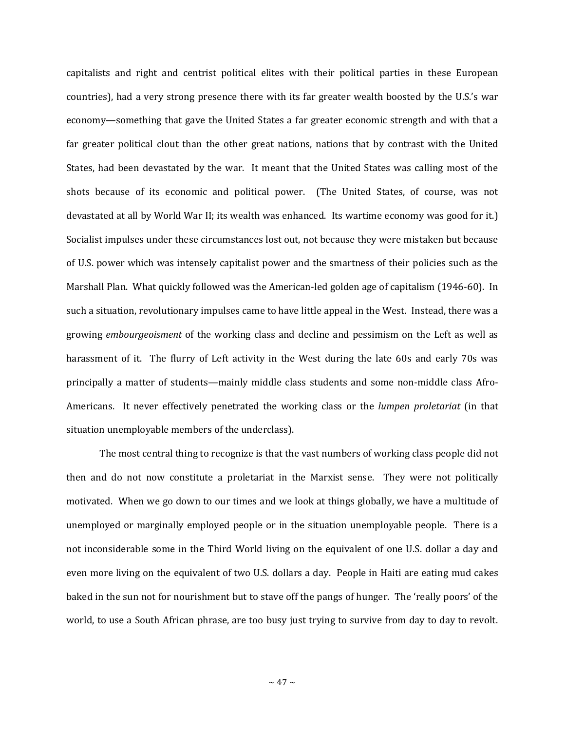capitalists and right and centrist political elites with their political parties in these European countries), had a very strong presence there with its far greater wealth boosted by the U.S.'s war economy—something that gave the United States a far greater economic strength and with that a far greater political clout than the other great nations, nations that by contrast with the United States, had been devastated by the war. It meant that the United States was calling most of the shots because of its economic and political power. (The United States, of course, was not devastated at all by World War II; its wealth was enhanced. Its wartime economy was good for it.) Socialist impulses under these circumstances lost out, not because they were mistaken but because of U.S. power which was intensely capitalist power and the smartness of their policies such as the Marshall Plan. What quickly followed was the American-led golden age of capitalism (1946-60). In such a situation, revolutionary impulses came to have little appeal in the West. Instead, there was a growing *embourgeoisment* of the working class and decline and pessimism on the Left as well as harassment of it. The flurry of Left activity in the West during the late 60s and early 70s was principally a matter of students—mainly middle class students and some non-middle class Afro-Americans. It never effectively penetrated the working class or the *lumpen proletariat* (in that situation unemployable members of the underclass).

The most central thing to recognize is that the vast numbers of working class people did not then and do not now constitute a proletariat in the Marxist sense. They were not politically motivated. When we go down to our times and we look at things globally, we have a multitude of unemployed or marginally employed people or in the situation unemployable people. There is a not inconsiderable some in the Third World living on the equivalent of one U.S. dollar a day and even more living on the equivalent of two U.S. dollars a day. People in Haiti are eating mud cakes baked in the sun not for nourishment but to stave off the pangs of hunger. The 'really poors' of the world, to use a South African phrase, are too busy just trying to survive from day to day to revolt.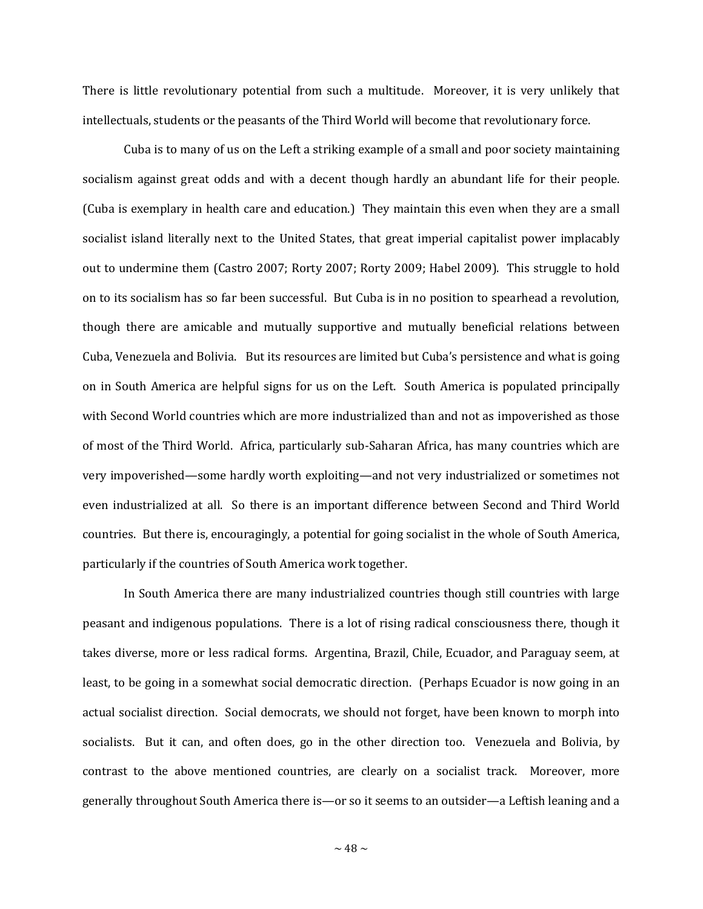There is little revolutionary potential from such a multitude. Moreover, it is very unlikely that intellectuals, students or the peasants of the Third World will become that revolutionary force.

Cuba is to many of us on the Left a striking example of a small and poor society maintaining socialism against great odds and with a decent though hardly an abundant life for their people. (Cuba is exemplary in health care and education.) They maintain this even when they are a small socialist island literally next to the United States, that great imperial capitalist power implacably out to undermine them (Castro 2007; Rorty 2007; Rorty 2009; Habel 2009). This struggle to hold on to its socialism has so far been successful. But Cuba is in no position to spearhead a revolution, though there are amicable and mutually supportive and mutually beneficial relations between Cuba, Venezuela and Bolivia. But its resources are limited but Cuba's persistence and what is going on in South America are helpful signs for us on the Left. South America is populated principally with Second World countries which are more industrialized than and not as impoverished as those of most of the Third World. Africa, particularly sub-Saharan Africa, has many countries which are very impoverished—some hardly worth exploiting—and not very industrialized or sometimes not even industrialized at all. So there is an important difference between Second and Third World countries. But there is, encouragingly, a potential for going socialist in the whole of South America, particularly if the countries of South America work together.

In South America there are many industrialized countries though still countries with large peasant and indigenous populations. There is a lot of rising radical consciousness there, though it takes diverse, more or less radical forms. Argentina, Brazil, Chile, Ecuador, and Paraguay seem, at least, to be going in a somewhat social democratic direction. (Perhaps Ecuador is now going in an actual socialist direction. Social democrats, we should not forget, have been known to morph into socialists. But it can, and often does, go in the other direction too. Venezuela and Bolivia, by contrast to the above mentioned countries, are clearly on a socialist track. Moreover, more generally throughout South America there is—or so it seems to an outsider—a Leftish leaning and a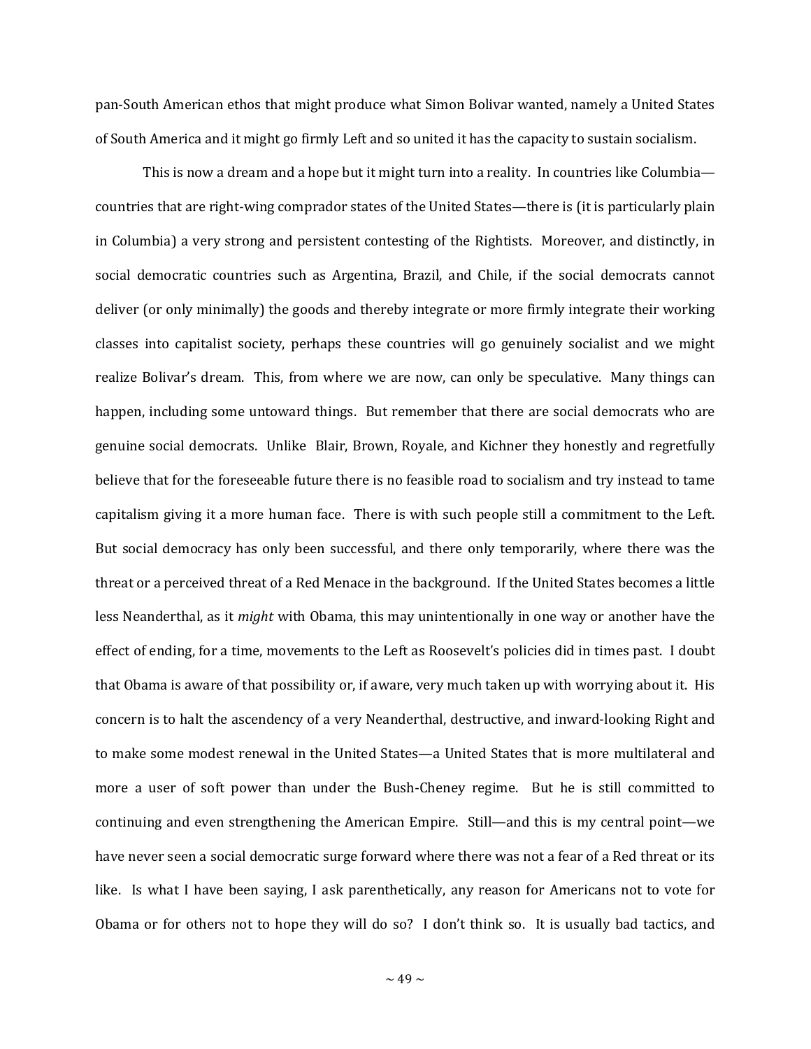pan-South American ethos that might produce what Simon Bolivar wanted, namely a United States of South America and it might go firmly Left and so united it has the capacity to sustain socialism.

This is now a dream and a hope but it might turn into a reality. In countries like Columbia—countries that are right-wing comprador states of the United States—there is (it is particularly plain in Columbia) a very strong and persistent contesting of the Rightists. Moreover, and distinctly, in social democratic countries such as Argentina, Brazil, and Chile, if the social democrats cannot deliver (or only minimally) the goods and thereby integrate or more firmly integrate their working classes into capitalist society, perhaps these countries will go genuinely socialist and we might realize Bolivar's dream. This, from where we are now, can only be speculative. Many things can happen, including some untoward things. But remember that there are social democrats who are genuine social democrats. Unlike Blair, Brown, Royale, and Kichner they honestly and regretfully believe that for the foreseeable future there is no feasible road to socialism and try instead to tame capitalism giving it a more human face. There is with such people still a commitment to the Left. But social democracy has only been successful, and there only temporarily, where there was the threat or a perceived threat of a Red Menace in the background. If the United States becomes a little less Neanderthal, as it *might* with Obama, this may unintentionally in one way or another have the effect of ending, for a time, movements to the Left as Roosevelt's policies did in times past. I doubt that Obama is aware of that possibility or, if aware, very much taken up with worrying about it. His concern is to halt the ascendency of a very Neanderthal, destructive, and inward-looking Right and to make some modest renewal in the United States—a United States that is more multilateral and more a user of soft power than under the Bush-Cheney regime. But he is still committed to continuing and even strengthening the American Empire. Still—and this is my central point—we have never seen a social democratic surge forward where there was not a fear of a Red threat or its like. Is what I have been saying, I ask parenthetically, any reason for Americans not to vote for Obama or for others not to hope they will do so? I don't think so. It is usually bad tactics, and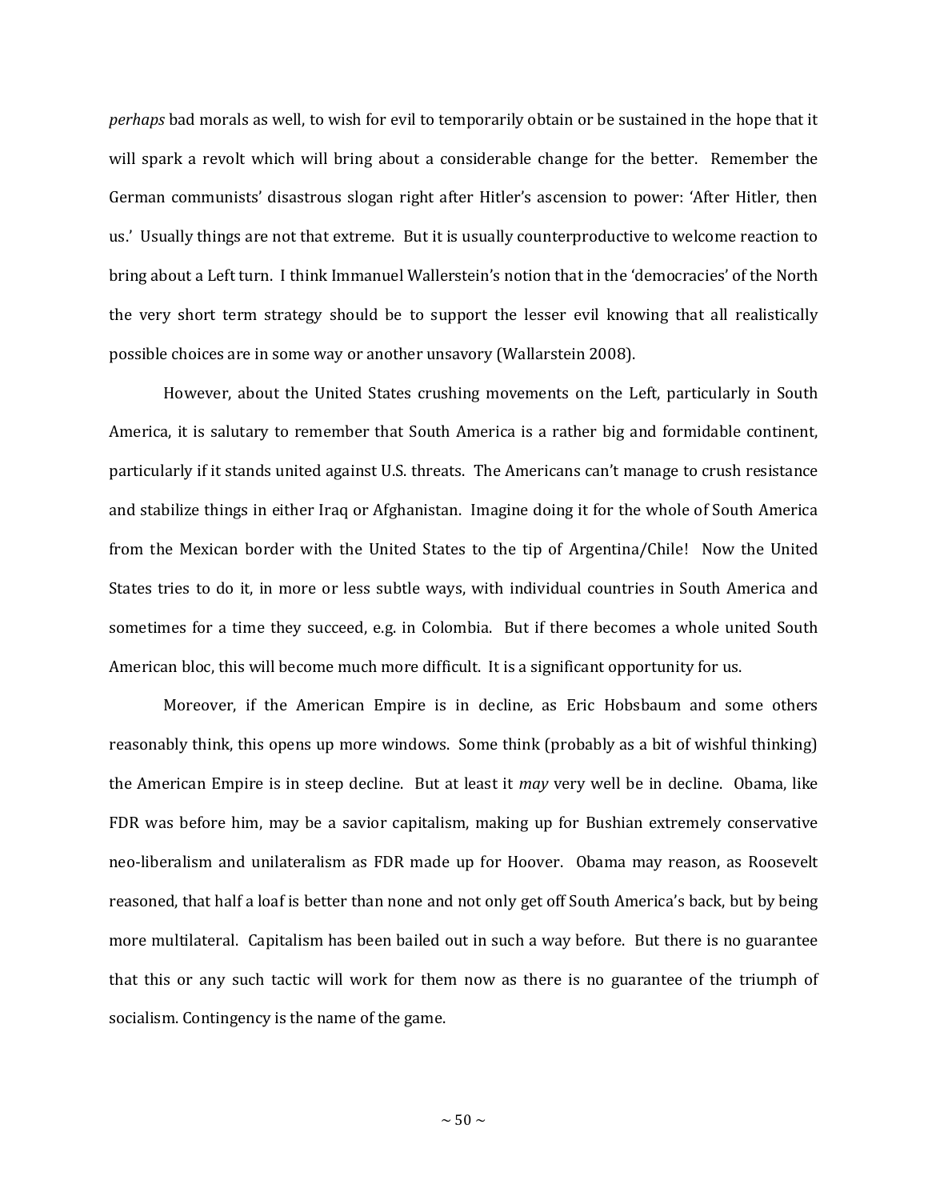*perhaps* bad morals as well, to wish for evil to temporarily obtain or be sustained in the hope that it will spark a revolt which will bring about a considerable change for the better. Remember the German communists' disastrous slogan right after Hitler's ascension to power: 'After Hitler, then us.' Usually things are not that extreme. But it is usually counterproductive to welcome reaction to bring about a Left turn. I think Immanuel Wallerstein's notion that in the 'democracies' of the North the very short term strategy should be to support the lesser evil knowing that all realistically possible choices are in some way or another unsavory (Wallarstein 2008).

However, about the United States crushing movements on the Left, particularly in South America, it is salutary to remember that South America is a rather big and formidable continent, particularly if it stands united against U.S. threats. The Americans can't manage to crush resistance and stabilize things in either Iraq or Afghanistan. Imagine doing it for the whole of South America from the Mexican border with the United States to the tip of Argentina/Chile! Now the United States tries to do it, in more or less subtle ways, with individual countries in South America and sometimes for a time they succeed, e.g. in Colombia. But if there becomes a whole united South American bloc, this will become much more difficult. It is a significant opportunity for us.

Moreover, if the American Empire is in decline, as Eric Hobsbaum and some others reasonably think, this opens up more windows. Some think (probably as a bit of wishful thinking) the American Empire is in steep decline. But at least it *may* very well be in decline. Obama, like FDR was before him, may be a savior capitalism, making up for Bushian extremely conservative neo-liberalism and unilateralism as FDR made up for Hoover. Obama may reason, as Roosevelt reasoned, that half a loaf is better than none and not only get off South America's back, but by being more multilateral. Capitalism has been bailed out in such a way before. But there is no guarantee that this or any such tactic will work for them now as there is no guarantee of the triumph of socialism. Contingency is the name of the game.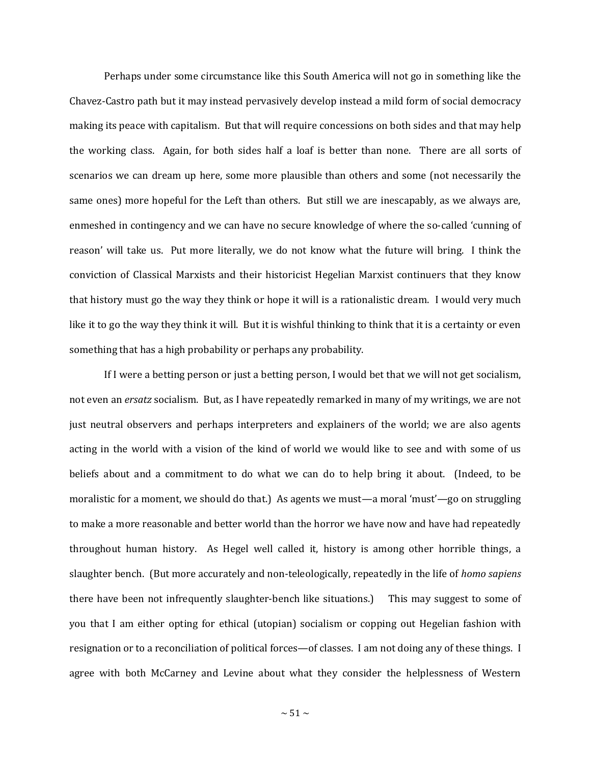Perhaps under some circumstance like this South America will not go in something like the Chavez-Castro path but it may instead pervasively develop instead a mild form of social democracy making its peace with capitalism. But that will require concessions on both sides and that may help the working class. Again, for both sides half a loaf is better than none. There are all sorts of scenarios we can dream up here, some more plausible than others and some (not necessarily the same ones) more hopeful for the Left than others. But still we are inescapably, as we always are, enmeshed in contingency and we can have no secure knowledge of where the so-called 'cunning of reason' will take us. Put more literally, we do not know what the future will bring. I think the conviction of Classical Marxists and their historicist Hegelian Marxist continuers that they know that history must go the way they think or hope it will is a rationalistic dream. I would very much like it to go the way they think it will. But it is wishful thinking to think that it is a certainty or even something that has a high probability or perhaps any probability.

If I were a betting person or just a betting person, I would bet that we will not get socialism, not even an *ersatz* socialism. But, as I have repeatedly remarked in many of my writings, we are not just neutral observers and perhaps interpreters and explainers of the world; we are also agents acting in the world with a vision of the kind of world we would like to see and with some of us beliefs about and a commitment to do what we can do to help bring it about. (Indeed, to be moralistic for a moment, we should do that.) As agents we must—a moral 'must'—go on struggling to make a more reasonable and better world than the horror we have now and have had repeatedly throughout human history. As Hegel well called it, history is among other horrible things, a slaughter bench. (But more accurately and non-teleologically, repeatedly in the life of *homo sapiens* there have been not infrequently slaughter-bench like situations.) This may suggest to some of you that I am either opting for ethical (utopian) socialism or copping out Hegelian fashion with resignation or to a reconciliation of political forces—of classes. I am not doing any of these things. I agree with both McCarney and Levine about what they consider the helplessness of Western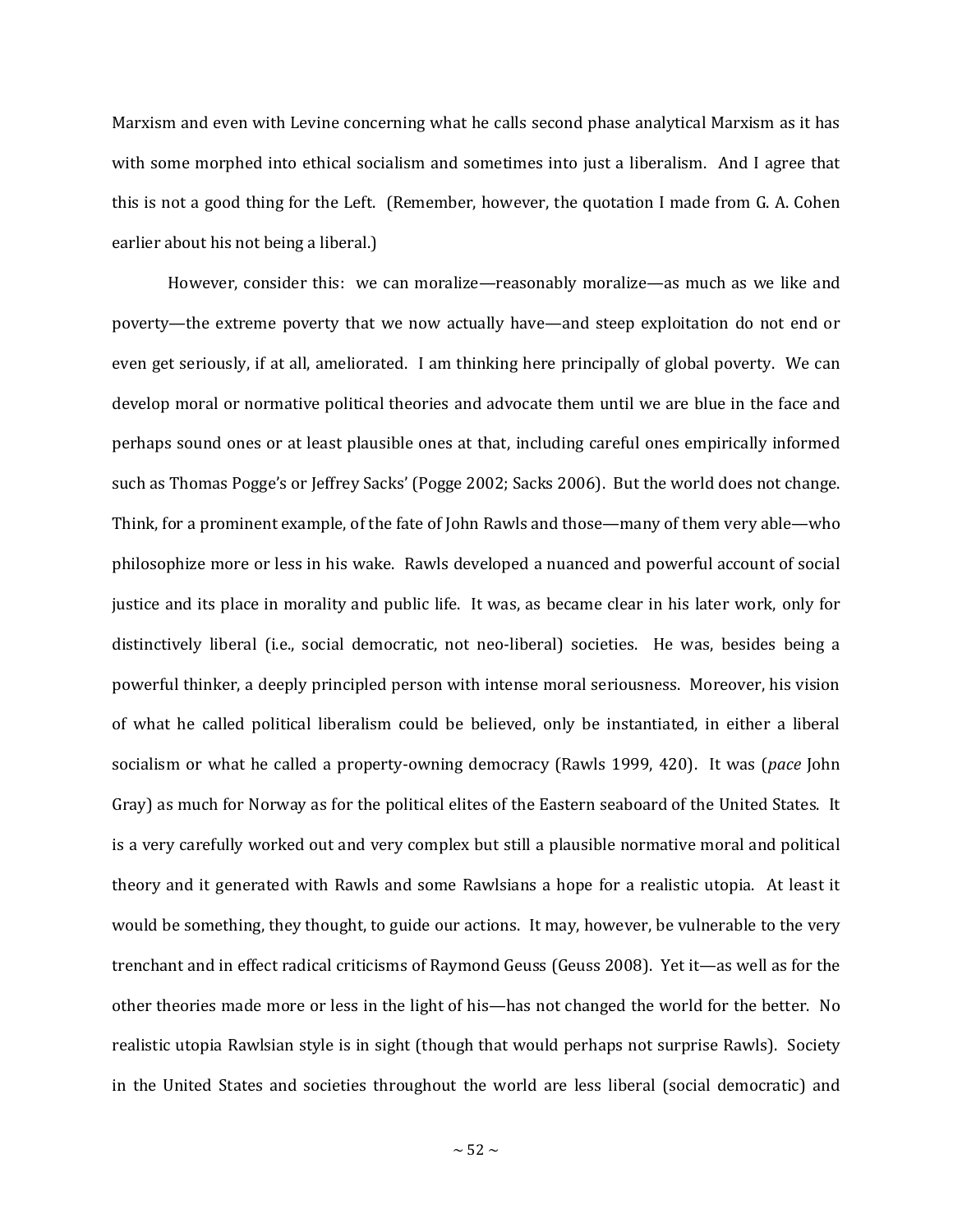Marxism and even with Levine concerning what he calls second phase analytical Marxism as it has with some morphed into ethical socialism and sometimes into just a liberalism. And I agree that this is not a good thing for the Left. (Remember, however, the quotation I made from G. A. Cohen earlier about his not being a liberal.)

However, consider this: we can moralize—reasonably moralize—as much as we like and poverty—the extreme poverty that we now actually have—and steep exploitation do not end or even get seriously, if at all, ameliorated. I am thinking here principally of global poverty. We can develop moral or normative political theories and advocate them until we are blue in the face and perhaps sound ones or at least plausible ones at that, including careful ones empirically informed such as Thomas Pogge's or Jeffrey Sacks' (Pogge 2002; Sacks 2006). But the world does not change. Think, for a prominent example, of the fate of John Rawls and those—many of them very able—who philosophize more or less in his wake. Rawls developed a nuanced and powerful account of social justice and its place in morality and public life. It was, as became clear in his later work, only for distinctively liberal (i.e., social democratic, not neo-liberal) societies. He was, besides being a powerful thinker, a deeply principled person with intense moral seriousness. Moreover, his vision of what he called political liberalism could be believed, only be instantiated, in either a liberal socialism or what he called a property-owning democracy (Rawls 1999, 420). It was (*pace* John Gray) as much for Norway as for the political elites of the Eastern seaboard of the United States. It is a very carefully worked out and very complex but still a plausible normative moral and political theory and it generated with Rawls and some Rawlsians a hope for a realistic utopia. At least it would be something, they thought, to guide our actions. It may, however, be vulnerable to the very trenchant and in effect radical criticisms of Raymond Geuss (Geuss 2008). Yet it—as well as for the other theories made more or less in the light of his—has not changed the world for the better. No realistic utopia Rawlsian style is in sight (though that would perhaps not surprise Rawls). Society in the United States and societies throughout the world are less liberal (social democratic) and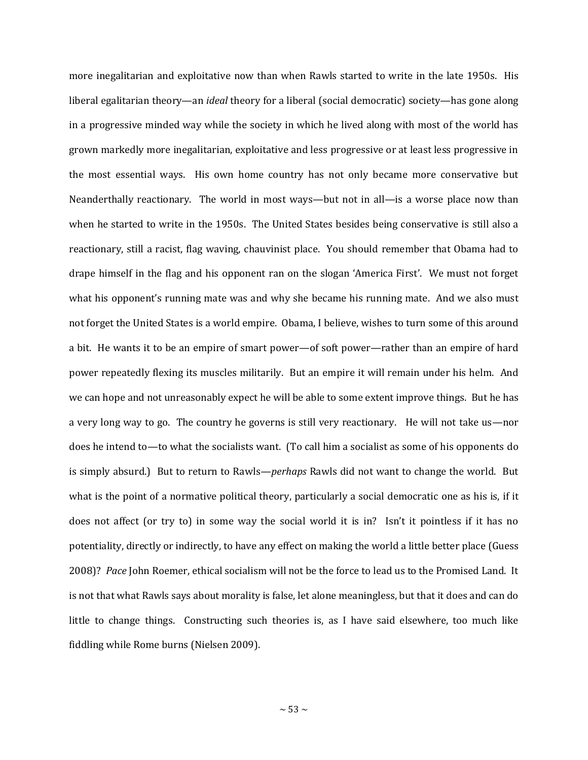more inegalitarian and exploitative now than when Rawls started to write in the late 1950s. His liberal egalitarian theory—an *ideal* theory for a liberal (social democratic) society—has gone along in a progressive minded way while the society in which he lived along with most of the world has grown markedly more inegalitarian, exploitative and less progressive or at least less progressive in the most essential ways. His own home country has not only became more conservative but Neanderthally reactionary. The world in most ways—but not in all—is a worse place now than when he started to write in the 1950s. The United States besides being conservative is still also a reactionary, still a racist, flag waving, chauvinist place. You should remember that Obama had to drape himself in the flag and his opponent ran on the slogan 'America First'. We must not forget what his opponent's running mate was and why she became his running mate. And we also must not forget the United States is a world empire. Obama, I believe, wishes to turn some of this around a bit. He wants it to be an empire of smart power—of soft power—rather than an empire of hard power repeatedly flexing its muscles militarily. But an empire it will remain under his helm. And we can hope and not unreasonably expect he will be able to some extent improve things. But he has a very long way to go. The country he governs is still very reactionary. He will not take us—nor does he intend to—to what the socialists want. (To call him a socialist as some of his opponents do is simply absurd.) But to return to Rawls—*perhaps* Rawls did not want to change the world. But what is the point of a normative political theory, particularly a social democratic one as his is, if it does not affect (or try to) in some way the social world it is in? Isn't it pointless if it has no potentiality, directly or indirectly, to have any effect on making the world a little better place (Guess 2008)? *Pace* John Roemer, ethical socialism will not be the force to lead us to the Promised Land. It is not that what Rawls says about morality is false, let alone meaningless, but that it does and can do little to change things. Constructing such theories is, as I have said elsewhere, too much like fiddling while Rome burns (Nielsen 2009).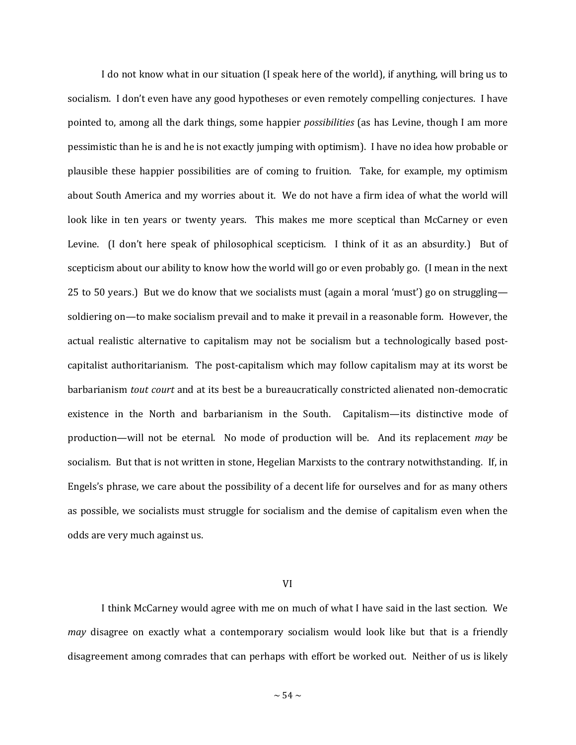I do not know what in our situation (I speak here of the world), if anything, will bring us to socialism. I don't even have any good hypotheses or even remotely compelling conjectures. I have pointed to, among all the dark things, some happier *possibilities* (as has Levine, though I am more pessimistic than he is and he is not exactly jumping with optimism). I have no idea how probable or plausible these happier possibilities are of coming to fruition. Take, for example, my optimism about South America and my worries about it. We do not have a firm idea of what the world will look like in ten years or twenty years. This makes me more sceptical than McCarney or even Levine. (I don't here speak of philosophical scepticism. I think of it as an absurdity.) But of scepticism about our ability to know how the world will go or even probably go. (I mean in the next 25 to 50 years.) But we do know that we socialists must (again a moral 'must') go on struggling—soldiering on—to make socialism prevail and to make it prevail in a reasonable form. However, the actual realistic alternative to capitalism may not be socialism but a technologically based post-capitalist authoritarianism. The post-capitalism which may follow capitalism may at its worst be barbarianism *tout court* and at its best be a bureaucratically constricted alienated non-democratic existence in the North and barbarianism in the South. Capitalism—its distinctive mode of production—will not be eternal. No mode of production will be. And its replacement *may* be socialism. But that is not written in stone, Hegelian Marxists to the contrary notwithstanding. If, in Engels's phrase, we care about the possibility of a decent life for ourselves and for as many others as possible, we socialists must struggle for socialism and the demise of capitalism even when the odds are very much against us.

## VI

I think McCarney would agree with me on much of what I have said in the last section. We *may* disagree on exactly what a contemporary socialism would look like but that is a friendly disagreement among comrades that can perhaps with effort be worked out. Neither of us is likely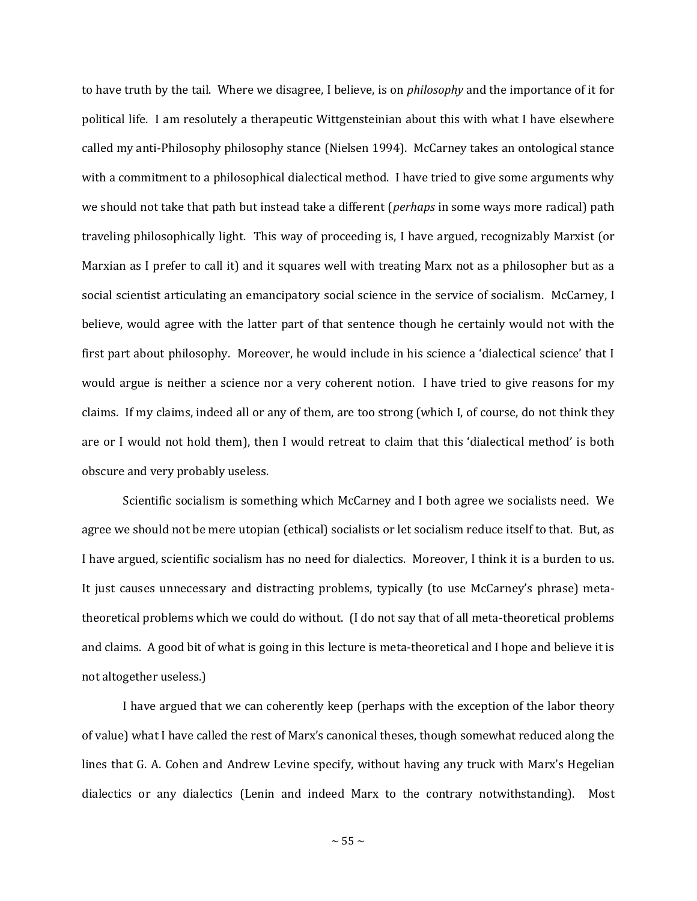to have truth by the tail. Where we disagree, I believe, is on *philosophy* and the importance of it for political life. I am resolutely a therapeutic Wittgensteinian about this with what I have elsewhere called my anti-Philosophy philosophy stance (Nielsen 1994). McCarney takes an ontological stance with a commitment to a philosophical dialectical method. I have tried to give some arguments why we should not take that path but instead take a different (*perhaps* in some ways more radical) path traveling philosophically light. This way of proceeding is, I have argued, recognizably Marxist (or Marxian as I prefer to call it) and it squares well with treating Marx not as a philosopher but as a social scientist articulating an emancipatory social science in the service of socialism. McCarney, I believe, would agree with the latter part of that sentence though he certainly would not with the first part about philosophy. Moreover, he would include in his science a 'dialectical science' that I would argue is neither a science nor a very coherent notion. I have tried to give reasons for my claims. If my claims, indeed all or any of them, are too strong (which I, of course, do not think they are or I would not hold them), then I would retreat to claim that this 'dialectical method' is both obscure and very probably useless.

Scientific socialism is something which McCarney and I both agree we socialists need. We agree we should not be mere utopian (ethical) socialists or let socialism reduce itself to that. But, as I have argued, scientific socialism has no need for dialectics. Moreover, I think it is a burden to us. It just causes unnecessary and distracting problems, typically (to use McCarney's phrase) meta-theoretical problems which we could do without. (I do not say that of all meta-theoretical problems and claims. A good bit of what is going in this lecture is meta-theoretical and I hope and believe it is not altogether useless.)

I have argued that we can coherently keep (perhaps with the exception of the labor theory of value) what I have called the rest of Marx's canonical theses, though somewhat reduced along the lines that G. A. Cohen and Andrew Levine specify, without having any truck with Marx's Hegelian dialectics or any dialectics (Lenin and indeed Marx to the contrary notwithstanding). Most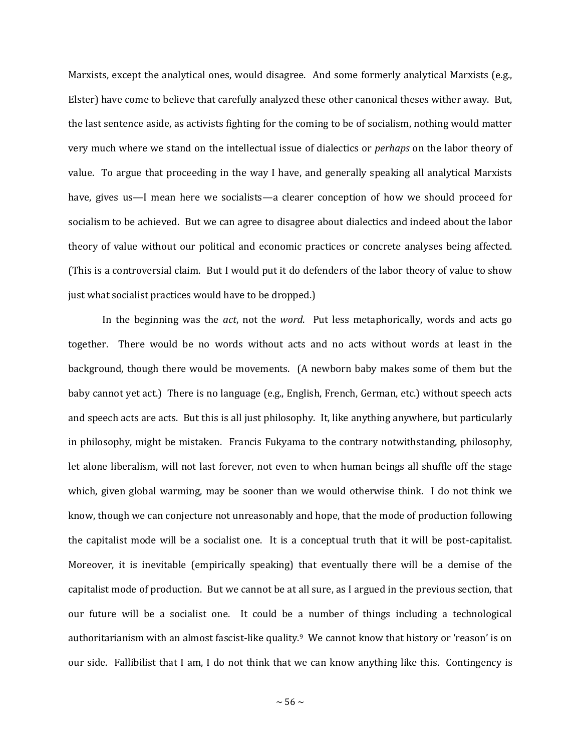Marxists, except the analytical ones, would disagree. And some formerly analytical Marxists (e.g., Elster) have come to believe that carefully analyzed these other canonical theses wither away. But, the last sentence aside, as activists fighting for the coming to be of socialism, nothing would matter very much where we stand on the intellectual issue of dialectics or *perhaps* on the labor theory of value. To argue that proceeding in the way I have, and generally speaking all analytical Marxists have, gives us—I mean here we socialists—a clearer conception of how we should proceed for socialism to be achieved. But we can agree to disagree about dialectics and indeed about the labor theory of value without our political and economic practices or concrete analyses being affected. (This is a controversial claim. But I would put it do defenders of the labor theory of value to show just what socialist practices would have to be dropped.)

In the beginning was the *act*, not the *word*. Put less metaphorically, words and acts go together. There would be no words without acts and no acts without words at least in the background, though there would be movements. (A newborn baby makes some of them but the baby cannot yet act.) There is no language (e.g., English, French, German, etc.) without speech acts and speech acts are acts. But this is all just philosophy. It, like anything anywhere, but particularly in philosophy, might be mistaken. Francis Fukyama to the contrary notwithstanding, philosophy, let alone liberalism, will not last forever, not even to when human beings all shuffle off the stage which, given global warming, may be sooner than we would otherwise think. I do not think we know, though we can conjecture not unreasonably and hope, that the mode of production following the capitalist mode will be a socialist one. It is a conceptual truth that it will be post-capitalist. Moreover, it is inevitable (empirically speaking) that eventually there will be a demise of the capitalist mode of production. But we cannot be at all sure, as I argued in the previous section, that our future will be a socialist one. It could be a number of things including a technological authoritarianism with an almost fascist-like quality.[9] We cannot know that history or 'reason' is on our side. Fallibilist that I am, I do not think that we can know anything like this. Contingency is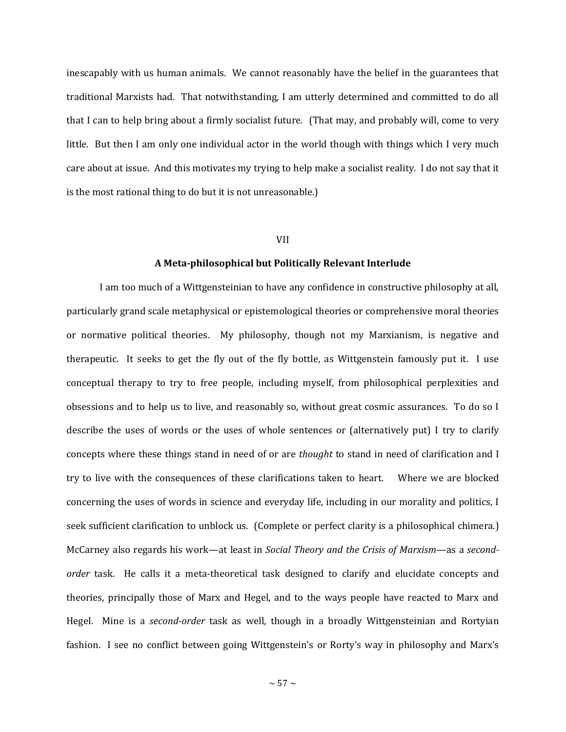inescapably with us human animals. We cannot reasonably have the belief in the guarantees that traditional Marxists had. That notwithstanding, I am utterly determined and committed to do all that I can to help bring about a firmly socialist future. (That may, and probably will, come to very little. But then I am only one individual actor in the world though with things which I very much care about at issue. And this motivates my trying to help make a socialist reality. I do not say that it is the most rational thing to do but it is not unreasonable.)

## VII

### A Meta-philosophical but Politically Relevant Interlude

I am too much of a Wittgensteinian to have any confidence in constructive philosophy at all, particularly grand scale metaphysical or epistemological theories or comprehensive moral theories or normative political theories. My philosophy, though not my Marxianism, is negative and therapeutic. It seeks to get the fly out of the fly bottle, as Wittgenstein famously put it. I use conceptual therapy to try to free people, including myself, from philosophical perplexities and obsessions and to help us to live, and reasonably so, without great cosmic assurances. To do so I describe the uses of words or the uses of whole sentences or (alternatively put) I try to clarify concepts where these things stand in need of or are *thought* to stand in need of clarification and I try to live with the consequences of these clarifications taken to heart. Where we are blocked concerning the uses of words in science and everyday life, including in our morality and politics, I seek sufficient clarification to unblock us. (Complete or perfect clarity is a philosophical chimera.) McCarney also regards his work—at least in *Social Theory and the Crisis of Marxism*—as a *second-order* task. He calls it a meta-theoretical task designed to clarify and elucidate concepts and theories, principally those of Marx and Hegel, and to the ways people have reacted to Marx and Hegel. Mine is a *second-order* task as well, though in a broadly Wittgensteinian and Rortyian fashion. I see no conflict between going Wittgenstein's or Rorty's way in philosophy and Marx's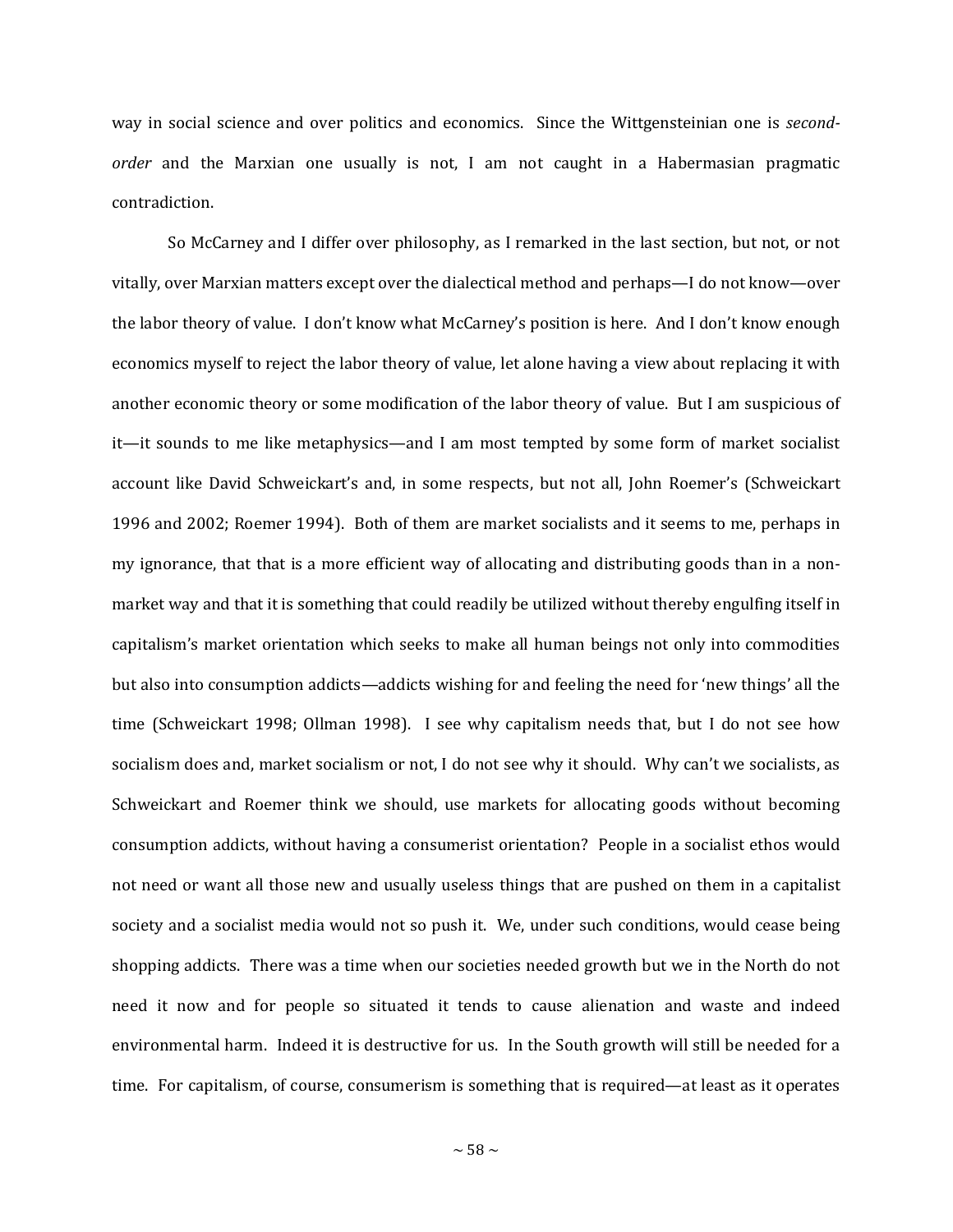way in social science and over politics and economics. Since the Wittgensteinian one is *second-order* and the Marxian one usually is not, I am not caught in a Habermasian pragmatic contradiction.

So McCarney and I differ over philosophy, as I remarked in the last section, but not, or not vitally, over Marxian matters except over the dialectical method and perhaps—I do not know—over the labor theory of value. I don't know what McCarney's position is here. And I don't know enough economics myself to reject the labor theory of value, let alone having a view about replacing it with another economic theory or some modification of the labor theory of value. But I am suspicious of it—it sounds to me like metaphysics—and I am most tempted by some form of market socialist account like David Schweickart's and, in some respects, but not all, John Roemer's (Schweickart 1996 and 2002; Roemer 1994). Both of them are market socialists and it seems to me, perhaps in my ignorance, that that is a more efficient way of allocating and distributing goods than in a non-market way and that it is something that could readily be utilized without thereby engulfing itself in capitalism's market orientation which seeks to make all human beings not only into commodities but also into consumption addicts—addicts wishing for and feeling the need for 'new things' all the time (Schweickart 1998; Ollman 1998). I see why capitalism needs that, but I do not see how socialism does and, market socialism or not, I do not see why it should. Why can't we socialists, as Schweickart and Roemer think we should, use markets for allocating goods without becoming consumption addicts, without having a consumerist orientation? People in a socialist ethos would not need or want all those new and usually useless things that are pushed on them in a capitalist society and a socialist media would not so push it. We, under such conditions, would cease being shopping addicts. There was a time when our societies needed growth but we in the North do not need it now and for people so situated it tends to cause alienation and waste and indeed environmental harm. Indeed it is destructive for us. In the South growth will still be needed for a time. For capitalism, of course, consumerism is something that is required—at least as it operates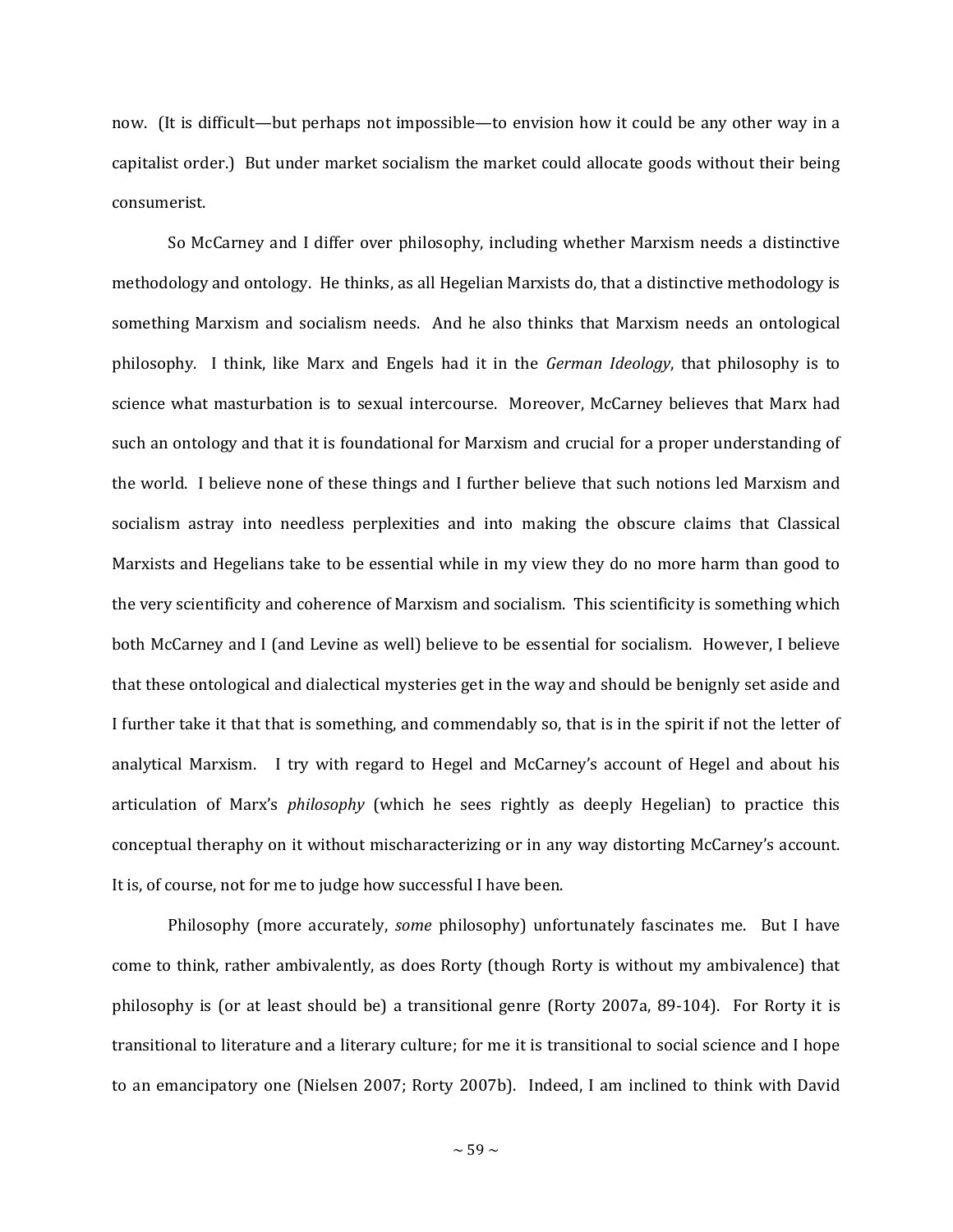now. (It is difficult—but perhaps not impossible—to envision how it could be any other way in a capitalist order.) But under market socialism the market could allocate goods without their being consumerist.

So McCarney and I differ over philosophy, including whether Marxism needs a distinctive methodology and ontology. He thinks, as all Hegelian Marxists do, that a distinctive methodology is something Marxism and socialism needs. And he also thinks that Marxism needs an ontological philosophy. I think, like Marx and Engels had it in the *German Ideology*, that philosophy is to science what masturbation is to sexual intercourse. Moreover, McCarney believes that Marx had such an ontology and that it is foundational for Marxism and crucial for a proper understanding of the world. I believe none of these things and I further believe that such notions led Marxism and socialism astray into needless perplexities and into making the obscure claims that Classical Marxists and Hegelians take to be essential while in my view they do no more harm than good to the very scientificity and coherence of Marxism and socialism. This scientificity is something which both McCarney and I (and Levine as well) believe to be essential for socialism. However, I believe that these ontological and dialectical mysteries get in the way and should be benignly set aside and I further take it that that is something, and commendably so, that is in the spirit if not the letter of analytical Marxism. I try with regard to Hegel and McCarney's account of Hegel and about his articulation of Marx's *philosophy* (which he sees rightly as deeply Hegelian) to practice this conceptual theraphy on it without mischaracterizing or in any way distorting McCarney's account. It is, of course, not for me to judge how successful I have been.

Philosophy (more accurately, *some* philosophy) unfortunately fascinates me. But I have come to think, rather ambivalently, as does Rorty (though Rorty is without my ambivalence) that philosophy is (or at least should be) a transitional genre (Rorty 2007a, 89-104). For Rorty it is transitional to literature and a literary culture; for me it is transitional to social science and I hope to an emancipatory one (Nielsen 2007; Rorty 2007b). Indeed, I am inclined to think with David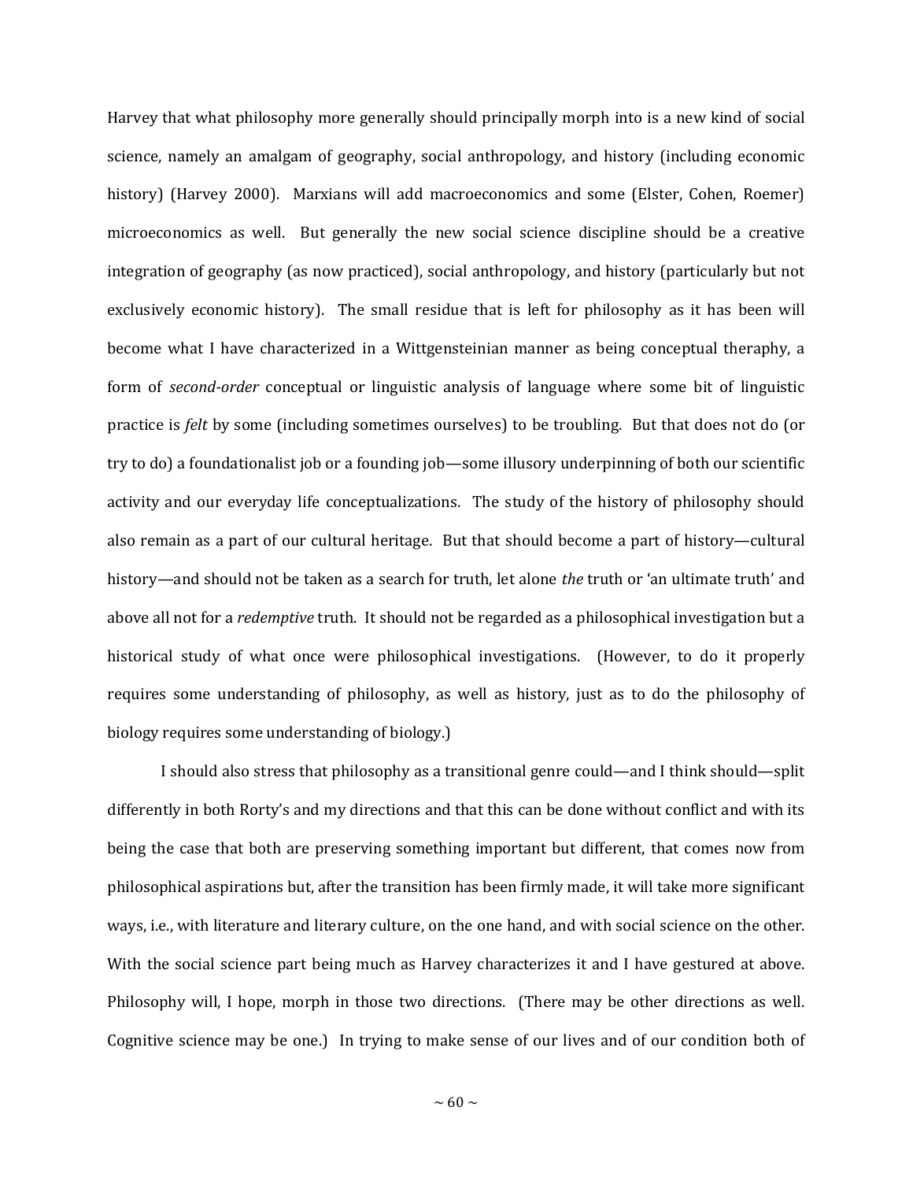Harvey that what philosophy more generally should principally morph into is a new kind of social science, namely an amalgam of geography, social anthropology, and history (including economic history) (Harvey 2000). Marxians will add macroeconomics and some (Elster, Cohen, Roemer) microeconomics as well. But generally the new social science discipline should be a creative integration of geography (as now practiced), social anthropology, and history (particularly but not exclusively economic history). The small residue that is left for philosophy as it has been will become what I have characterized in a Wittgensteinian manner as being conceptual theraphy, a form of *second-order* conceptual or linguistic analysis of language where some bit of linguistic practice is *felt* by some (including sometimes ourselves) to be troubling. But that does not do (or try to do) a foundationalist job or a founding job—some illusory underpinning of both our scientific activity and our everyday life conceptualizations. The study of the history of philosophy should also remain as a part of our cultural heritage. But that should become a part of history—cultural history—and should not be taken as a search for truth, let alone *the* truth or 'an ultimate truth' and above all not for a *redemptive* truth. It should not be regarded as a philosophical investigation but a historical study of what once were philosophical investigations. (However, to do it properly requires some understanding of philosophy, as well as history, just as to do the philosophy of biology requires some understanding of biology.)

I should also stress that philosophy as a transitional genre could—and I think should—split differently in both Rorty's and my directions and that this can be done without conflict and with its being the case that both are preserving something important but different, that comes now from philosophical aspirations but, after the transition has been firmly made, it will take more significant ways, i.e., with literature and literary culture, on the one hand, and with social science on the other. With the social science part being much as Harvey characterizes it and I have gestured at above. Philosophy will, I hope, morph in those two directions. (There may be other directions as well. Cognitive science may be one.) In trying to make sense of our lives and of our condition both of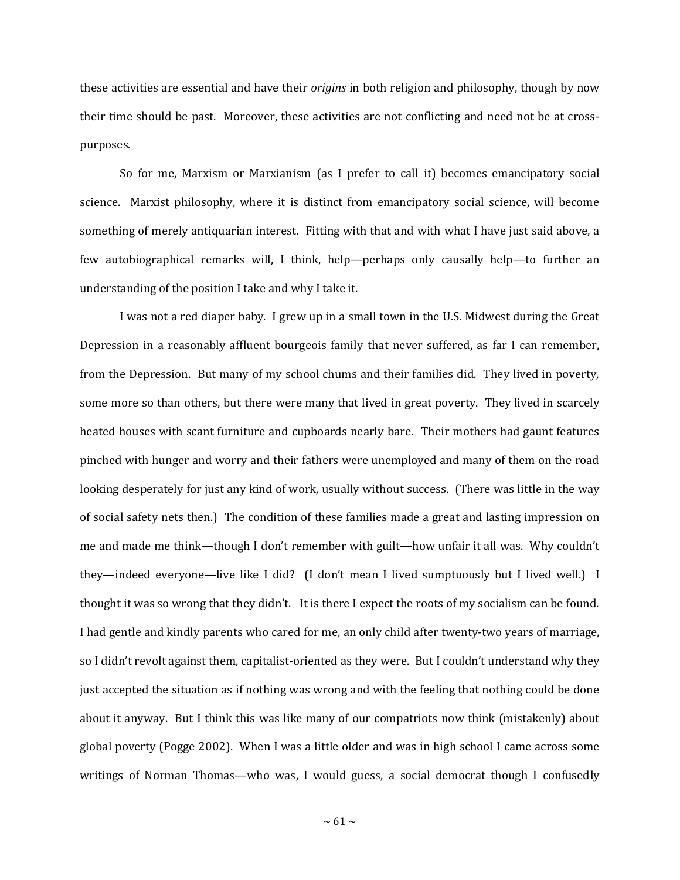these activities are essential and have their *origins* in both religion and philosophy, though by now their time should be past. Moreover, these activities are not conflicting and need not be at cross-purposes.

So for me, Marxism or Marxianism (as I prefer to call it) becomes emancipatory social science. Marxist philosophy, where it is distinct from emancipatory social science, will become something of merely antiquarian interest. Fitting with that and with what I have just said above, a few autobiographical remarks will, I think, help—perhaps only causally help—to further an understanding of the position I take and why I take it.

I was not a red diaper baby. I grew up in a small town in the U.S. Midwest during the Great Depression in a reasonably affluent bourgeois family that never suffered, as far I can remember, from the Depression. But many of my school chums and their families did. They lived in poverty, some more so than others, but there were many that lived in great poverty. They lived in scarcely heated houses with scant furniture and cupboards nearly bare. Their mothers had gaunt features pinched with hunger and worry and their fathers were unemployed and many of them on the road looking desperately for just any kind of work, usually without success. (There was little in the way of social safety nets then.) The condition of these families made a great and lasting impression on me and made me think—though I don't remember with guilt—how unfair it all was. Why couldn't they—indeed everyone—live like I did? (I don't mean I lived sumptuously but I lived well.) I thought it was so wrong that they didn't. It is there I expect the roots of my socialism can be found. I had gentle and kindly parents who cared for me, an only child after twenty-two years of marriage, so I didn't revolt against them, capitalist-oriented as they were. But I couldn't understand why they just accepted the situation as if nothing was wrong and with the feeling that nothing could be done about it anyway. But I think this was like many of our compatriots now think (mistakenly) about global poverty (Pogge 2002). When I was a little older and was in high school I came across some writings of Norman Thomas—who was, I would guess, a social democrat though I confusedly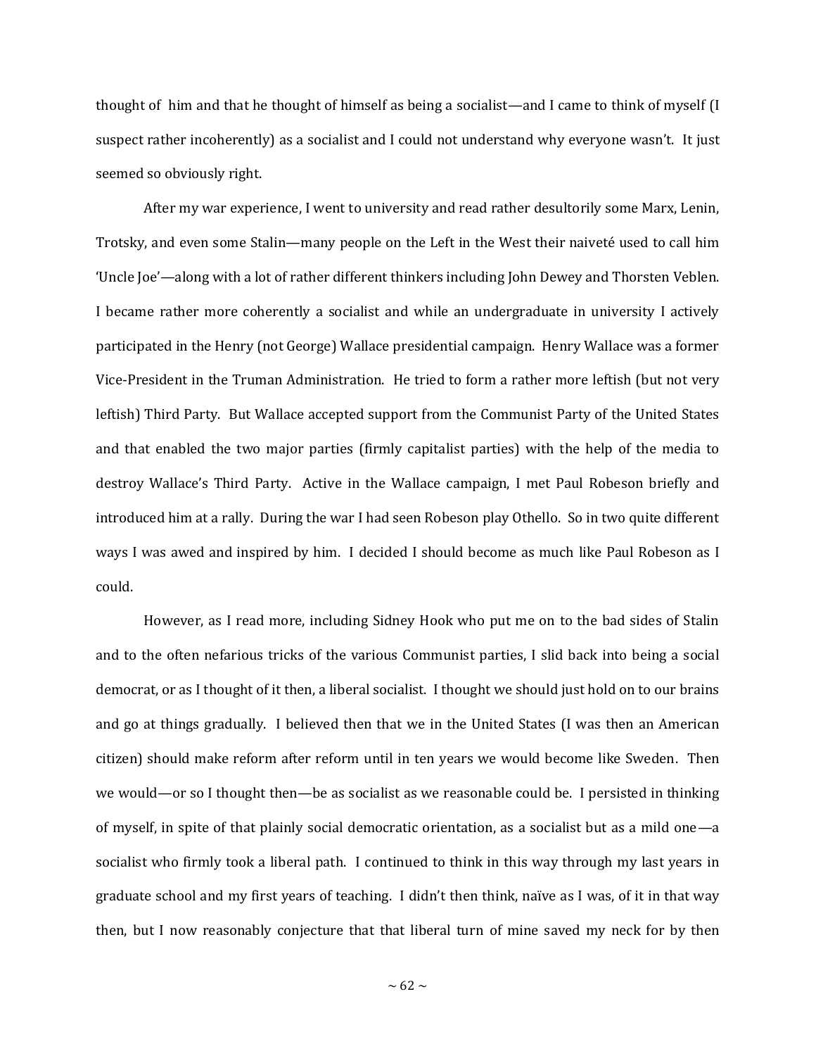thought of him and that he thought of himself as being a socialist—and I came to think of myself (I suspect rather incoherently) as a socialist and I could not understand why everyone wasn't. It just seemed so obviously right.

After my war experience, I went to university and read rather desultorily some Marx, Lenin, Trotsky, and even some Stalin—many people on the Left in the West their naiveté used to call him 'Uncle Joe'—along with a lot of rather different thinkers including John Dewey and Thorsten Veblen. I became rather more coherently a socialist and while an undergraduate in university I actively participated in the Henry (not George) Wallace presidential campaign. Henry Wallace was a former Vice-President in the Truman Administration. He tried to form a rather more leftish (but not very leftish) Third Party. But Wallace accepted support from the Communist Party of the United States and that enabled the two major parties (firmly capitalist parties) with the help of the media to destroy Wallace's Third Party. Active in the Wallace campaign, I met Paul Robeson briefly and introduced him at a rally. During the war I had seen Robeson play Othello. So in two quite different ways I was awed and inspired by him. I decided I should become as much like Paul Robeson as I could.

However, as I read more, including Sidney Hook who put me on to the bad sides of Stalin and to the often nefarious tricks of the various Communist parties, I slid back into being a social democrat, or as I thought of it then, a liberal socialist. I thought we should just hold on to our brains and go at things gradually. I believed then that we in the United States (I was then an American citizen) should make reform after reform until in ten years we would become like Sweden. Then we would—or so I thought then—be as socialist as we reasonable could be. I persisted in thinking of myself, in spite of that plainly social democratic orientation, as a socialist but as a mild one—a socialist who firmly took a liberal path. I continued to think in this way through my last years in graduate school and my first years of teaching. I didn't then think, naïve as I was, of it in that way then, but I now reasonably conjecture that that liberal turn of mine saved my neck for by then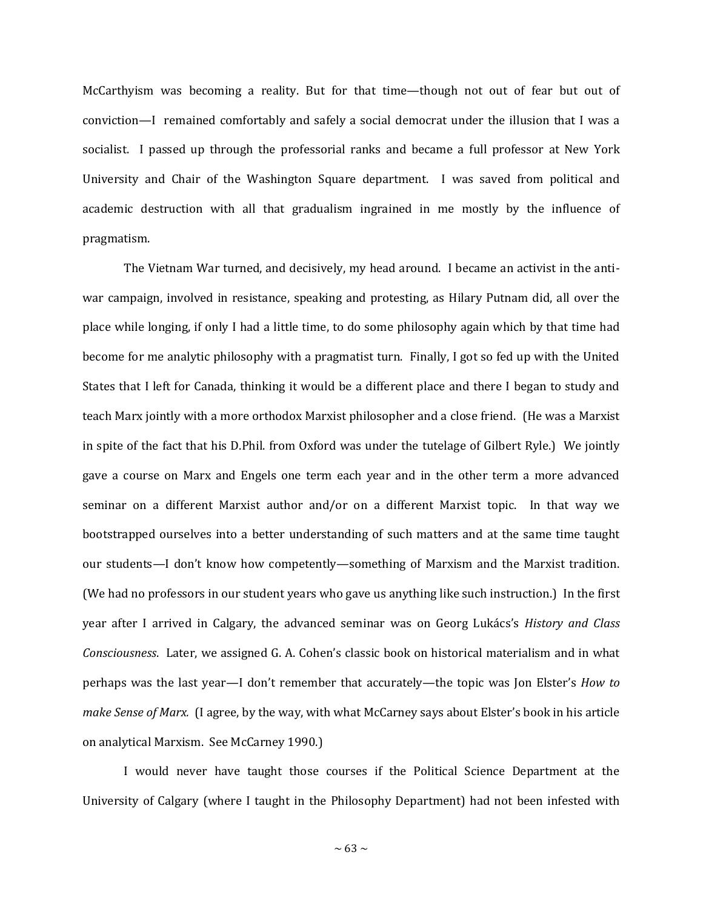McCarthyism was becoming a reality. But for that time—though not out of fear but out of conviction—I remained comfortably and safely a social democrat under the illusion that I was a socialist. I passed up through the professorial ranks and became a full professor at New York University and Chair of the Washington Square department. I was saved from political and academic destruction with all that gradualism ingrained in me mostly by the influence of pragmatism.

The Vietnam War turned, and decisively, my head around. I became an activist in the anti-war campaign, involved in resistance, speaking and protesting, as Hilary Putnam did, all over the place while longing, if only I had a little time, to do some philosophy again which by that time had become for me analytic philosophy with a pragmatist turn. Finally, I got so fed up with the United States that I left for Canada, thinking it would be a different place and there I began to study and teach Marx jointly with a more orthodox Marxist philosopher and a close friend. (He was a Marxist in spite of the fact that his D.Phil. from Oxford was under the tutelage of Gilbert Ryle.) We jointly gave a course on Marx and Engels one term each year and in the other term a more advanced seminar on a different Marxist author and/or on a different Marxist topic. In that way we bootstrapped ourselves into a better understanding of such matters and at the same time taught our students—I don't know how competently—something of Marxism and the Marxist tradition. (We had no professors in our student years who gave us anything like such instruction.) In the first year after I arrived in Calgary, the advanced seminar was on Georg Lukács's *History and Class Consciousness*. Later, we assigned G. A. Cohen's classic book on historical materialism and in what perhaps was the last year—I don't remember that accurately—the topic was Jon Elster's *How to make Sense of Marx.* (I agree, by the way, with what McCarney says about Elster's book in his article on analytical Marxism. See McCarney 1990.)

I would never have taught those courses if the Political Science Department at the University of Calgary (where I taught in the Philosophy Department) had not been infested with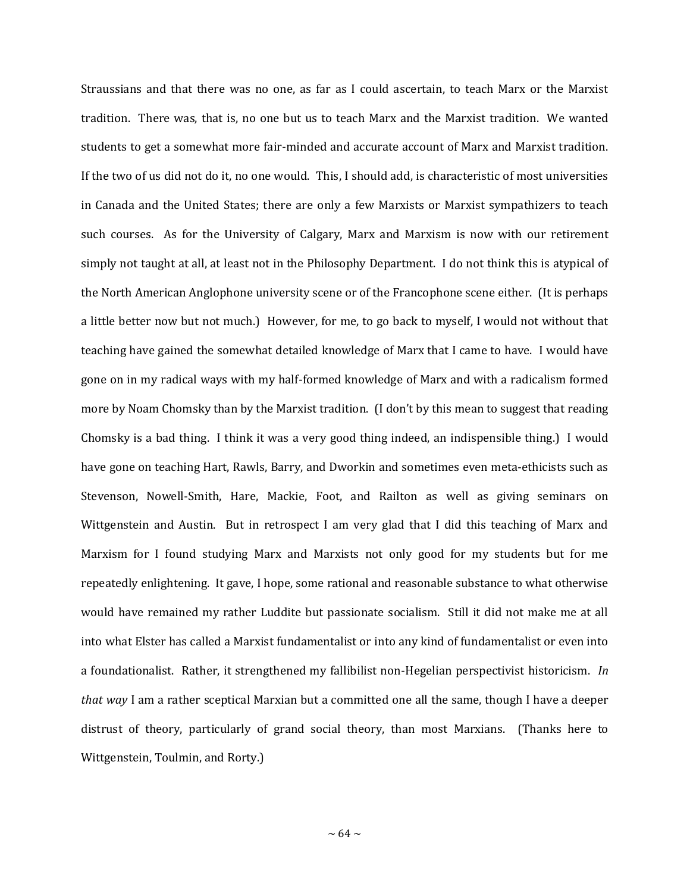Straussians and that there was no one, as far as I could ascertain, to teach Marx or the Marxist tradition. There was, that is, no one but us to teach Marx and the Marxist tradition. We wanted students to get a somewhat more fair-minded and accurate account of Marx and Marxist tradition. If the two of us did not do it, no one would. This, I should add, is characteristic of most universities in Canada and the United States; there are only a few Marxists or Marxist sympathizers to teach such courses. As for the University of Calgary, Marx and Marxism is now with our retirement simply not taught at all, at least not in the Philosophy Department. I do not think this is atypical of the North American Anglophone university scene or of the Francophone scene either. (It is perhaps a little better now but not much.) However, for me, to go back to myself, I would not without that teaching have gained the somewhat detailed knowledge of Marx that I came to have. I would have gone on in my radical ways with my half-formed knowledge of Marx and with a radicalism formed more by Noam Chomsky than by the Marxist tradition. (I don't by this mean to suggest that reading Chomsky is a bad thing. I think it was a very good thing indeed, an indispensible thing.) I would have gone on teaching Hart, Rawls, Barry, and Dworkin and sometimes even meta-ethicists such as Stevenson, Nowell-Smith, Hare, Mackie, Foot, and Railton as well as giving seminars on Wittgenstein and Austin. But in retrospect I am very glad that I did this teaching of Marx and Marxism for I found studying Marx and Marxists not only good for my students but for me repeatedly enlightening. It gave, I hope, some rational and reasonable substance to what otherwise would have remained my rather Luddite but passionate socialism. Still it did not make me at all into what Elster has called a Marxist fundamentalist or into any kind of fundamentalist or even into a foundationalist. Rather, it strengthened my fallibilist non-Hegelian perspectivist historicism. *In that way* I am a rather sceptical Marxian but a committed one all the same, though I have a deeper distrust of theory, particularly of grand social theory, than most Marxians. (Thanks here to Wittgenstein, Toulmin, and Rorty.)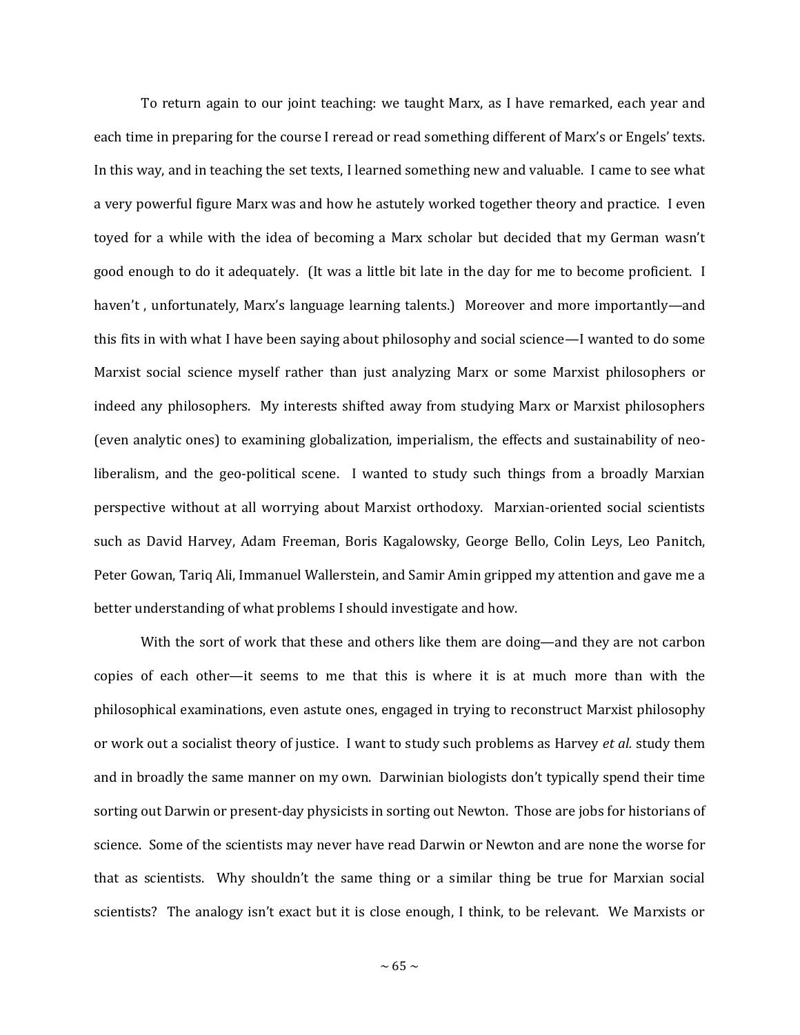To return again to our joint teaching: we taught Marx, as I have remarked, each year and each time in preparing for the course I reread or read something different of Marx's or Engels' texts. In this way, and in teaching the set texts, I learned something new and valuable. I came to see what a very powerful figure Marx was and how he astutely worked together theory and practice. I even toyed for a while with the idea of becoming a Marx scholar but decided that my German wasn't good enough to do it adequately. (It was a little bit late in the day for me to become proficient. I haven't , unfortunately, Marx's language learning talents.) Moreover and more importantly—and this fits in with what I have been saying about philosophy and social science—I wanted to do some Marxist social science myself rather than just analyzing Marx or some Marxist philosophers or indeed any philosophers. My interests shifted away from studying Marx or Marxist philosophers (even analytic ones) to examining globalization, imperialism, the effects and sustainability of neo-liberalism, and the geo-political scene. I wanted to study such things from a broadly Marxian perspective without at all worrying about Marxist orthodoxy. Marxian-oriented social scientists such as David Harvey, Adam Freeman, Boris Kagalowsky, George Bello, Colin Leys, Leo Panitch, Peter Gowan, Tariq Ali, Immanuel Wallerstein, and Samir Amin gripped my attention and gave me a better understanding of what problems I should investigate and how.

With the sort of work that these and others like them are doing—and they are not carbon copies of each other—it seems to me that this is where it is at much more than with the philosophical examinations, even astute ones, engaged in trying to reconstruct Marxist philosophy or work out a socialist theory of justice. I want to study such problems as Harvey *et al.* study them and in broadly the same manner on my own. Darwinian biologists don't typically spend their time sorting out Darwin or present-day physicists in sorting out Newton. Those are jobs for historians of science. Some of the scientists may never have read Darwin or Newton and are none the worse for that as scientists. Why shouldn't the same thing or a similar thing be true for Marxian social scientists? The analogy isn't exact but it is close enough, I think, to be relevant. We Marxists or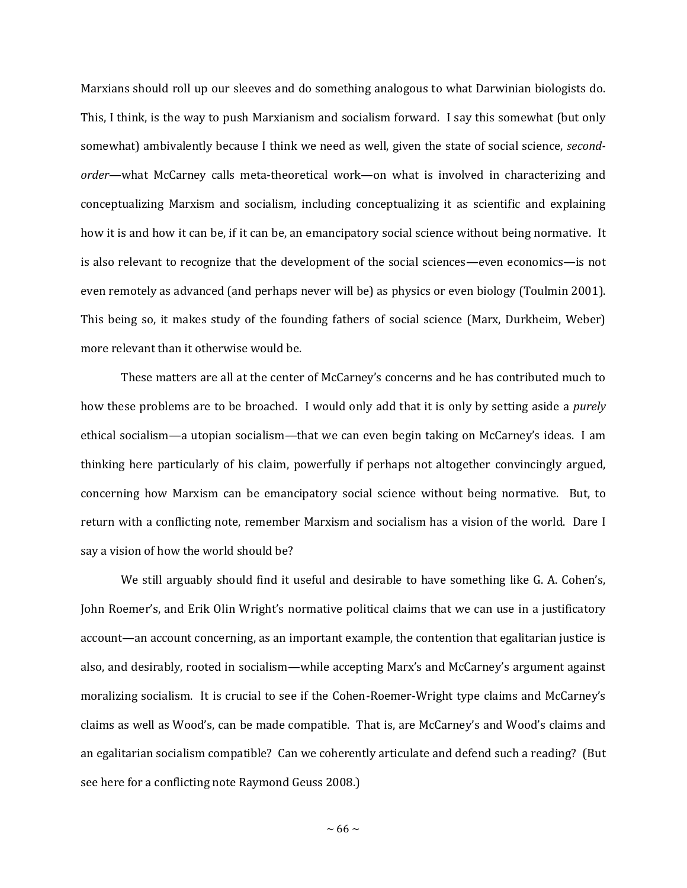Marxians should roll up our sleeves and do something analogous to what Darwinian biologists do. This, I think, is the way to push Marxianism and socialism forward. I say this somewhat (but only somewhat) ambivalently because I think we need as well, given the state of social science, *second-order*—what McCarney calls meta-theoretical work—on what is involved in characterizing and conceptualizing Marxism and socialism, including conceptualizing it as scientific and explaining how it is and how it can be, if it can be, an emancipatory social science without being normative. It is also relevant to recognize that the development of the social sciences—even economics—is not even remotely as advanced (and perhaps never will be) as physics or even biology (Toulmin 2001). This being so, it makes study of the founding fathers of social science (Marx, Durkheim, Weber) more relevant than it otherwise would be.

These matters are all at the center of McCarney's concerns and he has contributed much to how these problems are to be broached. I would only add that it is only by setting aside a *purely* ethical socialism—a utopian socialism—that we can even begin taking on McCarney's ideas. I am thinking here particularly of his claim, powerfully if perhaps not altogether convincingly argued, concerning how Marxism can be emancipatory social science without being normative. But, to return with a conflicting note, remember Marxism and socialism has a vision of the world. Dare I say a vision of how the world should be?

We still arguably should find it useful and desirable to have something like G. A. Cohen's, John Roemer's, and Erik Olin Wright's normative political claims that we can use in a justificatory account—an account concerning, as an important example, the contention that egalitarian justice is also, and desirably, rooted in socialism—while accepting Marx's and McCarney's argument against moralizing socialism. It is crucial to see if the Cohen-Roemer-Wright type claims and McCarney's claims as well as Wood's, can be made compatible. That is, are McCarney's and Wood's claims and an egalitarian socialism compatible? Can we coherently articulate and defend such a reading? (But see here for a conflicting note Raymond Geuss 2008.)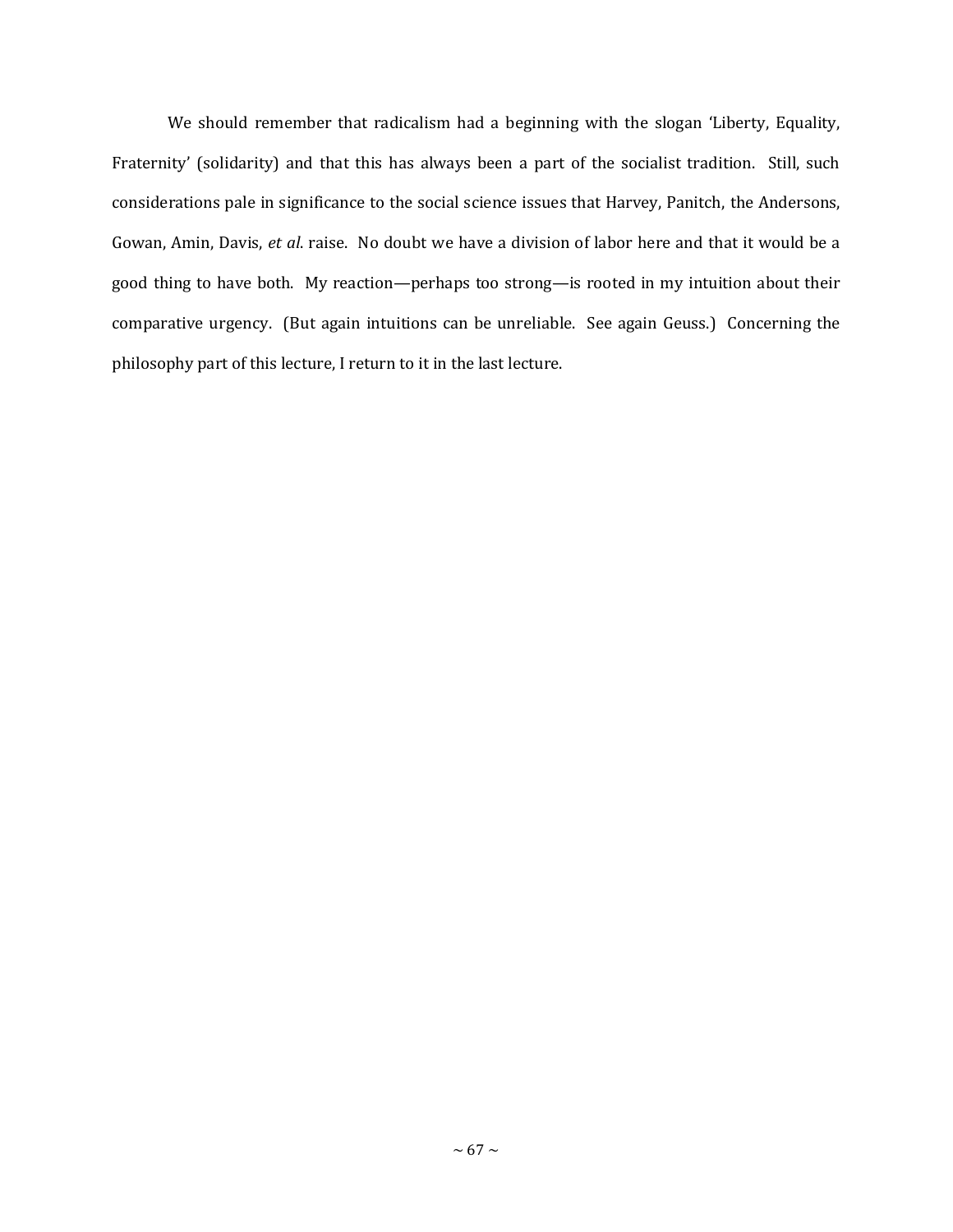We should remember that radicalism had a beginning with the slogan 'Liberty, Equality, Fraternity' (solidarity) and that this has always been a part of the socialist tradition. Still, such considerations pale in significance to the social science issues that Harvey, Panitch, the Andersons, Gowan, Amin, Davis, *et al*. raise. No doubt we have a division of labor here and that it would be a good thing to have both. My reaction—perhaps too strong—is rooted in my intuition about their comparative urgency. (But again intuitions can be unreliable. See again Geuss.) Concerning the philosophy part of this lecture, I return to it in the last lecture.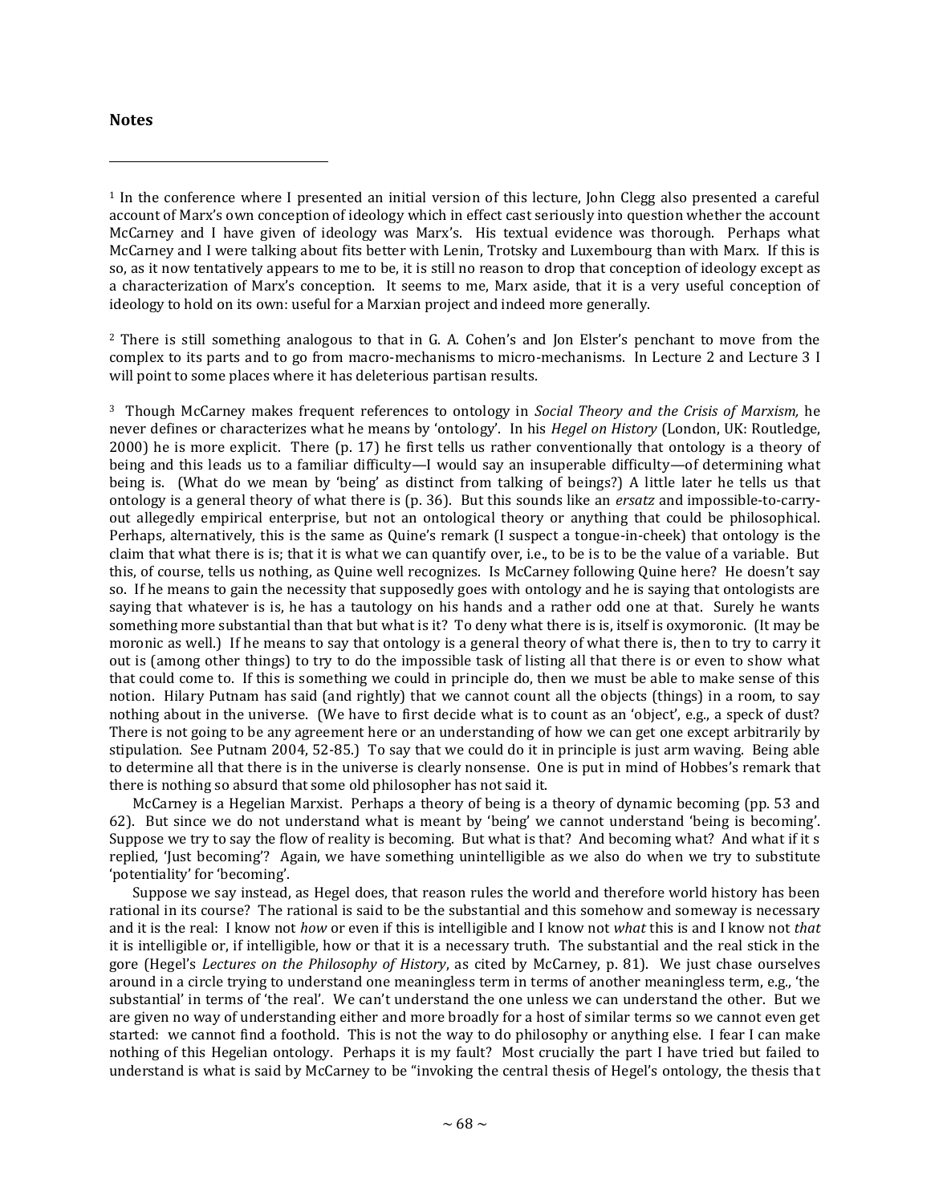### Notes

[1] In the conference where I presented an initial version of this lecture, John Clegg also presented a careful account of Marx's own conception of ideology which in effect cast seriously into question whether the account McCarney and I have given of ideology was Marx's. His textual evidence was thorough. Perhaps what McCarney and I were talking about fits better with Lenin, Trotsky and Luxembourg than with Marx. If this is so, as it now tentatively appears to me to be, it is still no reason to drop that conception of ideology except as a characterization of Marx's conception. It seems to me, Marx aside, that it is a very useful conception of ideology to hold on its own: useful for a Marxian project and indeed more generally.

[2] There is still something analogous to that in G. A. Cohen's and Jon Elster's penchant to move from the complex to its parts and to go from macro-mechanisms to micro-mechanisms. In Lecture 2 and Lecture 3 I will point to some places where it has deleterious partisan results.

[3] Though McCarney makes frequent references to ontology in *Social Theory and the Crisis of Marxism,* he never defines or characterizes what he means by 'ontology'. In his *Hegel on History* (London, UK: Routledge, 2000) he is more explicit. There (p. 17) he first tells us rather conventionally that ontology is a theory of being and this leads us to a familiar difficulty—I would say an insuperable difficulty—of determining what being is. (What do we mean by 'being' as distinct from talking of beings?) A little later he tells us that ontology is a general theory of what there is (p. 36). But this sounds like an *ersatz* and impossible-to-carry-out allegedly empirical enterprise, but not an ontological theory or anything that could be philosophical. Perhaps, alternatively, this is the same as Quine's remark (I suspect a tongue-in-cheek) that ontology is the claim that what there is is; that it is what we can quantify over, i.e., to be is to be the value of a variable. But this, of course, tells us nothing, as Quine well recognizes. Is McCarney following Quine here? He doesn't say so. If he means to gain the necessity that supposedly goes with ontology and he is saying that ontologists are saying that whatever is is, he has a tautology on his hands and a rather odd one at that. Surely he wants something more substantial than that but what is it? To deny what there is is, itself is oxymoronic. (It may be moronic as well.) If he means to say that ontology is a general theory of what there is, then to try to carry it out is (among other things) to try to do the impossible task of listing all that there is or even to show what that could come to. If this is something we could in principle do, then we must be able to make sense of this notion. Hilary Putnam has said (and rightly) that we cannot count all the objects (things) in a room, to say nothing about in the universe. (We have to first decide what is to count as an 'object', e.g., a speck of dust? There is not going to be any agreement here or an understanding of how we can get one except arbitrarily by stipulation. See Putnam 2004, 52-85.) To say that we could do it in principle is just arm waving. Being able to determine all that there is in the universe is clearly nonsense. One is put in mind of Hobbes's remark that there is nothing so absurd that some old philosopher has not said it.

McCarney is a Hegelian Marxist. Perhaps a theory of being is a theory of dynamic becoming (pp. 53 and 62). But since we do not understand what is meant by 'being' we cannot understand 'being is becoming'. Suppose we try to say the flow of reality is becoming. But what is that? And becoming what? And what if it s replied, 'Just becoming'? Again, we have something unintelligible as we also do when we try to substitute 'potentiality' for 'becoming'.

Suppose we say instead, as Hegel does, that reason rules the world and therefore world history has been rational in its course? The rational is said to be the substantial and this somehow and someway is necessary and it is the real: I know not *how* or even if this is intelligible and I know not *what* this is and I know not *that* it is intelligible or, if intelligible, how or that it is a necessary truth. The substantial and the real stick in the gore (Hegel's *Lectures on the Philosophy of History*, as cited by McCarney, p. 81). We just chase ourselves around in a circle trying to understand one meaningless term in terms of another meaningless term, e.g., 'the substantial' in terms of 'the real'. We can't understand the one unless we can understand the other. But we are given no way of understanding either and more broadly for a host of similar terms so we cannot even get started: we cannot find a foothold. This is not the way to do philosophy or anything else. I fear I can make nothing of this Hegelian ontology. Perhaps it is my fault? Most crucially the part I have tried but failed to understand is what is said by McCarney to be "invoking the central thesis of Hegel's ontology, the thesis that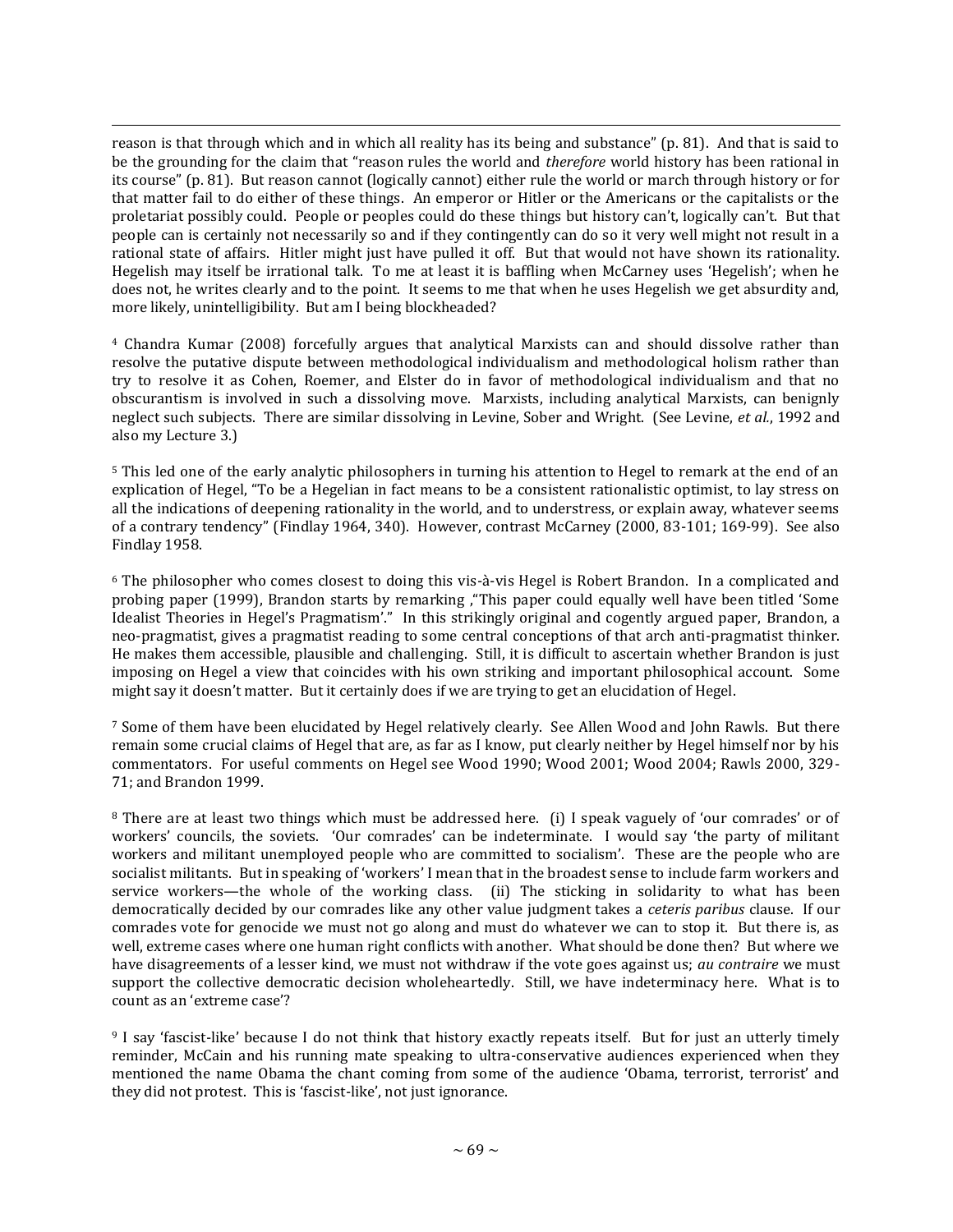reason is that through which and in which all reality has its being and substance" (p. 81). And that is said to be the grounding for the claim that "reason rules the world and *therefore* world history has been rational in its course" (p. 81). But reason cannot (logically cannot) either rule the world or march through history or for that matter fail to do either of these things. An emperor or Hitler or the Americans or the capitalists or the proletariat possibly could. People or peoples could do these things but history can't, logically can't. But that people can is certainly not necessarily so and if they contingently can do so it very well might not result in a rational state of affairs. Hitler might just have pulled it off. But that would not have shown its rationality. Hegelish may itself be irrational talk. To me at least it is baffling when McCarney uses 'Hegelish'; when he does not, he writes clearly and to the point. It seems to me that when he uses Hegelish we get absurdity and, more likely, unintelligibility. But am I being blockheaded?

[4] Chandra Kumar (2008) forcefully argues that analytical Marxists can and should dissolve rather than resolve the putative dispute between methodological individualism and methodological holism rather than try to resolve it as Cohen, Roemer, and Elster do in favor of methodological individualism and that no obscurantism is involved in such a dissolving move. Marxists, including analytical Marxists, can benignly neglect such subjects. There are similar dissolving in Levine, Sober and Wright. (See Levine, *et al.*, 1992 and also my Lecture 3.)

[5] This led one of the early analytic philosophers in turning his attention to Hegel to remark at the end of an explication of Hegel, "To be a Hegelian in fact means to be a consistent rationalistic optimist, to lay stress on all the indications of deepening rationality in the world, and to understress, or explain away, whatever seems of a contrary tendency" (Findlay 1964, 340). However, contrast McCarney (2000, 83-101; 169-99). See also Findlay 1958.

[6] The philosopher who comes closest to doing this vis-à-vis Hegel is Robert Brandon. In a complicated and probing paper (1999), Brandon starts by remarking ,"This paper could equally well have been titled 'Some Idealist Theories in Hegel's Pragmatism'." In this strikingly original and cogently argued paper, Brandon, a neo-pragmatist, gives a pragmatist reading to some central conceptions of that arch anti-pragmatist thinker. He makes them accessible, plausible and challenging. Still, it is difficult to ascertain whether Brandon is just imposing on Hegel a view that coincides with his own striking and important philosophical account. Some might say it doesn't matter. But it certainly does if we are trying to get an elucidation of Hegel.

[7] Some of them have been elucidated by Hegel relatively clearly. See Allen Wood and John Rawls. But there remain some crucial claims of Hegel that are, as far as I know, put clearly neither by Hegel himself nor by his commentators. For useful comments on Hegel see Wood 1990; Wood 2001; Wood 2004; Rawls 2000, 329-71; and Brandon 1999.

[8] There are at least two things which must be addressed here. (i) I speak vaguely of 'our comrades' or of workers' councils, the soviets. 'Our comrades' can be indeterminate. I would say 'the party of militant workers and militant unemployed people who are committed to socialism'. These are the people who are socialist militants. But in speaking of 'workers' I mean that in the broadest sense to include farm workers and service workers—the whole of the working class. (ii) The sticking in solidarity to what has been democratically decided by our comrades like any other value judgment takes a *ceteris paribus* clause. If our comrades vote for genocide we must not go along and must do whatever we can to stop it. But there is, as well, extreme cases where one human right conflicts with another. What should be done then? But where we have disagreements of a lesser kind, we must not withdraw if the vote goes against us; *au contraire* we must support the collective democratic decision wholeheartedly. Still, we have indeterminacy here. What is to count as an 'extreme case'?

[9] I say 'fascist-like' because I do not think that history exactly repeats itself. But for just an utterly timely reminder, McCain and his running mate speaking to ultra-conservative audiences experienced when they mentioned the name Obama the chant coming from some of the audience 'Obama, terrorist, terrorist' and they did not protest. This is 'fascist-like', not just ignorance.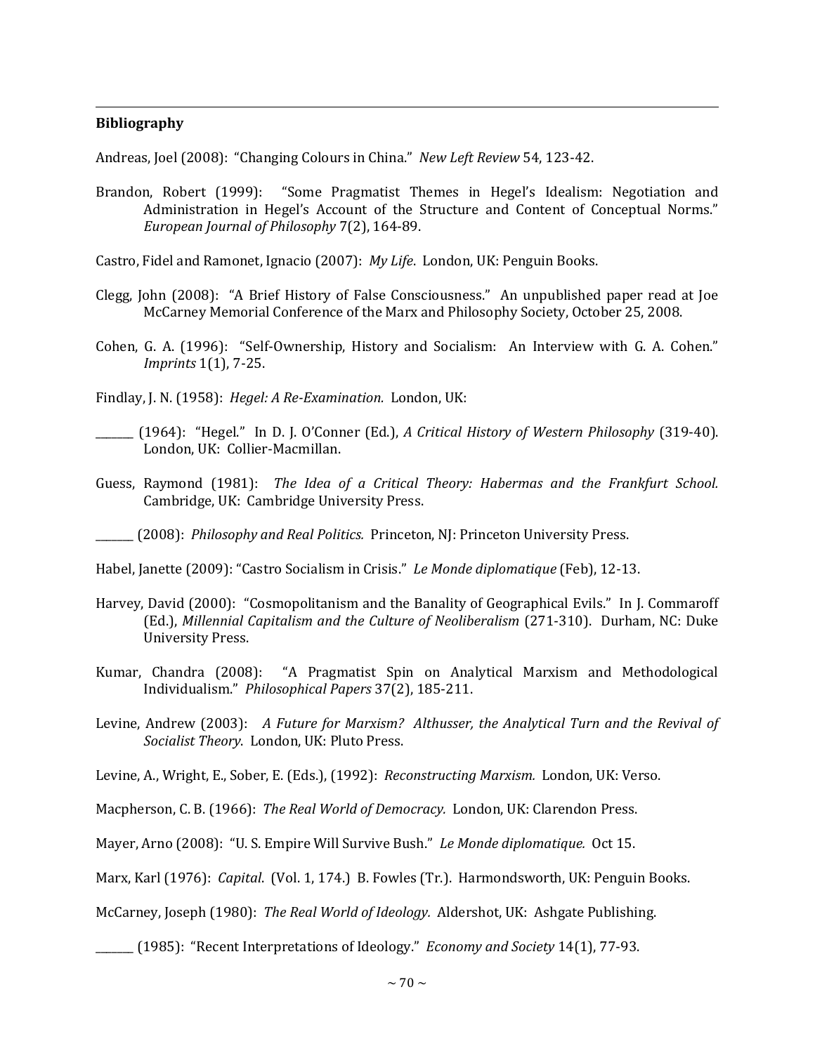**Bibliography**

Andreas, Joel (2008): "Changing Colours in China." *New Left Review* 54, 123-42.

Brandon, Robert (1999): "Some Pragmatist Themes in Hegel's Idealism: Negotiation and Administration in Hegel's Account of the Structure and Content of Conceptual Norms." *European Journal of Philosophy* 7(2), 164-89.

Castro, Fidel and Ramonet, Ignacio (2007): *My Life*. London, UK: Penguin Books.

Clegg, John (2008): "A Brief History of False Consciousness." An unpublished paper read at Joe McCarney Memorial Conference of the Marx and Philosophy Society, October 25, 2008.

Cohen, G. A. (1996): "Self-Ownership, History and Socialism: An Interview with G. A. Cohen." *Imprints* 1(1), 7-25.

Findlay, J. N. (1958): *Hegel: A Re-Examination.* London, UK:

_______ (1964): "Hegel." In D. J. O'Conner (Ed.), *A Critical History of Western Philosophy* (319-40). London, UK: Collier-Macmillan.

Guess, Raymond (1981): *The Idea of a Critical Theory: Habermas and the Frankfurt School.* Cambridge, UK: Cambridge University Press.

_______ (2008): *Philosophy and Real Politics.* Princeton, NJ: Princeton University Press.

Habel, Janette (2009): "Castro Socialism in Crisis." *Le Monde diplomatique* (Feb), 12-13.

Harvey, David (2000): "Cosmopolitanism and the Banality of Geographical Evils." In J. Commaroff (Ed.), *Millennial Capitalism and the Culture of Neoliberalism* (271-310). Durham, NC: Duke University Press.

Kumar, Chandra (2008): "A Pragmatist Spin on Analytical Marxism and Methodological Individualism." *Philosophical Papers* 37(2), 185-211.

Levine, Andrew (2003): *A Future for Marxism? Althusser, the Analytical Turn and the Revival of Socialist Theory*. London, UK: Pluto Press.

Levine, A., Wright, E., Sober, E. (Eds.), (1992): *Reconstructing Marxism.* London, UK: Verso.

Macpherson, C. B. (1966): *The Real World of Democracy.* London, UK: Clarendon Press.

Mayer, Arno (2008): "U. S. Empire Will Survive Bush." *Le Monde diplomatique.* Oct 15.

Marx, Karl (1976): *Capital*. (Vol. 1, 174.) B. Fowles (Tr.). Harmondsworth, UK: Penguin Books.

McCarney, Joseph (1980): *The Real World of Ideology.* Aldershot, UK: Ashgate Publishing.

_______ (1985): "Recent Interpretations of Ideology." *Economy and Society* 14(1), 77-93.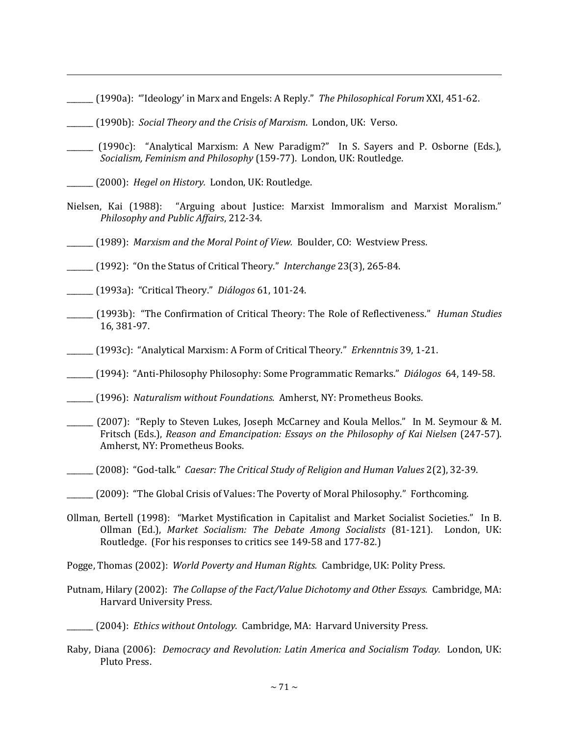_______ (1990a): "'Ideology' in Marx and Engels: A Reply." *The Philosophical Forum* XXI, 451-62.

_______ (1990b): *Social Theory and the Crisis of Marxism*. London, UK: Verso.

_______ (1990c): "Analytical Marxism: A New Paradigm?" In S. Sayers and P. Osborne (Eds.), *Socialism, Feminism and Philosophy* (159-77). London, UK: Routledge.

_______ (2000): *Hegel on History.* London, UK: Routledge.

Nielsen, Kai (1988): "Arguing about Justice: Marxist Immoralism and Marxist Moralism." *Philosophy and Public Affairs*, 212-34.

_______ (1989): *Marxism and the Moral Point of View.* Boulder, CO: Westview Press.

_______ (1992): "On the Status of Critical Theory." *Interchange* 23(3), 265-84.

_______ (1993a): "Critical Theory." *Diálogos* 61, 101-24.

_______ (1993b): "The Confirmation of Critical Theory: The Role of Reflectiveness." *Human Studies* 16, 381-97.

_______ (1993c): "Analytical Marxism: A Form of Critical Theory." *Erkenntnis* 39, 1-21.

_______ (1994): "Anti-Philosophy Philosophy: Some Programmatic Remarks." *Diálogos* 64, 149-58.

_______ (1996): *Naturalism without Foundations.* Amherst, NY: Prometheus Books.

_______ (2007): "Reply to Steven Lukes, Joseph McCarney and Koula Mellos." In M. Seymour & M. Fritsch (Eds.), *Reason and Emancipation: Essays on the Philosophy of Kai Nielsen* (247-57). Amherst, NY: Prometheus Books.

_______ (2008): "God-talk." *Caesar: The Critical Study of Religion and Human Values* 2(2), 32-39.

_______ (2009): "The Global Crisis of Values: The Poverty of Moral Philosophy." Forthcoming.

Ollman, Bertell (1998): "Market Mystification in Capitalist and Market Socialist Societies." In B. Ollman (Ed.), *Market Socialism: The Debate Among Socialists* (81-121). London, UK: Routledge. (For his responses to critics see 149-58 and 177-82.)

Pogge, Thomas (2002): *World Poverty and Human Rights.* Cambridge, UK: Polity Press.

Putnam, Hilary (2002): *The Collapse of the Fact/Value Dichotomy and Other Essays.* Cambridge, MA: Harvard University Press.

_______ (2004): *Ethics without Ontology.* Cambridge, MA: Harvard University Press.

Raby, Diana (2006): *Democracy and Revolution: Latin America and Socialism Today.* London, UK: Pluto Press.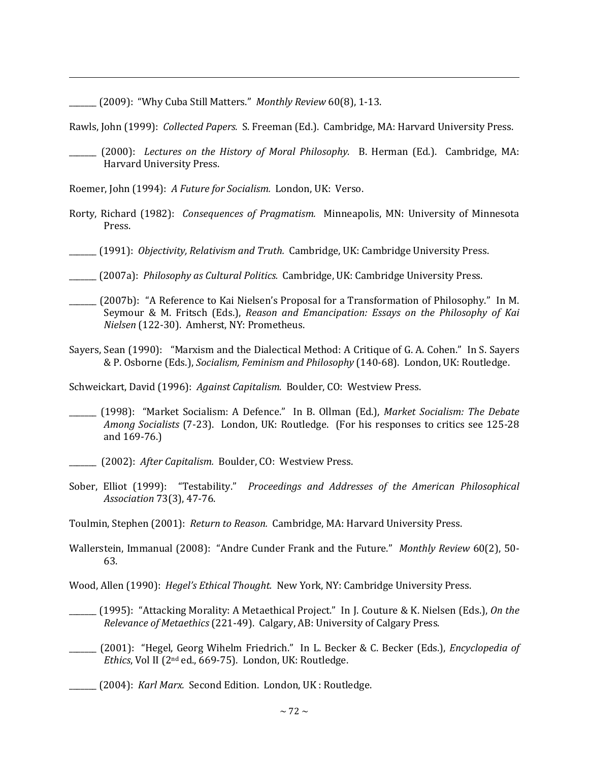_______ (2009): "Why Cuba Still Matters." *Monthly Review* 60(8), 1-13.

Rawls, John (1999): *Collected Papers.* S. Freeman (Ed.). Cambridge, MA: Harvard University Press.

_______ (2000): *Lectures on the History of Moral Philosophy.* B. Herman (Ed.). Cambridge, MA: Harvard University Press.

Roemer, John (1994): *A Future for Socialism.* London, UK: Verso.

Rorty, Richard (1982): *Consequences of Pragmatism.* Minneapolis, MN: University of Minnesota Press.

_______ (1991): *Objectivity, Relativism and Truth.* Cambridge, UK: Cambridge University Press.

_______ (2007a): *Philosophy as Cultural Politics.* Cambridge, UK: Cambridge University Press.

_______ (2007b): "A Reference to Kai Nielsen's Proposal for a Transformation of Philosophy." In M. Seymour & M. Fritsch (Eds.), *Reason and Emancipation: Essays on the Philosophy of Kai Nielsen* (122-30). Amherst, NY: Prometheus.

Sayers, Sean (1990): "Marxism and the Dialectical Method: A Critique of G. A. Cohen." In S. Sayers & P. Osborne (Eds.), *Socialism, Feminism and Philosophy* (140-68). London, UK: Routledge.

Schweickart, David (1996): *Against Capitalism.* Boulder, CO: Westview Press.

_______ (1998): "Market Socialism: A Defence." In B. Ollman (Ed.), *Market Socialism: The Debate Among Socialists* (7-23). London, UK: Routledge. (For his responses to critics see 125-28 and 169-76.)

_______ (2002): *After Capitalism.* Boulder, CO: Westview Press.

Sober, Elliot (1999): "Testability." *Proceedings and Addresses of the American Philosophical Association* 73(3), 47-76.

Toulmin, Stephen (2001): *Return to Reason.* Cambridge, MA: Harvard University Press.

Wallerstein, Immanual (2008): "Andre Cunder Frank and the Future." *Monthly Review* 60(2), 50-63.

Wood, Allen (1990): *Hegel's Ethical Thought.* New York, NY: Cambridge University Press.

_______ (1995): "Attacking Morality: A Metaethical Project." In J. Couture & K. Nielsen (Eds.), *On the Relevance of Metaethics* (221-49). Calgary, AB: University of Calgary Press.

_______ (2001): "Hegel, Georg Wihelm Friedrich." In L. Becker & C. Becker (Eds.), *Encyclopedia of Ethics*, Vol II (2nd ed., 669-75). London, UK: Routledge.

_______ (2004): *Karl Marx.* Second Edition. London, UK : Routledge.